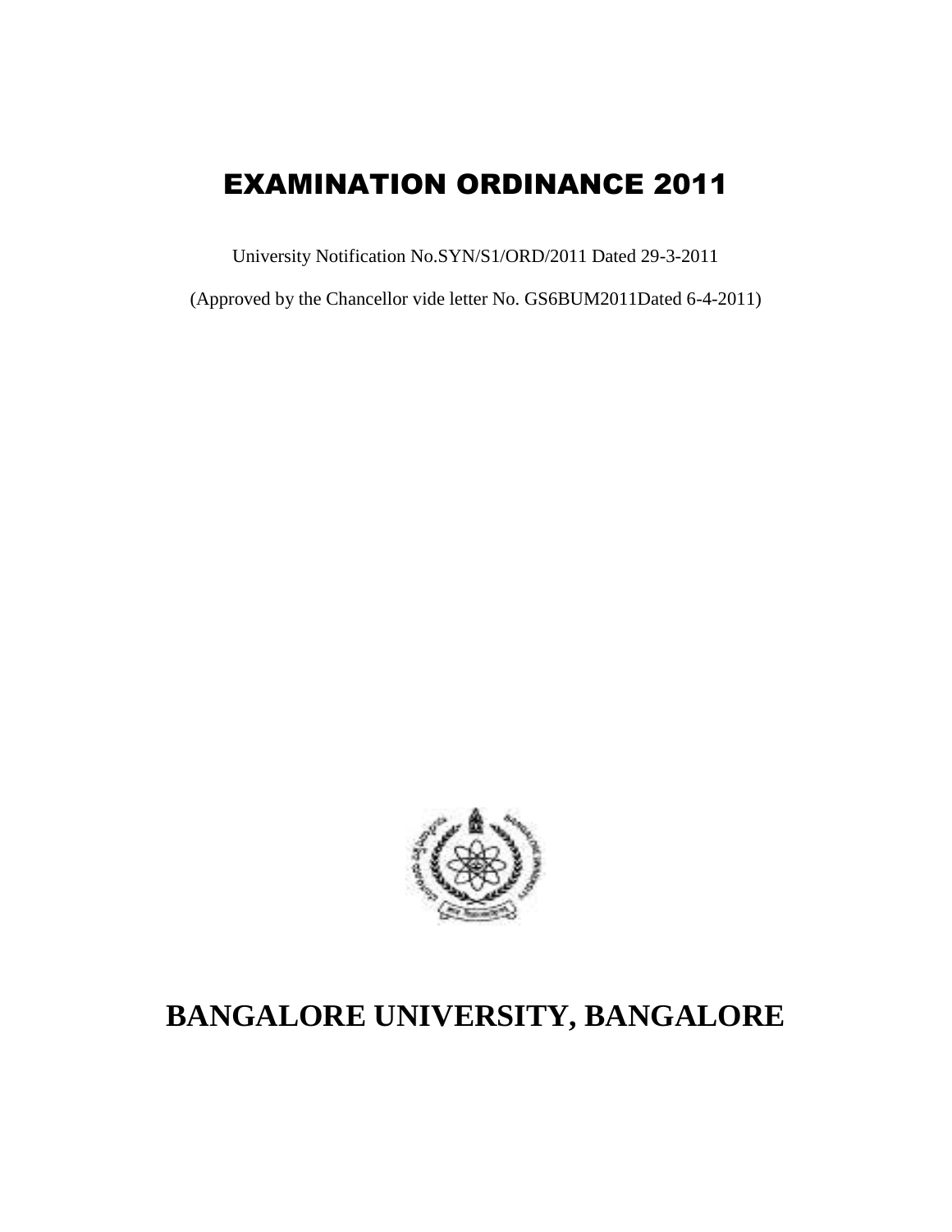# EXAMINATION ORDINANCE 2011

University Notification No.SYN/S1/ORD/2011 Dated 29-3-2011

(Approved by the Chancellor vide letter No. GS6BUM2011Dated 6-4-2011)

# BANGALORE UNIVERSITY, BANGALORE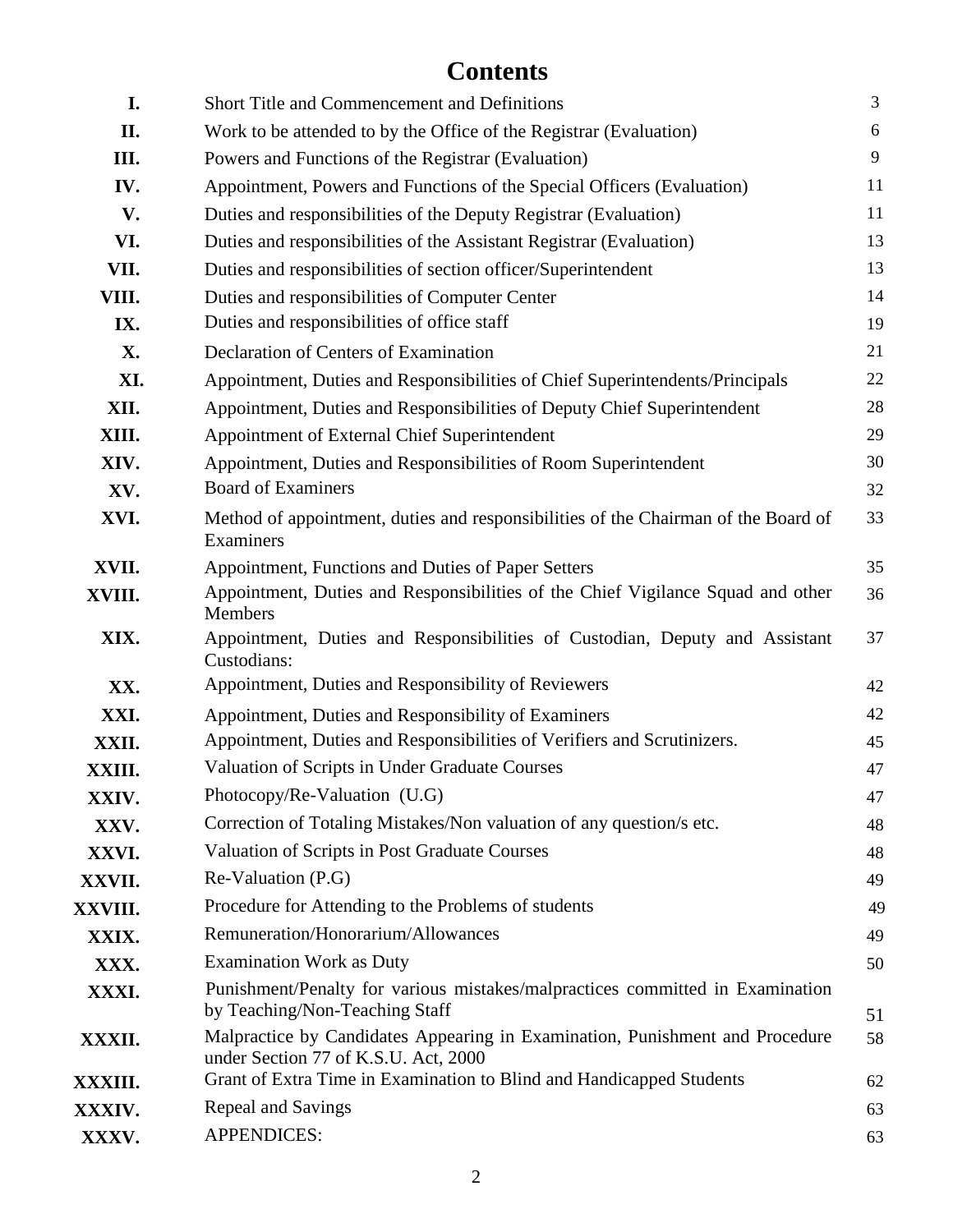# Contents

| | | |
|---|---|---|
| **I.** | Short Title and Commencement and Definitions | 3 |
| **II.** | Work to be attended to by the Office of the Registrar (Evaluation) | 6 |
| **III.** | Powers and Functions of the Registrar (Evaluation) | 9 |
| **IV.** | Appointment, Powers and Functions of the Special Officers (Evaluation) | 11 |
| **V.** | Duties and responsibilities of the Deputy Registrar (Evaluation) | 11 |
| **VI.** | Duties and responsibilities of the Assistant Registrar (Evaluation) | 13 |
| **VII.** | Duties and responsibilities of section officer/Superintendent | 13 |
| **VIII.** | Duties and responsibilities of Computer Center | 14 |
| **IX.** | Duties and responsibilities of office staff | 19 |
| **X.** | Declaration of Centers of Examination | 21 |
| **XI.** | Appointment, Duties and Responsibilities of Chief Superintendents/Principals | 22 |
| **XII.** | Appointment, Duties and Responsibilities of Deputy Chief Superintendent | 28 |
| **XIII.** | Appointment of External Chief Superintendent | 29 |
| **XIV.** | Appointment, Duties and Responsibilities of Room Superintendent | 30 |
| **XV.** | Board of Examiners | 32 |
| **XVI.** | Method of appointment, duties and responsibilities of the Chairman of the Board of Examiners | 33 |
| **XVII.** | Appointment, Functions and Duties of Paper Setters | 35 |
| **XVIII.** | Appointment, Duties and Responsibilities of the Chief Vigilance Squad and other Members | 36 |
| **XIX.** | Appointment, Duties and Responsibilities of Custodian, Deputy and Assistant Custodians: | 37 |
| **XX.** | Appointment, Duties and Responsibility of Reviewers | 42 |
| **XXI.** | Appointment, Duties and Responsibility of Examiners | 42 |
| **XXII.** | Appointment, Duties and Responsibilities of Verifiers and Scrutinizers. | 45 |
| **XXIII.** | Valuation of Scripts in Under Graduate Courses | 47 |
| **XXIV.** | Photocopy/Re-Valuation (U.G) | 47 |
| **XXV.** | Correction of Totaling Mistakes/Non valuation of any question/s etc. | 48 |
| **XXVI.** | Valuation of Scripts in Post Graduate Courses | 48 |
| **XXVII.** | Re-Valuation (P.G) | 49 |
| **XXVIII.** | Procedure for Attending to the Problems of students | 49 |
| **XXIX.** | Remuneration/Honorarium/Allowances | 49 |
| **XXX.** | Examination Work as Duty | 50 |
| **XXXI.** | Punishment/Penalty for various mistakes/malpractices committed in Examination by Teaching/Non-Teaching Staff | 51 |
| **XXXII.** | Malpractice by Candidates Appearing in Examination, Punishment and Procedure under Section 77 of K.S.U. Act, 2000 | 58 |
| **XXXIII.** | Grant of Extra Time in Examination to Blind and Handicapped Students | 62 |
| **XXXIV.** | Repeal and Savings | 63 |
| **XXXV.** | APPENDICES: | 63 |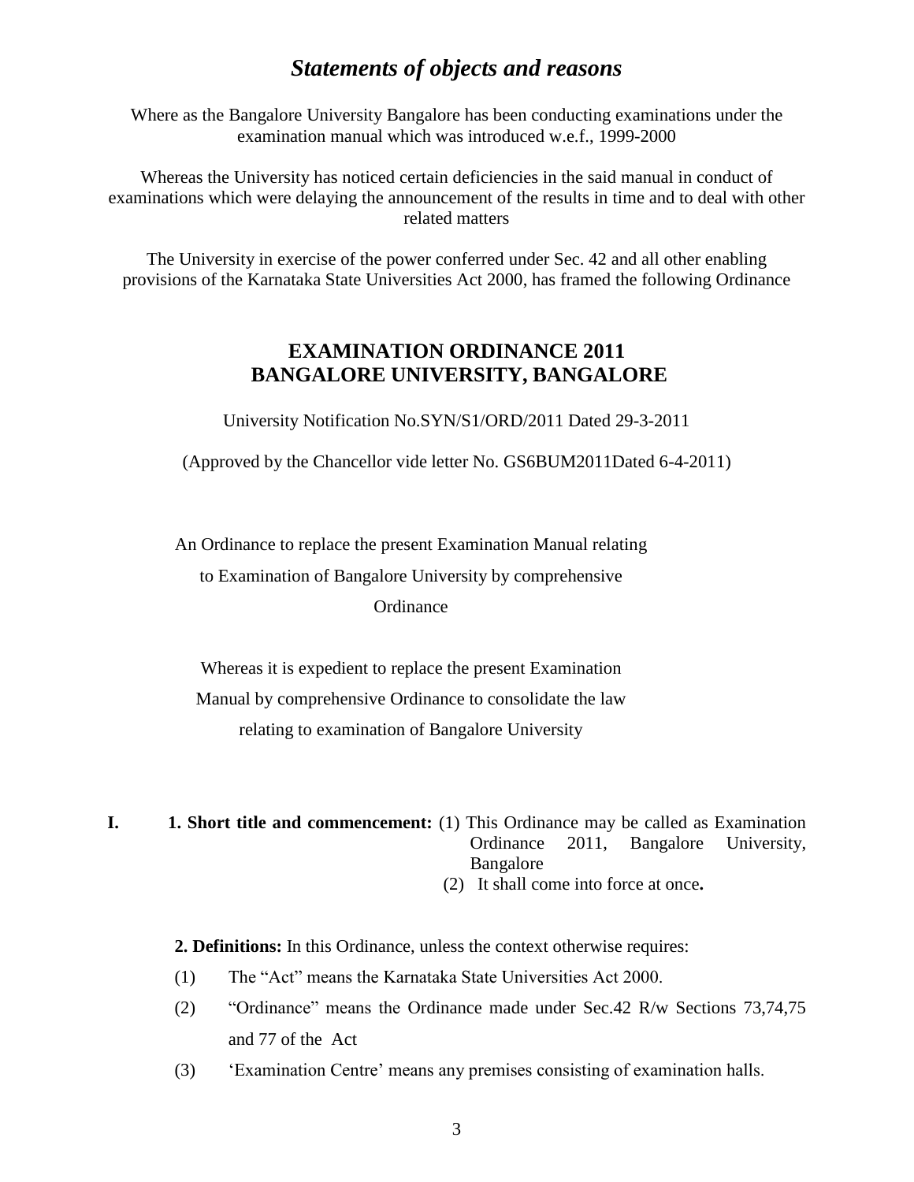## *Statements of objects and reasons*

Where as the Bangalore University Bangalore has been conducting examinations under the examination manual which was introduced w.e.f., 1999-2000

Whereas the University has noticed certain deficiencies in the said manual in conduct of examinations which were delaying the announcement of the results in time and to deal with other related matters

The University in exercise of the power conferred under Sec. 42 and all other enabling provisions of the Karnataka State Universities Act 2000, has framed the following Ordinance

## EXAMINATION ORDINANCE 2011
## BANGALORE UNIVERSITY, BANGALORE

University Notification No.SYN/S1/ORD/2011 Dated 29-3-2011

(Approved by the Chancellor vide letter No. GS6BUM2011Dated 6-4-2011)

An Ordinance to replace the present Examination Manual relating to Examination of Bangalore University by comprehensive Ordinance

Whereas it is expedient to replace the present Examination Manual by comprehensive Ordinance to consolidate the law relating to examination of Bangalore University

**I. 1. Short title and commencement:** (1) This Ordinance may be called as Examination Ordinance 2011, Bangalore University, Bangalore

(2) It shall come into force at once**.**

**2. Definitions:** In this Ordinance, unless the context otherwise requires:

(1) The "Act" means the Karnataka State Universities Act 2000.

(2) "Ordinance" means the Ordinance made under Sec.42 R/w Sections 73,74,75 and 77 of the Act

(3) 'Examination Centre' means any premises consisting of examination halls.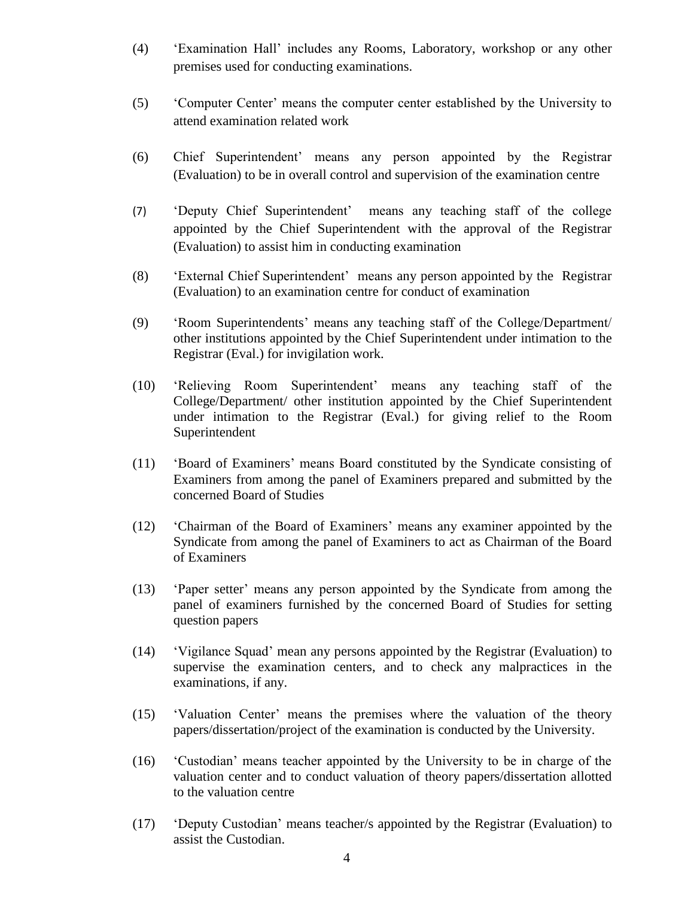(4) 'Examination Hall' includes any Rooms, Laboratory, workshop or any other premises used for conducting examinations.

(5) 'Computer Center' means the computer center established by the University to attend examination related work

(6) Chief Superintendent' means any person appointed by the Registrar (Evaluation) to be in overall control and supervision of the examination centre

(7) 'Deputy Chief Superintendent' means any teaching staff of the college appointed by the Chief Superintendent with the approval of the Registrar (Evaluation) to assist him in conducting examination

(8) 'External Chief Superintendent' means any person appointed by the Registrar (Evaluation) to an examination centre for conduct of examination

(9) 'Room Superintendents' means any teaching staff of the College/Department/ other institutions appointed by the Chief Superintendent under intimation to the Registrar (Eval.) for invigilation work.

(10) 'Relieving Room Superintendent' means any teaching staff of the College/Department/ other institution appointed by the Chief Superintendent under intimation to the Registrar (Eval.) for giving relief to the Room Superintendent

(11) 'Board of Examiners' means Board constituted by the Syndicate consisting of Examiners from among the panel of Examiners prepared and submitted by the concerned Board of Studies

(12) 'Chairman of the Board of Examiners' means any examiner appointed by the Syndicate from among the panel of Examiners to act as Chairman of the Board of Examiners

(13) 'Paper setter' means any person appointed by the Syndicate from among the panel of examiners furnished by the concerned Board of Studies for setting question papers

(14) 'Vigilance Squad' mean any persons appointed by the Registrar (Evaluation) to supervise the examination centers, and to check any malpractices in the examinations, if any.

(15) 'Valuation Center' means the premises where the valuation of the theory papers/dissertation/project of the examination is conducted by the University.

(16) 'Custodian' means teacher appointed by the University to be in charge of the valuation center and to conduct valuation of theory papers/dissertation allotted to the valuation centre

(17) 'Deputy Custodian' means teacher/s appointed by the Registrar (Evaluation) to assist the Custodian.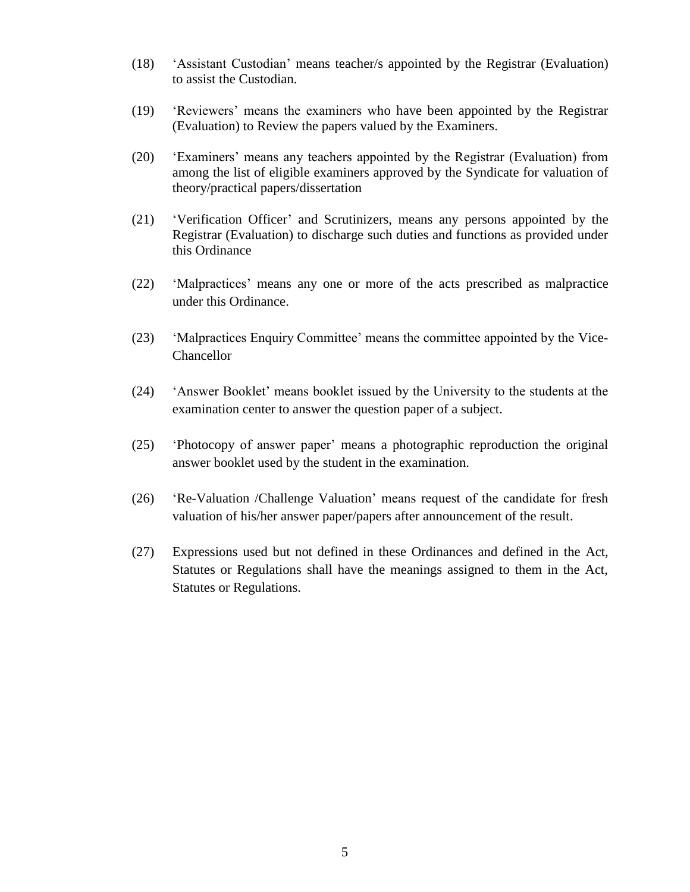(18) 'Assistant Custodian' means teacher/s appointed by the Registrar (Evaluation) to assist the Custodian.

(19) 'Reviewers' means the examiners who have been appointed by the Registrar (Evaluation) to Review the papers valued by the Examiners.

(20) 'Examiners' means any teachers appointed by the Registrar (Evaluation) from among the list of eligible examiners approved by the Syndicate for valuation of theory/practical papers/dissertation

(21) 'Verification Officer' and Scrutinizers, means any persons appointed by the Registrar (Evaluation) to discharge such duties and functions as provided under this Ordinance

(22) 'Malpractices' means any one or more of the acts prescribed as malpractice under this Ordinance.

(23) 'Malpractices Enquiry Committee' means the committee appointed by the Vice-Chancellor

(24) 'Answer Booklet' means booklet issued by the University to the students at the examination center to answer the question paper of a subject.

(25) 'Photocopy of answer paper' means a photographic reproduction the original answer booklet used by the student in the examination.

(26) 'Re-Valuation /Challenge Valuation' means request of the candidate for fresh valuation of his/her answer paper/papers after announcement of the result.

(27) Expressions used but not defined in these Ordinances and defined in the Act, Statutes or Regulations shall have the meanings assigned to them in the Act, Statutes or Regulations.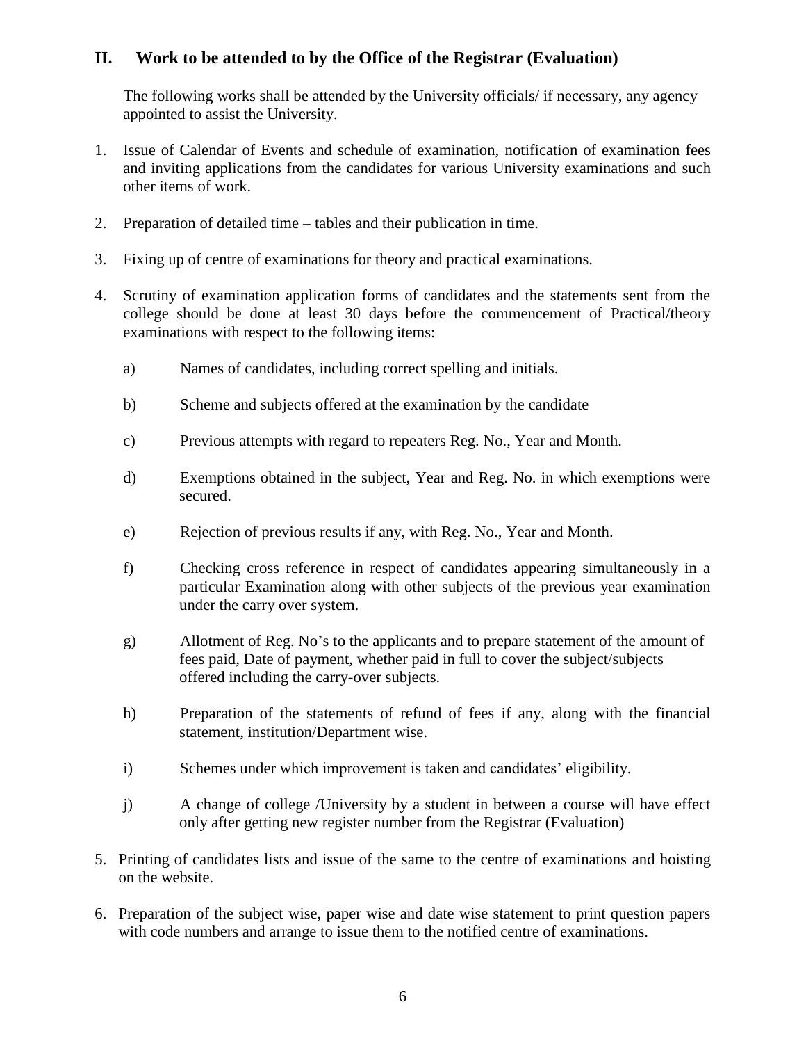## II. Work to be attended to by the Office of the Registrar (Evaluation)

The following works shall be attended by the University officials/ if necessary, any agency appointed to assist the University.

1. Issue of Calendar of Events and schedule of examination, notification of examination fees and inviting applications from the candidates for various University examinations and such other items of work.

2. Preparation of detailed time – tables and their publication in time.

3. Fixing up of centre of examinations for theory and practical examinations.

4. Scrutiny of examination application forms of candidates and the statements sent from the college should be done at least 30 days before the commencement of Practical/theory examinations with respect to the following items:

   a) Names of candidates, including correct spelling and initials.

   b) Scheme and subjects offered at the examination by the candidate

   c) Previous attempts with regard to repeaters Reg. No., Year and Month.

   d) Exemptions obtained in the subject, Year and Reg. No. in which exemptions were secured.

   e) Rejection of previous results if any, with Reg. No., Year and Month.

   f) Checking cross reference in respect of candidates appearing simultaneously in a particular Examination along with other subjects of the previous year examination under the carry over system.

   g) Allotment of Reg. No's to the applicants and to prepare statement of the amount of fees paid, Date of payment, whether paid in full to cover the subject/subjects offered including the carry-over subjects.

   h) Preparation of the statements of refund of fees if any, along with the financial statement, institution/Department wise.

   i) Schemes under which improvement is taken and candidates' eligibility.

   j) A change of college /University by a student in between a course will have effect only after getting new register number from the Registrar (Evaluation)

5. Printing of candidates lists and issue of the same to the centre of examinations and hoisting on the website.

6. Preparation of the subject wise, paper wise and date wise statement to print question papers with code numbers and arrange to issue them to the notified centre of examinations.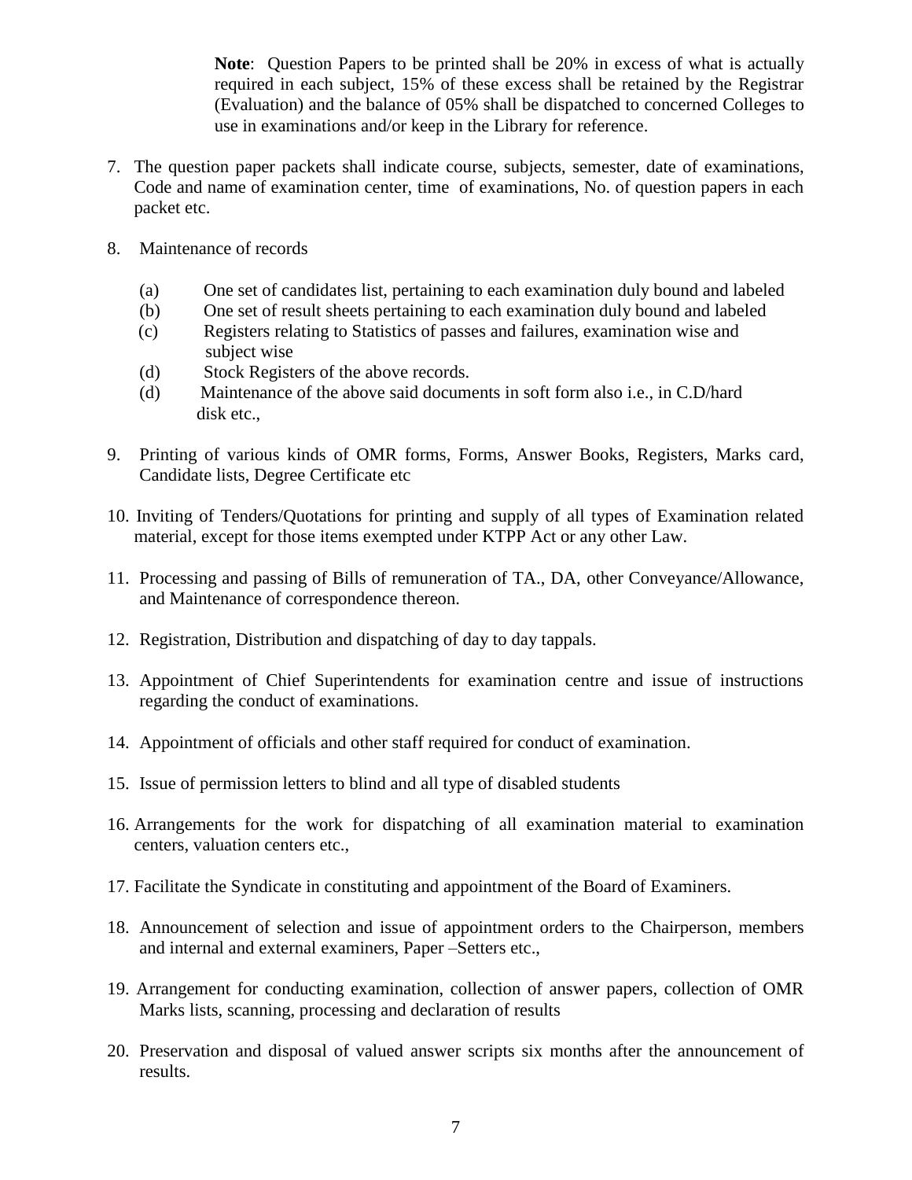**Note**: Question Papers to be printed shall be 20% in excess of what is actually required in each subject, 15% of these excess shall be retained by the Registrar (Evaluation) and the balance of 05% shall be dispatched to concerned Colleges to use in examinations and/or keep in the Library for reference.

7. The question paper packets shall indicate course, subjects, semester, date of examinations, Code and name of examination center, time of examinations, No. of question papers in each packet etc.

8. Maintenance of records

   (a) One set of candidates list, pertaining to each examination duly bound and labeled
   (b) One set of result sheets pertaining to each examination duly bound and labeled
   (c) Registers relating to Statistics of passes and failures, examination wise and subject wise
   (d) Stock Registers of the above records.
   (d) Maintenance of the above said documents in soft form also i.e., in C.D/hard disk etc.,

9. Printing of various kinds of OMR forms, Forms, Answer Books, Registers, Marks card, Candidate lists, Degree Certificate etc

10. Inviting of Tenders/Quotations for printing and supply of all types of Examination related material, except for those items exempted under KTPP Act or any other Law.

11. Processing and passing of Bills of remuneration of TA., DA, other Conveyance/Allowance, and Maintenance of correspondence thereon.

12. Registration, Distribution and dispatching of day to day tappals.

13. Appointment of Chief Superintendents for examination centre and issue of instructions regarding the conduct of examinations.

14. Appointment of officials and other staff required for conduct of examination.

15. Issue of permission letters to blind and all type of disabled students

16. Arrangements for the work for dispatching of all examination material to examination centers, valuation centers etc.,

17. Facilitate the Syndicate in constituting and appointment of the Board of Examiners.

18. Announcement of selection and issue of appointment orders to the Chairperson, members and internal and external examiners, Paper –Setters etc.,

19. Arrangement for conducting examination, collection of answer papers, collection of OMR Marks lists, scanning, processing and declaration of results

20. Preservation and disposal of valued answer scripts six months after the announcement of results.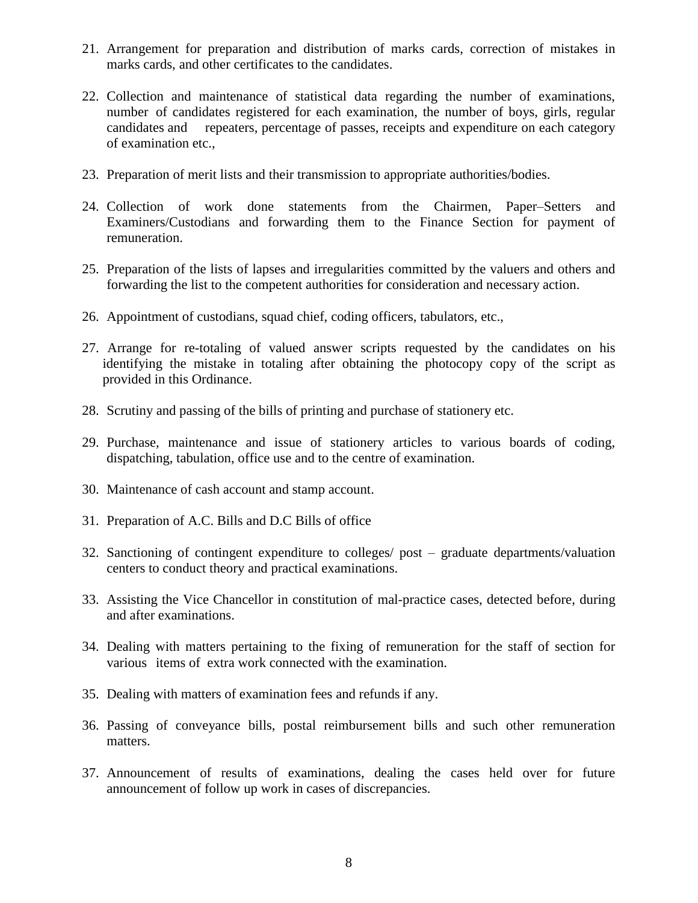21. Arrangement for preparation and distribution of marks cards, correction of mistakes in marks cards, and other certificates to the candidates.

22. Collection and maintenance of statistical data regarding the number of examinations, number of candidates registered for each examination, the number of boys, girls, regular candidates and repeaters, percentage of passes, receipts and expenditure on each category of examination etc.,

23. Preparation of merit lists and their transmission to appropriate authorities/bodies.

24. Collection of work done statements from the Chairmen, Paper–Setters and Examiners/Custodians and forwarding them to the Finance Section for payment of remuneration.

25. Preparation of the lists of lapses and irregularities committed by the valuers and others and forwarding the list to the competent authorities for consideration and necessary action.

26. Appointment of custodians, squad chief, coding officers, tabulators, etc.,

27. Arrange for re-totaling of valued answer scripts requested by the candidates on his identifying the mistake in totaling after obtaining the photocopy copy of the script as provided in this Ordinance.

28. Scrutiny and passing of the bills of printing and purchase of stationery etc.

29. Purchase, maintenance and issue of stationery articles to various boards of coding, dispatching, tabulation, office use and to the centre of examination.

30. Maintenance of cash account and stamp account.

31. Preparation of A.C. Bills and D.C Bills of office

32. Sanctioning of contingent expenditure to colleges/ post – graduate departments/valuation centers to conduct theory and practical examinations.

33. Assisting the Vice Chancellor in constitution of mal-practice cases, detected before, during and after examinations.

34. Dealing with matters pertaining to the fixing of remuneration for the staff of section for various items of extra work connected with the examination.

35. Dealing with matters of examination fees and refunds if any.

36. Passing of conveyance bills, postal reimbursement bills and such other remuneration matters.

37. Announcement of results of examinations, dealing the cases held over for future announcement of follow up work in cases of discrepancies.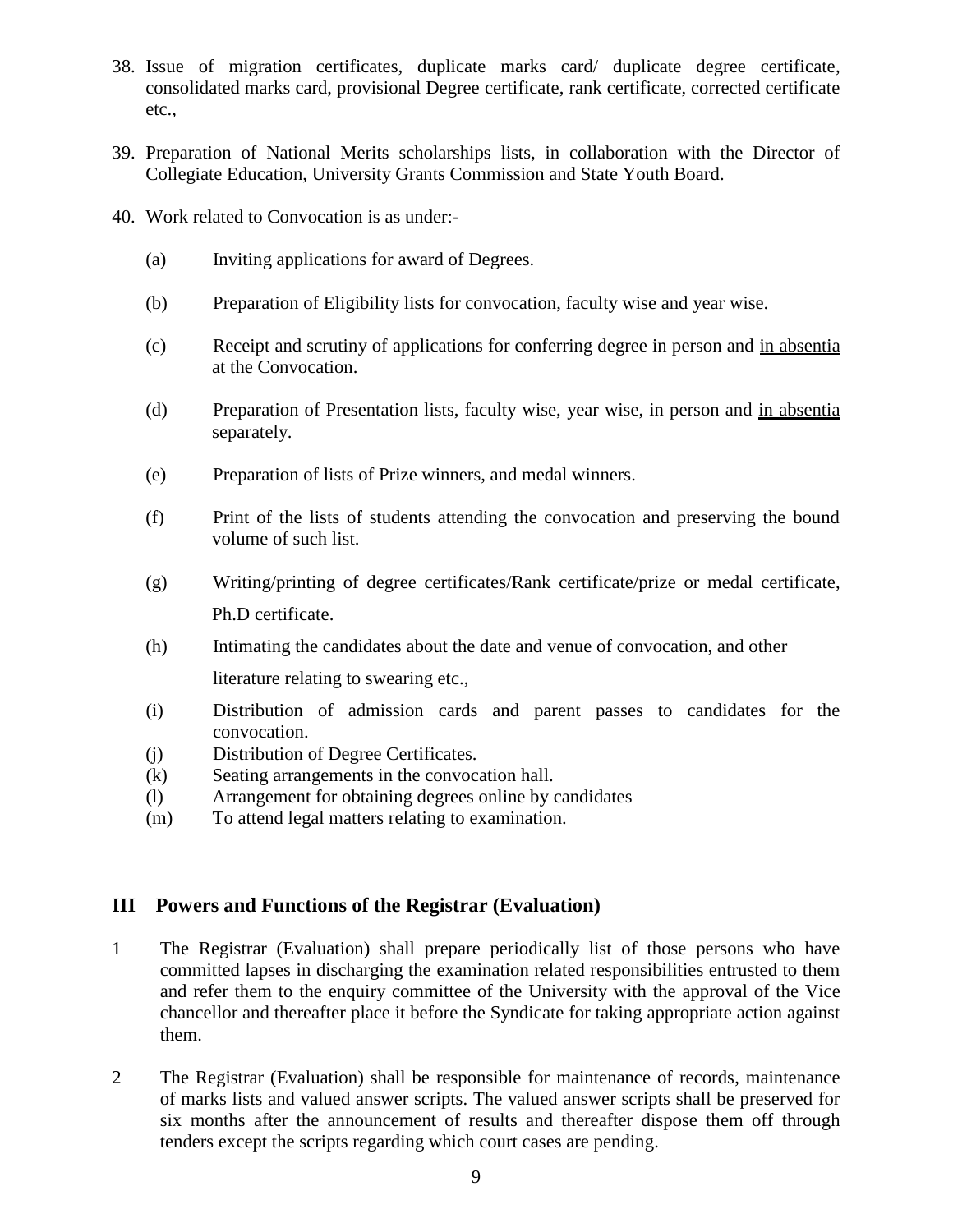38. Issue of migration certificates, duplicate marks card/ duplicate degree certificate, consolidated marks card, provisional Degree certificate, rank certificate, corrected certificate etc.,

39. Preparation of National Merits scholarships lists, in collaboration with the Director of Collegiate Education, University Grants Commission and State Youth Board.

40. Work related to Convocation is as under:-

    (a) Inviting applications for award of Degrees.

    (b) Preparation of Eligibility lists for convocation, faculty wise and year wise.

    (c) Receipt and scrutiny of applications for conferring degree in person and in absentia at the Convocation.

    (d) Preparation of Presentation lists, faculty wise, year wise, in person and in absentia separately.

    (e) Preparation of lists of Prize winners, and medal winners.

    (f) Print of the lists of students attending the convocation and preserving the bound volume of such list.

    (g) Writing/printing of degree certificates/Rank certificate/prize or medal certificate, Ph.D certificate.

    (h) Intimating the candidates about the date and venue of convocation, and other literature relating to swearing etc.,

    (i) Distribution of admission cards and parent passes to candidates for the convocation.

    (j) Distribution of Degree Certificates.

    (k) Seating arrangements in the convocation hall.

    (l) Arrangement for obtaining degrees online by candidates

    (m) To attend legal matters relating to examination.

## III Powers and Functions of the Registrar (Evaluation)

1. The Registrar (Evaluation) shall prepare periodically list of those persons who have committed lapses in discharging the examination related responsibilities entrusted to them and refer them to the enquiry committee of the University with the approval of the Vice chancellor and thereafter place it before the Syndicate for taking appropriate action against them.

2. The Registrar (Evaluation) shall be responsible for maintenance of records, maintenance of marks lists and valued answer scripts. The valued answer scripts shall be preserved for six months after the announcement of results and thereafter dispose them off through tenders except the scripts regarding which court cases are pending.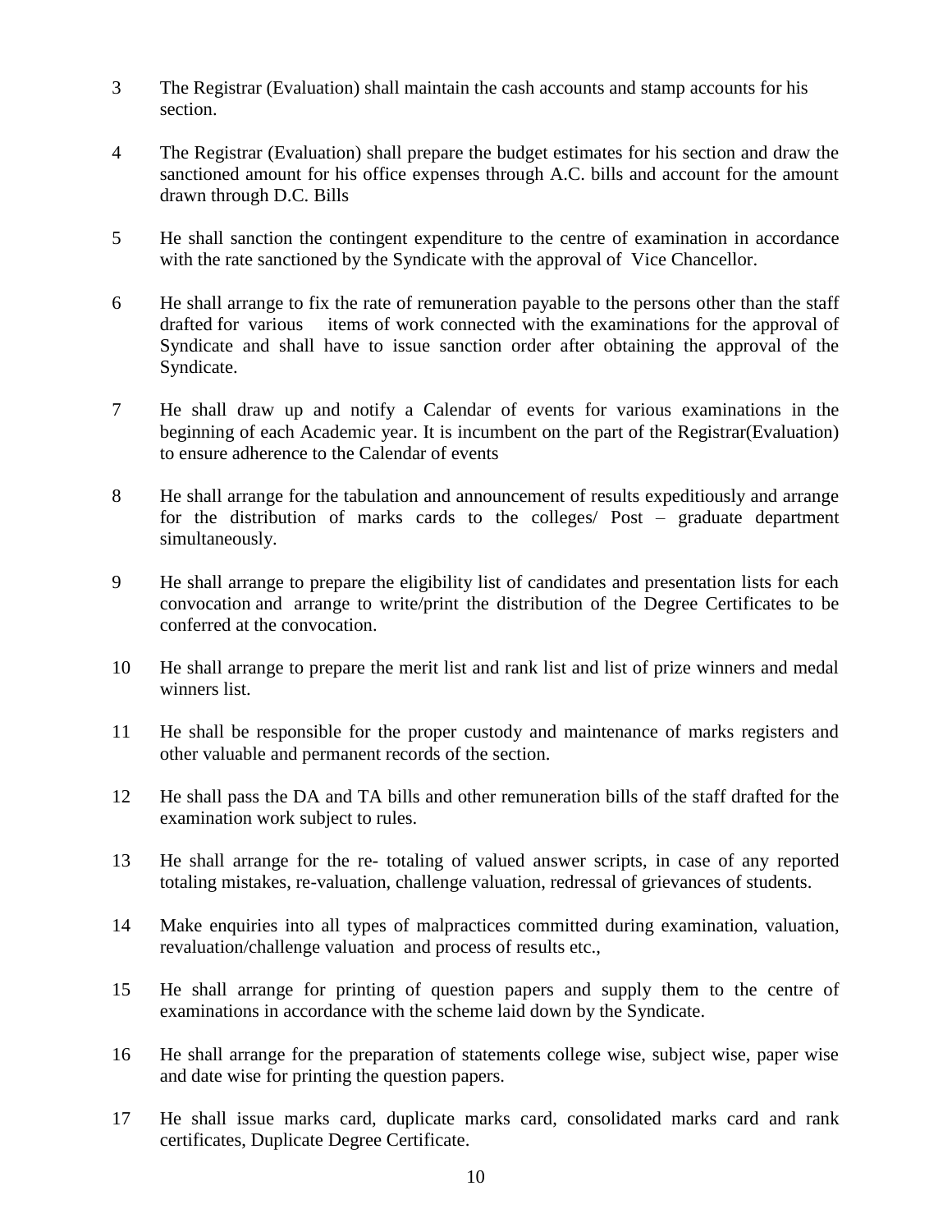3 The Registrar (Evaluation) shall maintain the cash accounts and stamp accounts for his section.

4 The Registrar (Evaluation) shall prepare the budget estimates for his section and draw the sanctioned amount for his office expenses through A.C. bills and account for the amount drawn through D.C. Bills

5 He shall sanction the contingent expenditure to the centre of examination in accordance with the rate sanctioned by the Syndicate with the approval of Vice Chancellor.

6 He shall arrange to fix the rate of remuneration payable to the persons other than the staff drafted for various items of work connected with the examinations for the approval of Syndicate and shall have to issue sanction order after obtaining the approval of the Syndicate.

7 He shall draw up and notify a Calendar of events for various examinations in the beginning of each Academic year. It is incumbent on the part of the Registrar(Evaluation) to ensure adherence to the Calendar of events

8 He shall arrange for the tabulation and announcement of results expeditiously and arrange for the distribution of marks cards to the colleges/ Post – graduate department simultaneously.

9 He shall arrange to prepare the eligibility list of candidates and presentation lists for each convocation and arrange to write/print the distribution of the Degree Certificates to be conferred at the convocation.

10 He shall arrange to prepare the merit list and rank list and list of prize winners and medal winners list.

11 He shall be responsible for the proper custody and maintenance of marks registers and other valuable and permanent records of the section.

12 He shall pass the DA and TA bills and other remuneration bills of the staff drafted for the examination work subject to rules.

13 He shall arrange for the re- totaling of valued answer scripts, in case of any reported totaling mistakes, re-valuation, challenge valuation, redressal of grievances of students.

14 Make enquiries into all types of malpractices committed during examination, valuation, revaluation/challenge valuation and process of results etc.,

15 He shall arrange for printing of question papers and supply them to the centre of examinations in accordance with the scheme laid down by the Syndicate.

16 He shall arrange for the preparation of statements college wise, subject wise, paper wise and date wise for printing the question papers.

17 He shall issue marks card, duplicate marks card, consolidated marks card and rank certificates, Duplicate Degree Certificate.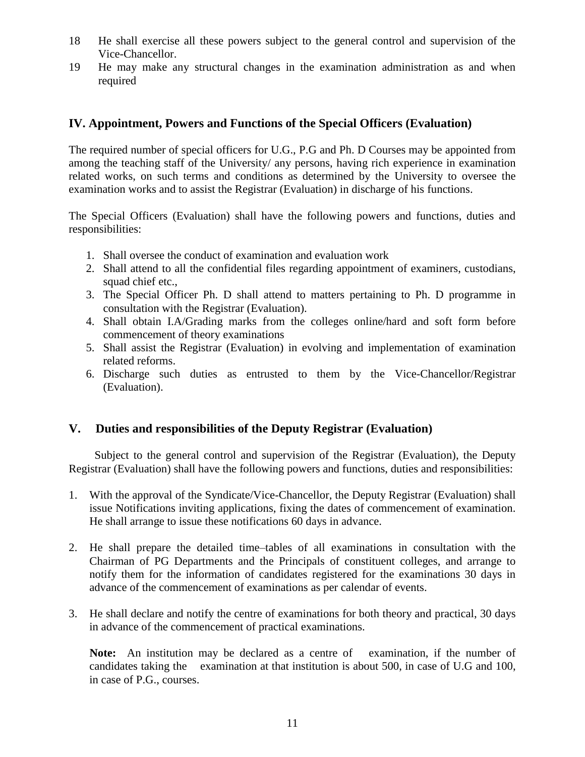18 He shall exercise all these powers subject to the general control and supervision of the Vice-Chancellor.

19 He may make any structural changes in the examination administration as and when required

## IV. Appointment, Powers and Functions of the Special Officers (Evaluation)

The required number of special officers for U.G., P.G and Ph. D Courses may be appointed from among the teaching staff of the University/ any persons, having rich experience in examination related works, on such terms and conditions as determined by the University to oversee the examination works and to assist the Registrar (Evaluation) in discharge of his functions.

The Special Officers (Evaluation) shall have the following powers and functions, duties and responsibilities:

1. Shall oversee the conduct of examination and evaluation work
2. Shall attend to all the confidential files regarding appointment of examiners, custodians, squad chief etc.,
3. The Special Officer Ph. D shall attend to matters pertaining to Ph. D programme in consultation with the Registrar (Evaluation).
4. Shall obtain I.A/Grading marks from the colleges online/hard and soft form before commencement of theory examinations
5. Shall assist the Registrar (Evaluation) in evolving and implementation of examination related reforms.
6. Discharge such duties as entrusted to them by the Vice-Chancellor/Registrar (Evaluation).

## V. Duties and responsibilities of the Deputy Registrar (Evaluation)

Subject to the general control and supervision of the Registrar (Evaluation), the Deputy Registrar (Evaluation) shall have the following powers and functions, duties and responsibilities:

1. With the approval of the Syndicate/Vice-Chancellor, the Deputy Registrar (Evaluation) shall issue Notifications inviting applications, fixing the dates of commencement of examination. He shall arrange to issue these notifications 60 days in advance.

2. He shall prepare the detailed time–tables of all examinations in consultation with the Chairman of PG Departments and the Principals of constituent colleges, and arrange to notify them for the information of candidates registered for the examinations 30 days in advance of the commencement of examinations as per calendar of events.

3. He shall declare and notify the centre of examinations for both theory and practical, 30 days in advance of the commencement of practical examinations.

   **Note:** An institution may be declared as a centre of examination, if the number of candidates taking the examination at that institution is about 500, in case of U.G and 100, in case of P.G., courses.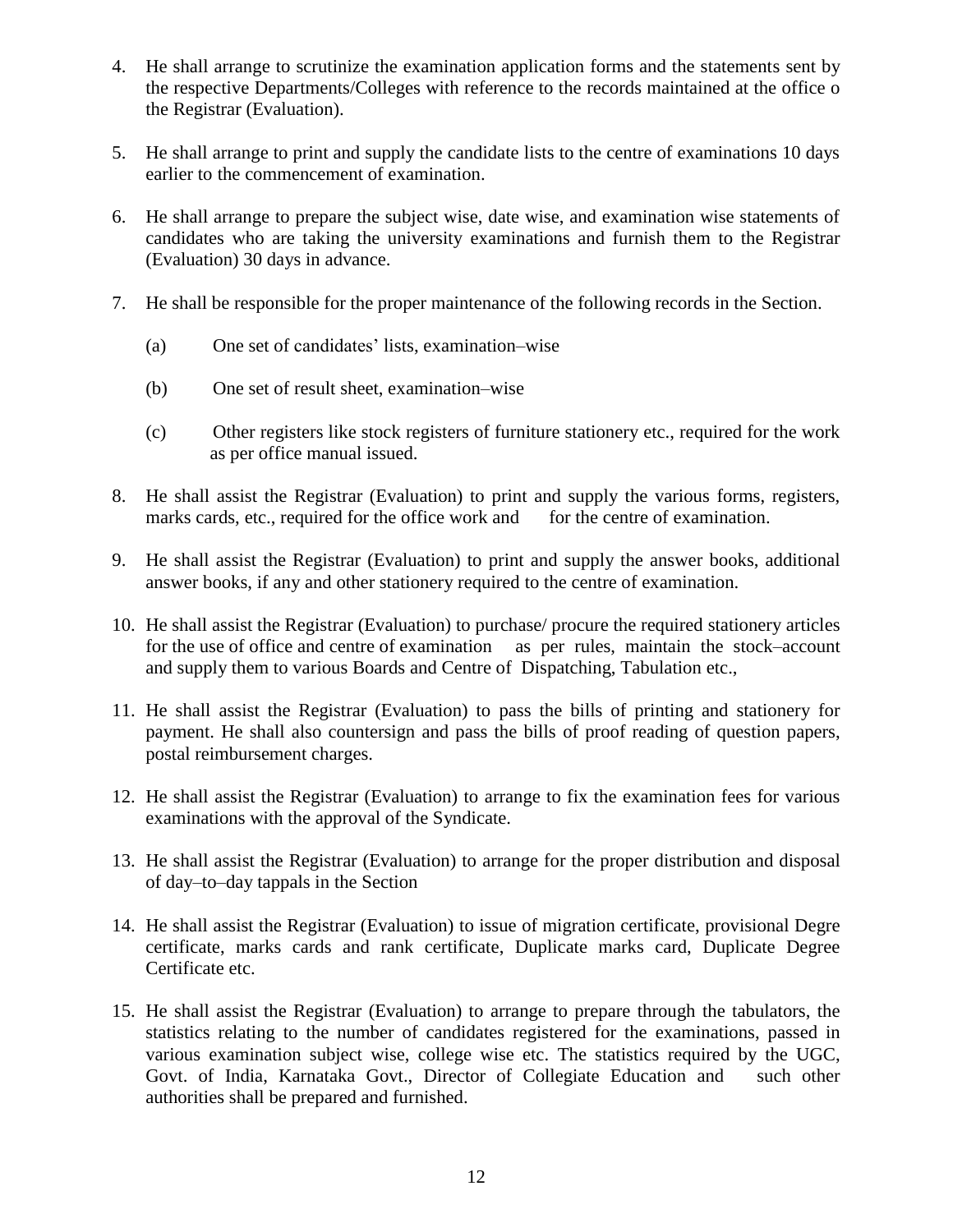4. He shall arrange to scrutinize the examination application forms and the statements sent by the respective Departments/Colleges with reference to the records maintained at the office o the Registrar (Evaluation).

5. He shall arrange to print and supply the candidate lists to the centre of examinations 10 days earlier to the commencement of examination.

6. He shall arrange to prepare the subject wise, date wise, and examination wise statements of candidates who are taking the university examinations and furnish them to the Registrar (Evaluation) 30 days in advance.

7. He shall be responsible for the proper maintenance of the following records in the Section.

   (a) One set of candidates' lists, examination–wise

   (b) One set of result sheet, examination–wise

   (c) Other registers like stock registers of furniture stationery etc., required for the work as per office manual issued.

8. He shall assist the Registrar (Evaluation) to print and supply the various forms, registers, marks cards, etc., required for the office work and for the centre of examination.

9. He shall assist the Registrar (Evaluation) to print and supply the answer books, additional answer books, if any and other stationery required to the centre of examination.

10. He shall assist the Registrar (Evaluation) to purchase/ procure the required stationery articles for the use of office and centre of examination as per rules, maintain the stock–account and supply them to various Boards and Centre of Dispatching, Tabulation etc.,

11. He shall assist the Registrar (Evaluation) to pass the bills of printing and stationery for payment. He shall also countersign and pass the bills of proof reading of question papers, postal reimbursement charges.

12. He shall assist the Registrar (Evaluation) to arrange to fix the examination fees for various examinations with the approval of the Syndicate.

13. He shall assist the Registrar (Evaluation) to arrange for the proper distribution and disposal of day–to–day tappals in the Section

14. He shall assist the Registrar (Evaluation) to issue of migration certificate, provisional Degre certificate, marks cards and rank certificate, Duplicate marks card, Duplicate Degree Certificate etc.

15. He shall assist the Registrar (Evaluation) to arrange to prepare through the tabulators, the statistics relating to the number of candidates registered for the examinations, passed in various examination subject wise, college wise etc. The statistics required by the UGC, Govt. of India, Karnataka Govt., Director of Collegiate Education and such other authorities shall be prepared and furnished.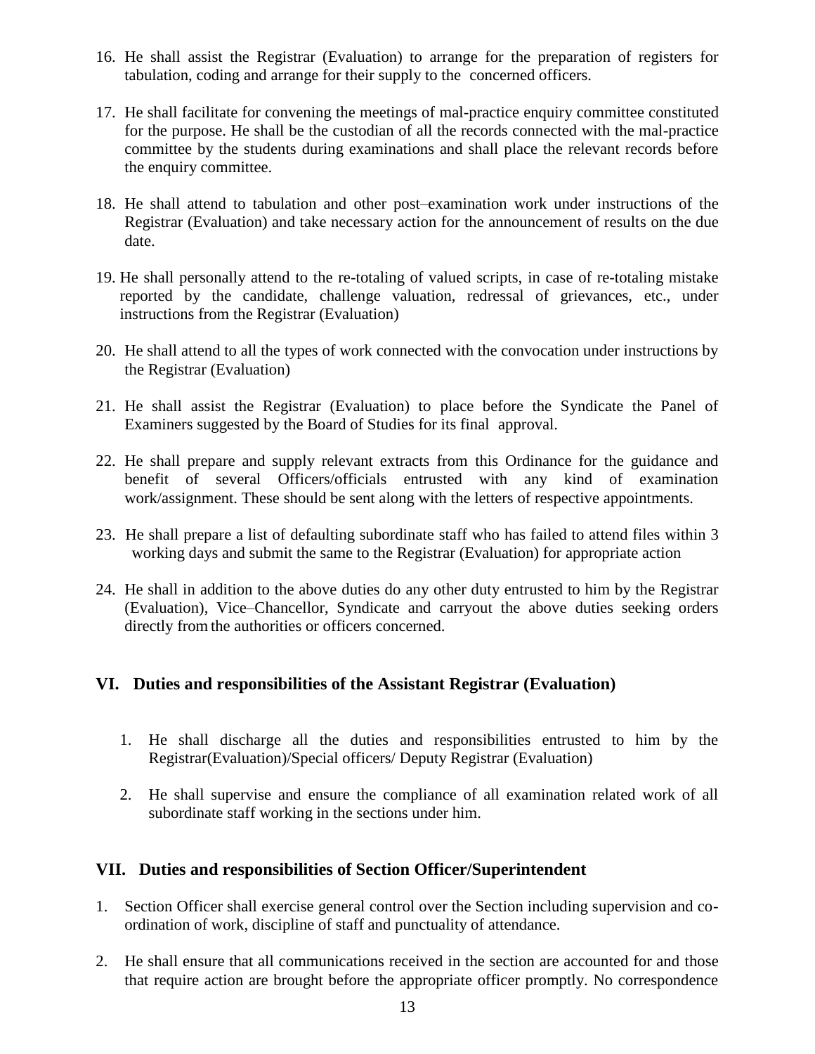16. He shall assist the Registrar (Evaluation) to arrange for the preparation of registers for tabulation, coding and arrange for their supply to the concerned officers.

17. He shall facilitate for convening the meetings of mal-practice enquiry committee constituted for the purpose. He shall be the custodian of all the records connected with the mal-practice committee by the students during examinations and shall place the relevant records before the enquiry committee.

18. He shall attend to tabulation and other post–examination work under instructions of the Registrar (Evaluation) and take necessary action for the announcement of results on the due date.

19. He shall personally attend to the re-totaling of valued scripts, in case of re-totaling mistake reported by the candidate, challenge valuation, redressal of grievances, etc., under instructions from the Registrar (Evaluation)

20. He shall attend to all the types of work connected with the convocation under instructions by the Registrar (Evaluation)

21. He shall assist the Registrar (Evaluation) to place before the Syndicate the Panel of Examiners suggested by the Board of Studies for its final approval.

22. He shall prepare and supply relevant extracts from this Ordinance for the guidance and benefit of several Officers/officials entrusted with any kind of examination work/assignment. These should be sent along with the letters of respective appointments.

23. He shall prepare a list of defaulting subordinate staff who has failed to attend files within 3 working days and submit the same to the Registrar (Evaluation) for appropriate action

24. He shall in addition to the above duties do any other duty entrusted to him by the Registrar (Evaluation), Vice–Chancellor, Syndicate and carryout the above duties seeking orders directly from the authorities or officers concerned.

## VI. Duties and responsibilities of the Assistant Registrar (Evaluation)

1. He shall discharge all the duties and responsibilities entrusted to him by the Registrar(Evaluation)/Special officers/ Deputy Registrar (Evaluation)

2. He shall supervise and ensure the compliance of all examination related work of all subordinate staff working in the sections under him.

## VII. Duties and responsibilities of Section Officer/Superintendent

1. Section Officer shall exercise general control over the Section including supervision and co-ordination of work, discipline of staff and punctuality of attendance.

2. He shall ensure that all communications received in the section are accounted for and those that require action are brought before the appropriate officer promptly. No correspondence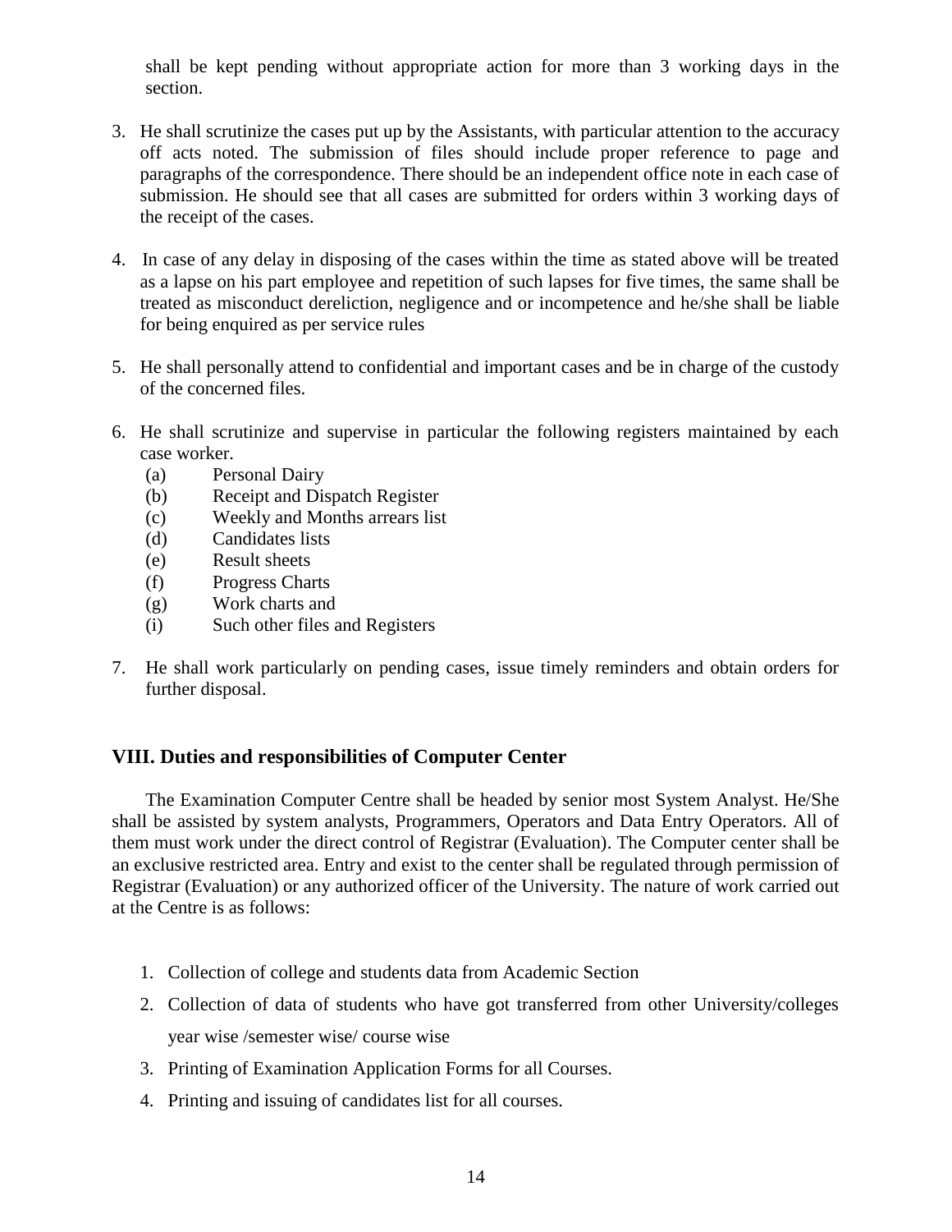shall be kept pending without appropriate action for more than 3 working days in the section.

3. He shall scrutinize the cases put up by the Assistants, with particular attention to the accuracy off acts noted. The submission of files should include proper reference to page and paragraphs of the correspondence. There should be an independent office note in each case of submission. He should see that all cases are submitted for orders within 3 working days of the receipt of the cases.

4. In case of any delay in disposing of the cases within the time as stated above will be treated as a lapse on his part employee and repetition of such lapses for five times, the same shall be treated as misconduct dereliction, negligence and or incompetence and he/she shall be liable for being enquired as per service rules

5. He shall personally attend to confidential and important cases and be in charge of the custody of the concerned files.

6. He shall scrutinize and supervise in particular the following registers maintained by each case worker.
   (a) Personal Dairy
   (b) Receipt and Dispatch Register
   (c) Weekly and Months arrears list
   (d) Candidates lists
   (e) Result sheets
   (f) Progress Charts
   (g) Work charts and
   (i) Such other files and Registers

7. He shall work particularly on pending cases, issue timely reminders and obtain orders for further disposal.

## VIII. Duties and responsibilities of Computer Center

The Examination Computer Centre shall be headed by senior most System Analyst. He/She shall be assisted by system analysts, Programmers, Operators and Data Entry Operators. All of them must work under the direct control of Registrar (Evaluation). The Computer center shall be an exclusive restricted area. Entry and exist to the center shall be regulated through permission of Registrar (Evaluation) or any authorized officer of the University. The nature of work carried out at the Centre is as follows:

1. Collection of college and students data from Academic Section
2. Collection of data of students who have got transferred from other University/colleges year wise /semester wise/ course wise
3. Printing of Examination Application Forms for all Courses.
4. Printing and issuing of candidates list for all courses.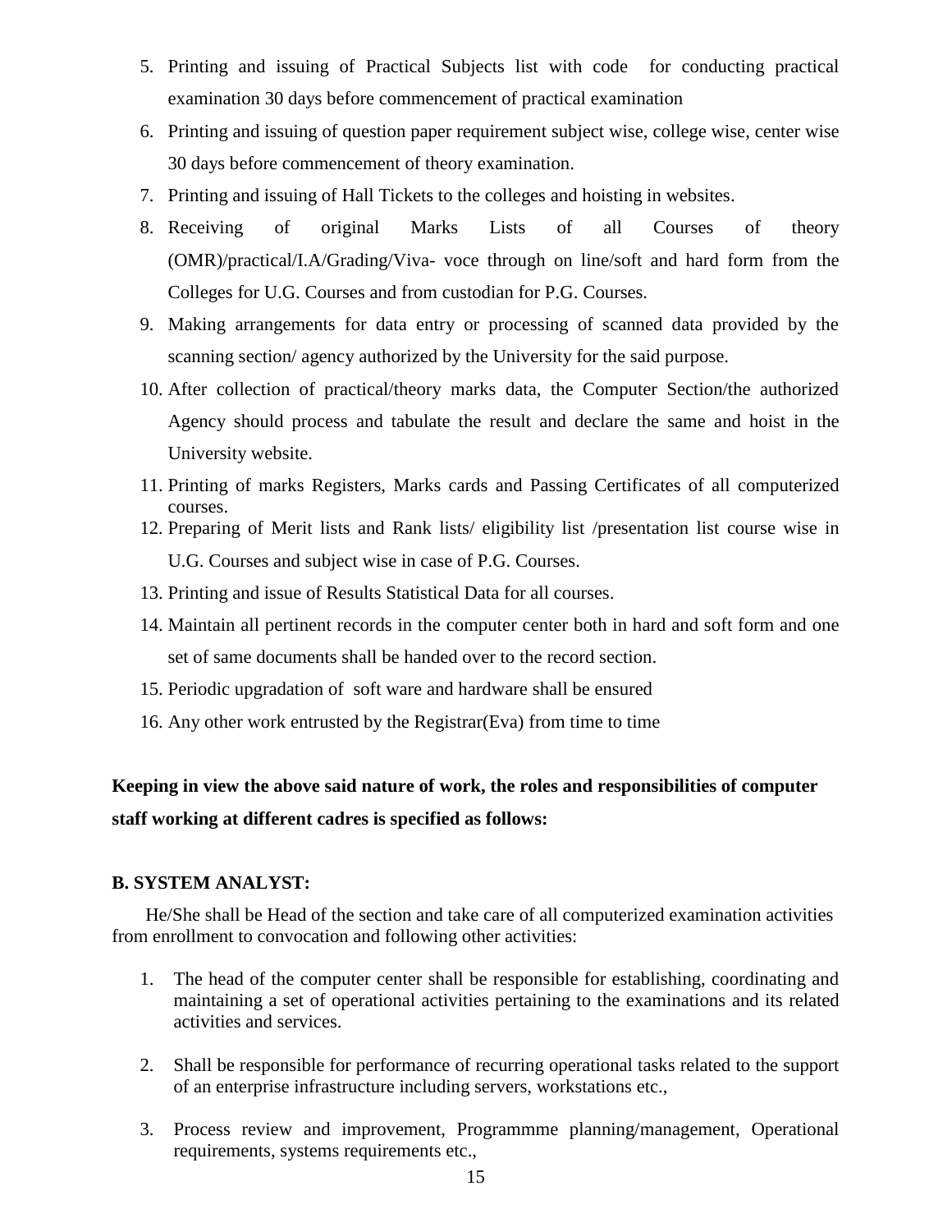5. Printing and issuing of Practical Subjects list with code for conducting practical examination 30 days before commencement of practical examination
6. Printing and issuing of question paper requirement subject wise, college wise, center wise 30 days before commencement of theory examination.
7. Printing and issuing of Hall Tickets to the colleges and hoisting in websites.
8. Receiving of original Marks Lists of all Courses of theory (OMR)/practical/I.A/Grading/Viva- voce through on line/soft and hard form from the Colleges for U.G. Courses and from custodian for P.G. Courses.
9. Making arrangements for data entry or processing of scanned data provided by the scanning section/ agency authorized by the University for the said purpose.
10. After collection of practical/theory marks data, the Computer Section/the authorized Agency should process and tabulate the result and declare the same and hoist in the University website.
11. Printing of marks Registers, Marks cards and Passing Certificates of all computerized courses.
12. Preparing of Merit lists and Rank lists/ eligibility list /presentation list course wise in U.G. Courses and subject wise in case of P.G. Courses.
13. Printing and issue of Results Statistical Data for all courses.
14. Maintain all pertinent records in the computer center both in hard and soft form and one set of same documents shall be handed over to the record section.
15. Periodic upgradation of soft ware and hardware shall be ensured
16. Any other work entrusted by the Registrar(Eva) from time to time

**Keeping in view the above said nature of work, the roles and responsibilities of computer staff working at different cadres is specified as follows:**

**B. SYSTEM ANALYST:**

He/She shall be Head of the section and take care of all computerized examination activities from enrollment to convocation and following other activities:

1. The head of the computer center shall be responsible for establishing, coordinating and maintaining a set of operational activities pertaining to the examinations and its related activities and services.
2. Shall be responsible for performance of recurring operational tasks related to the support of an enterprise infrastructure including servers, workstations etc.,
3. Process review and improvement, Programmme planning/management, Operational requirements, systems requirements etc.,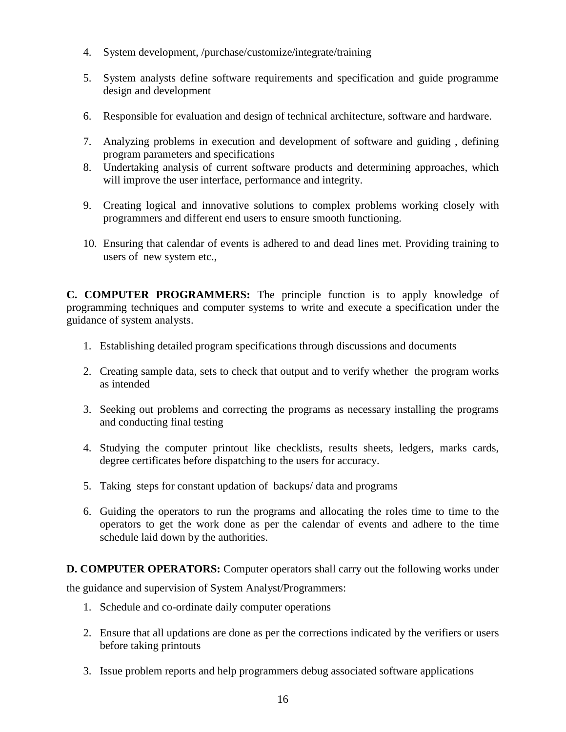4. System development, /purchase/customize/integrate/training

5. System analysts define software requirements and specification and guide programme design and development

6. Responsible for evaluation and design of technical architecture, software and hardware.

7. Analyzing problems in execution and development of software and guiding , defining program parameters and specifications
8. Undertaking analysis of current software products and determining approaches, which will improve the user interface, performance and integrity.

9. Creating logical and innovative solutions to complex problems working closely with programmers and different end users to ensure smooth functioning.

10. Ensuring that calendar of events is adhered to and dead lines met. Providing training to users of new system etc.,

**C. COMPUTER PROGRAMMERS:** The principle function is to apply knowledge of programming techniques and computer systems to write and execute a specification under the guidance of system analysts.

1. Establishing detailed program specifications through discussions and documents

2. Creating sample data, sets to check that output and to verify whether the program works as intended

3. Seeking out problems and correcting the programs as necessary installing the programs and conducting final testing

4. Studying the computer printout like checklists, results sheets, ledgers, marks cards, degree certificates before dispatching to the users for accuracy.

5. Taking steps for constant updation of backups/ data and programs

6. Guiding the operators to run the programs and allocating the roles time to time to the operators to get the work done as per the calendar of events and adhere to the time schedule laid down by the authorities.

**D. COMPUTER OPERATORS:** Computer operators shall carry out the following works under the guidance and supervision of System Analyst/Programmers:

1. Schedule and co-ordinate daily computer operations

2. Ensure that all updations are done as per the corrections indicated by the verifiers or users before taking printouts

3. Issue problem reports and help programmers debug associated software applications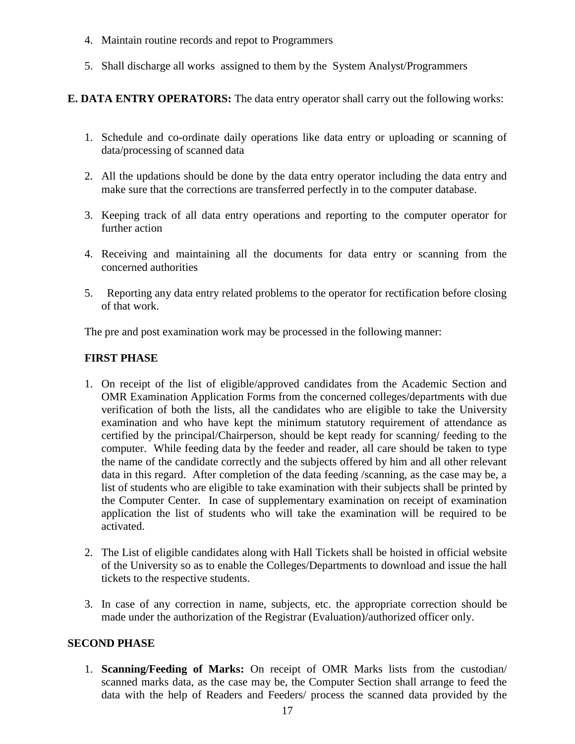4. Maintain routine records and repot to Programmers

5. Shall discharge all works assigned to them by the System Analyst/Programmers

**E. DATA ENTRY OPERATORS:** The data entry operator shall carry out the following works:

1. Schedule and co-ordinate daily operations like data entry or uploading or scanning of data/processing of scanned data

2. All the updations should be done by the data entry operator including the data entry and make sure that the corrections are transferred perfectly in to the computer database.

3. Keeping track of all data entry operations and reporting to the computer operator for further action

4. Receiving and maintaining all the documents for data entry or scanning from the concerned authorities

5. Reporting any data entry related problems to the operator for rectification before closing of that work.

The pre and post examination work may be processed in the following manner:

**FIRST PHASE**

1. On receipt of the list of eligible/approved candidates from the Academic Section and OMR Examination Application Forms from the concerned colleges/departments with due verification of both the lists, all the candidates who are eligible to take the University examination and who have kept the minimum statutory requirement of attendance as certified by the principal/Chairperson, should be kept ready for scanning/ feeding to the computer. While feeding data by the feeder and reader, all care should be taken to type the name of the candidate correctly and the subjects offered by him and all other relevant data in this regard. After completion of the data feeding /scanning, as the case may be, a list of students who are eligible to take examination with their subjects shall be printed by the Computer Center. In case of supplementary examination on receipt of examination application the list of students who will take the examination will be required to be activated.

2. The List of eligible candidates along with Hall Tickets shall be hoisted in official website of the University so as to enable the Colleges/Departments to download and issue the hall tickets to the respective students.

3. In case of any correction in name, subjects, etc. the appropriate correction should be made under the authorization of the Registrar (Evaluation)/authorized officer only.

**SECOND PHASE**

1. **Scanning/Feeding of Marks:** On receipt of OMR Marks lists from the custodian/ scanned marks data, as the case may be, the Computer Section shall arrange to feed the data with the help of Readers and Feeders/ process the scanned data provided by the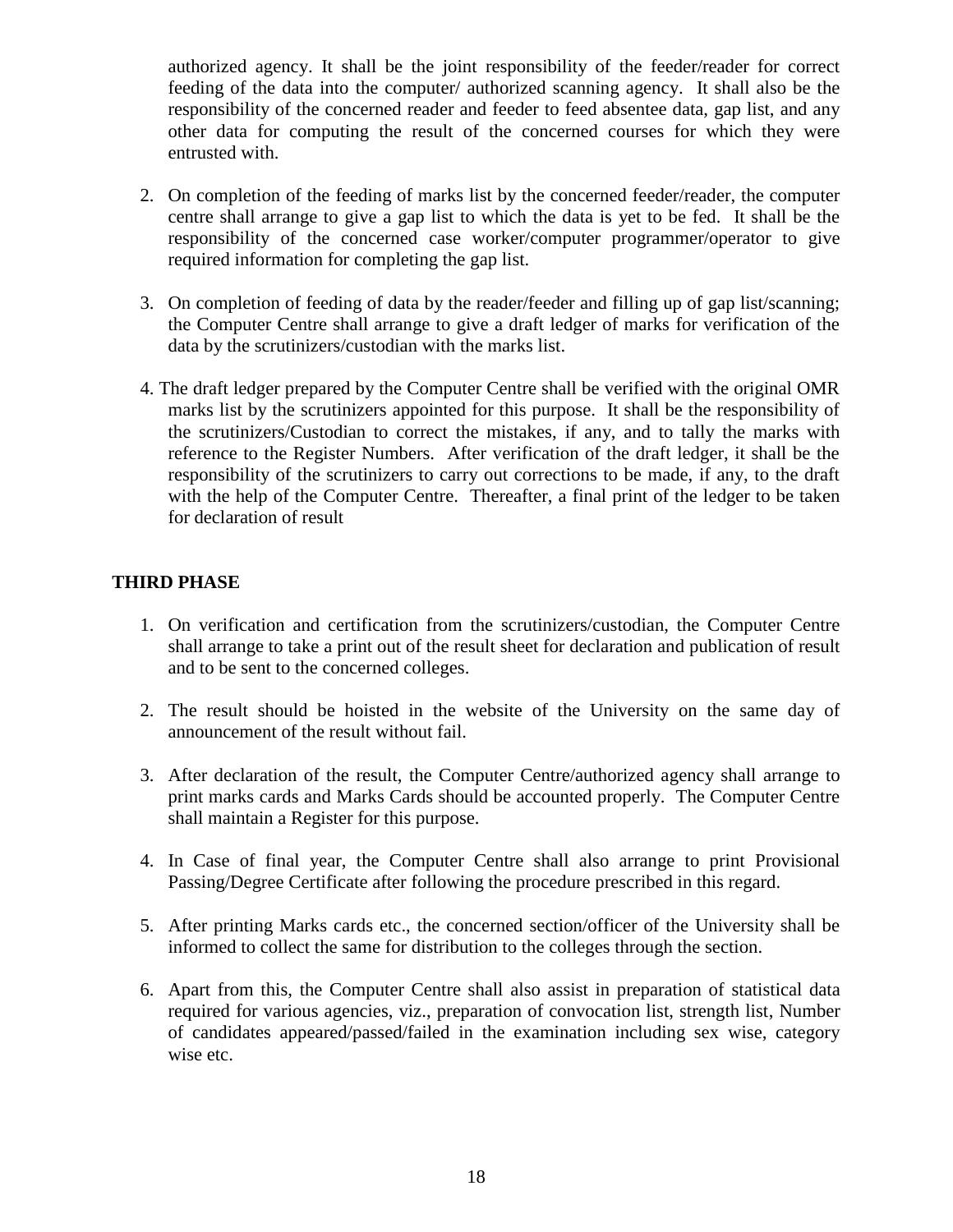authorized agency. It shall be the joint responsibility of the feeder/reader for correct feeding of the data into the computer/ authorized scanning agency. It shall also be the responsibility of the concerned reader and feeder to feed absentee data, gap list, and any other data for computing the result of the concerned courses for which they were entrusted with.

2. On completion of the feeding of marks list by the concerned feeder/reader, the computer centre shall arrange to give a gap list to which the data is yet to be fed. It shall be the responsibility of the concerned case worker/computer programmer/operator to give required information for completing the gap list.

3. On completion of feeding of data by the reader/feeder and filling up of gap list/scanning; the Computer Centre shall arrange to give a draft ledger of marks for verification of the data by the scrutinizers/custodian with the marks list.

4. The draft ledger prepared by the Computer Centre shall be verified with the original OMR marks list by the scrutinizers appointed for this purpose. It shall be the responsibility of the scrutinizers/Custodian to correct the mistakes, if any, and to tally the marks with reference to the Register Numbers. After verification of the draft ledger, it shall be the responsibility of the scrutinizers to carry out corrections to be made, if any, to the draft with the help of the Computer Centre. Thereafter, a final print of the ledger to be taken for declaration of result

**THIRD PHASE**

1. On verification and certification from the scrutinizers/custodian, the Computer Centre shall arrange to take a print out of the result sheet for declaration and publication of result and to be sent to the concerned colleges.

2. The result should be hoisted in the website of the University on the same day of announcement of the result without fail.

3. After declaration of the result, the Computer Centre/authorized agency shall arrange to print marks cards and Marks Cards should be accounted properly. The Computer Centre shall maintain a Register for this purpose.

4. In Case of final year, the Computer Centre shall also arrange to print Provisional Passing/Degree Certificate after following the procedure prescribed in this regard.

5. After printing Marks cards etc., the concerned section/officer of the University shall be informed to collect the same for distribution to the colleges through the section.

6. Apart from this, the Computer Centre shall also assist in preparation of statistical data required for various agencies, viz., preparation of convocation list, strength list, Number of candidates appeared/passed/failed in the examination including sex wise, category wise etc.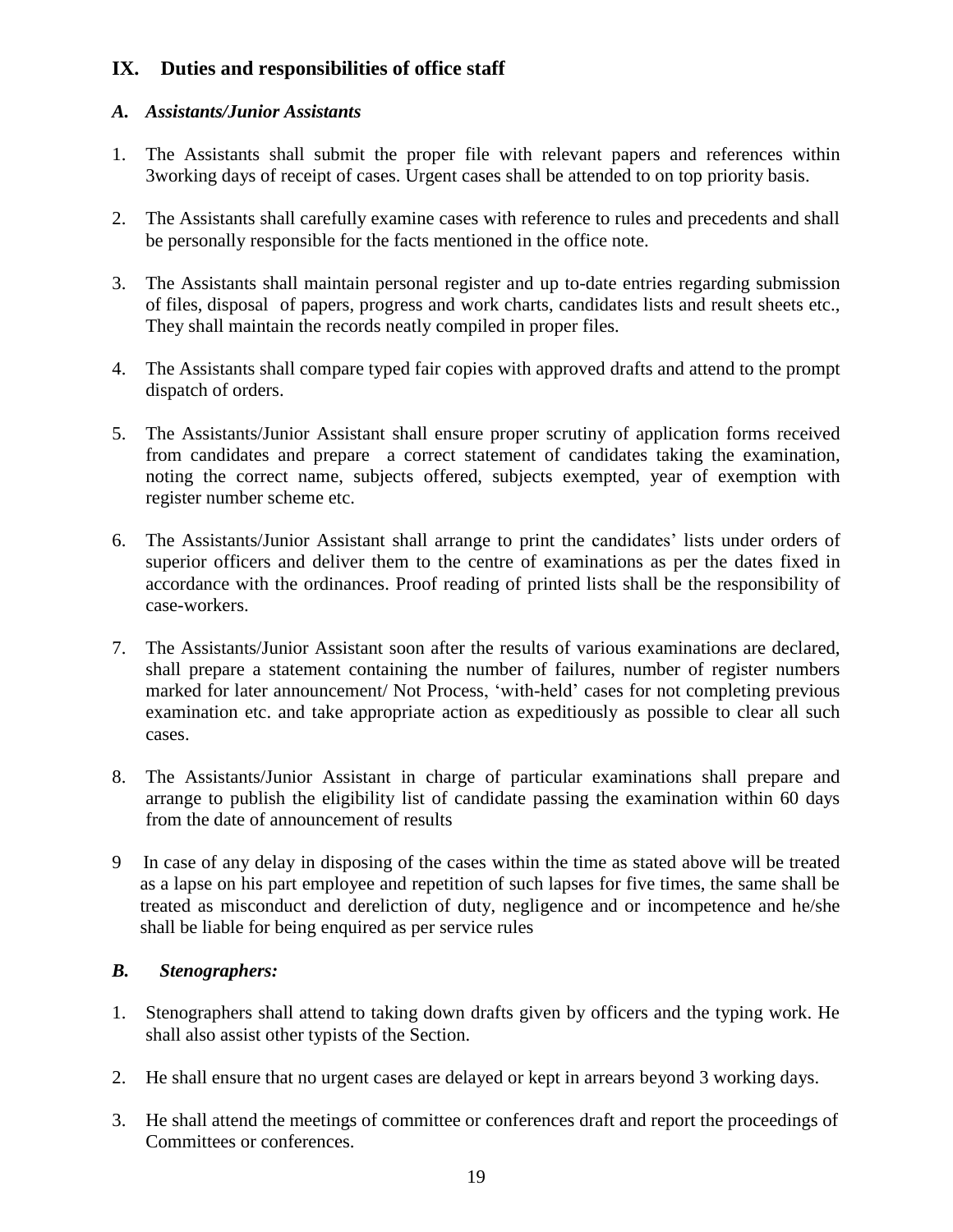## IX. Duties and responsibilities of office staff

### *A. Assistants/Junior Assistants*

1. The Assistants shall submit the proper file with relevant papers and references within 3working days of receipt of cases. Urgent cases shall be attended to on top priority basis.

2. The Assistants shall carefully examine cases with reference to rules and precedents and shall be personally responsible for the facts mentioned in the office note.

3. The Assistants shall maintain personal register and up to-date entries regarding submission of files, disposal of papers, progress and work charts, candidates lists and result sheets etc., They shall maintain the records neatly compiled in proper files.

4. The Assistants shall compare typed fair copies with approved drafts and attend to the prompt dispatch of orders.

5. The Assistants/Junior Assistant shall ensure proper scrutiny of application forms received from candidates and prepare a correct statement of candidates taking the examination, noting the correct name, subjects offered, subjects exempted, year of exemption with register number scheme etc.

6. The Assistants/Junior Assistant shall arrange to print the candidates' lists under orders of superior officers and deliver them to the centre of examinations as per the dates fixed in accordance with the ordinances. Proof reading of printed lists shall be the responsibility of case-workers.

7. The Assistants/Junior Assistant soon after the results of various examinations are declared, shall prepare a statement containing the number of failures, number of register numbers marked for later announcement/ Not Process, 'with-held' cases for not completing previous examination etc. and take appropriate action as expeditiously as possible to clear all such cases.

8. The Assistants/Junior Assistant in charge of particular examinations shall prepare and arrange to publish the eligibility list of candidate passing the examination within 60 days from the date of announcement of results

9. In case of any delay in disposing of the cases within the time as stated above will be treated as a lapse on his part employee and repetition of such lapses for five times, the same shall be treated as misconduct and dereliction of duty, negligence and or incompetence and he/she shall be liable for being enquired as per service rules

### *B. Stenographers:*

1. Stenographers shall attend to taking down drafts given by officers and the typing work. He shall also assist other typists of the Section.

2. He shall ensure that no urgent cases are delayed or kept in arrears beyond 3 working days.

3. He shall attend the meetings of committee or conferences draft and report the proceedings of Committees or conferences.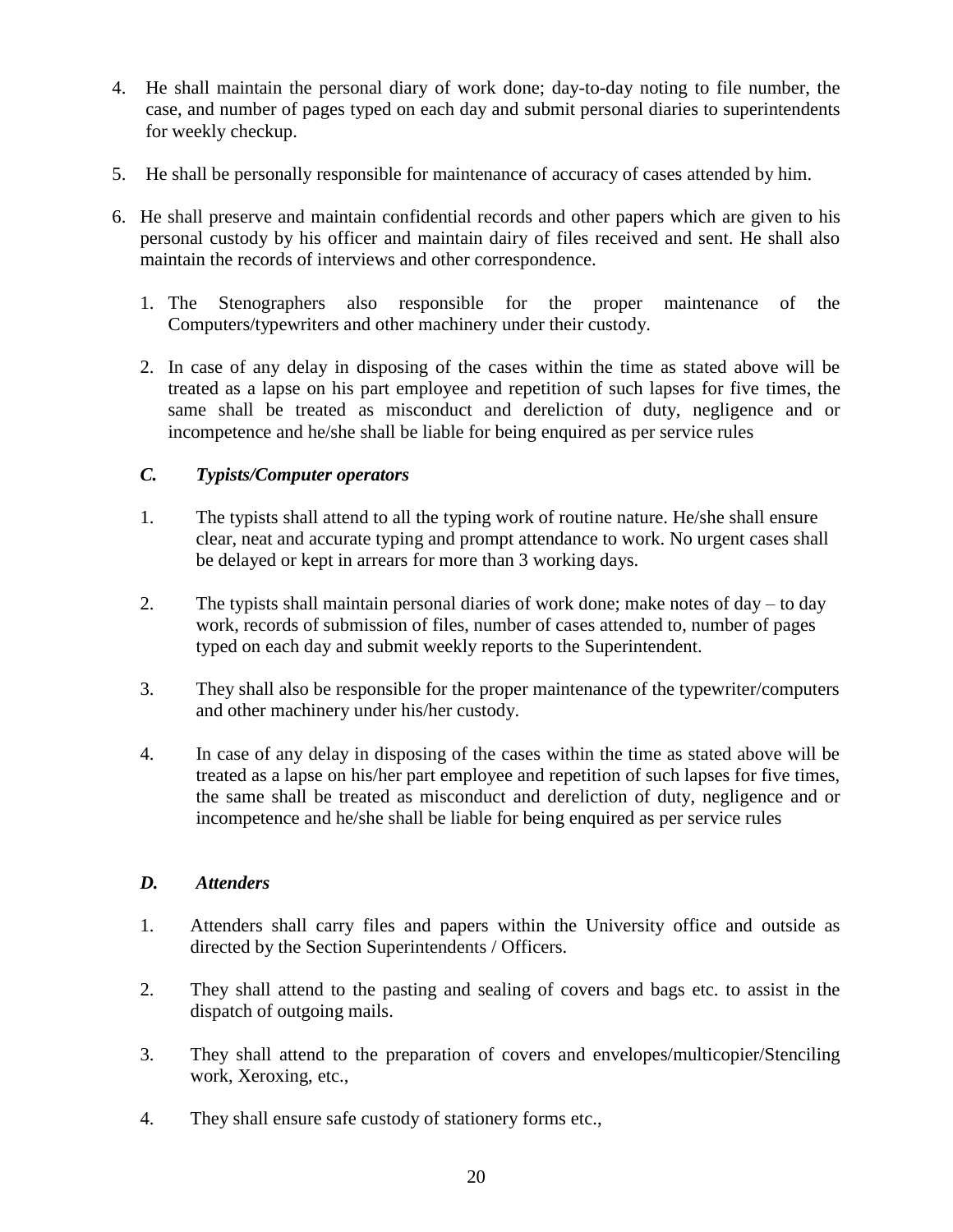4. He shall maintain the personal diary of work done; day-to-day noting to file number, the case, and number of pages typed on each day and submit personal diaries to superintendents for weekly checkup.

5. He shall be personally responsible for maintenance of accuracy of cases attended by him.

6. He shall preserve and maintain confidential records and other papers which are given to his personal custody by his officer and maintain dairy of files received and sent. He shall also maintain the records of interviews and other correspondence.

   1. The Stenographers also responsible for the proper maintenance of the Computers/typewriters and other machinery under their custody.

   2. In case of any delay in disposing of the cases within the time as stated above will be treated as a lapse on his part employee and repetition of such lapses for five times, the same shall be treated as misconduct and dereliction of duty, negligence and or incompetence and he/she shall be liable for being enquired as per service rules

### *C. Typists/Computer operators*

1. The typists shall attend to all the typing work of routine nature. He/she shall ensure clear, neat and accurate typing and prompt attendance to work. No urgent cases shall be delayed or kept in arrears for more than 3 working days.

2. The typists shall maintain personal diaries of work done; make notes of day – to day work, records of submission of files, number of cases attended to, number of pages typed on each day and submit weekly reports to the Superintendent.

3. They shall also be responsible for the proper maintenance of the typewriter/computers and other machinery under his/her custody.

4. In case of any delay in disposing of the cases within the time as stated above will be treated as a lapse on his/her part employee and repetition of such lapses for five times, the same shall be treated as misconduct and dereliction of duty, negligence and or incompetence and he/she shall be liable for being enquired as per service rules

### *D. Attenders*

1. Attenders shall carry files and papers within the University office and outside as directed by the Section Superintendents / Officers.

2. They shall attend to the pasting and sealing of covers and bags etc. to assist in the dispatch of outgoing mails.

3. They shall attend to the preparation of covers and envelopes/multicopier/Stenciling work, Xeroxing, etc.,

4. They shall ensure safe custody of stationery forms etc.,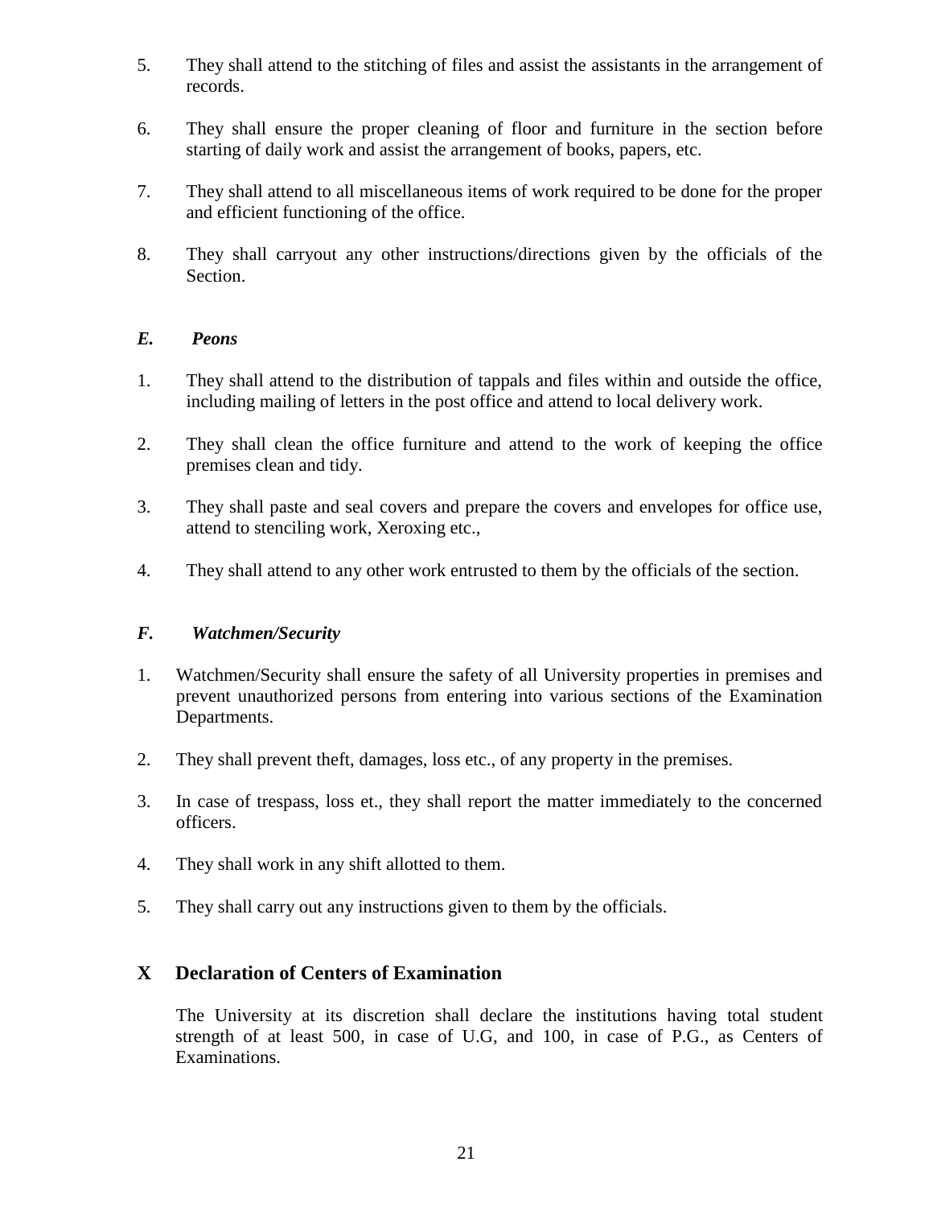5. They shall attend to the stitching of files and assist the assistants in the arrangement of records.

6. They shall ensure the proper cleaning of floor and furniture in the section before starting of daily work and assist the arrangement of books, papers, etc.

7. They shall attend to all miscellaneous items of work required to be done for the proper and efficient functioning of the office.

8. They shall carryout any other instructions/directions given by the officials of the Section.

### *E. Peons*

1. They shall attend to the distribution of tappals and files within and outside the office, including mailing of letters in the post office and attend to local delivery work.

2. They shall clean the office furniture and attend to the work of keeping the office premises clean and tidy.

3. They shall paste and seal covers and prepare the covers and envelopes for office use, attend to stenciling work, Xeroxing etc.,

4. They shall attend to any other work entrusted to them by the officials of the section.

### *F. Watchmen/Security*

1. Watchmen/Security shall ensure the safety of all University properties in premises and prevent unauthorized persons from entering into various sections of the Examination Departments.

2. They shall prevent theft, damages, loss etc., of any property in the premises.

3. In case of trespass, loss et., they shall report the matter immediately to the concerned officers.

4. They shall work in any shift allotted to them.

5. They shall carry out any instructions given to them by the officials.

## X Declaration of Centers of Examination

The University at its discretion shall declare the institutions having total student strength of at least 500, in case of U.G, and 100, in case of P.G., as Centers of Examinations.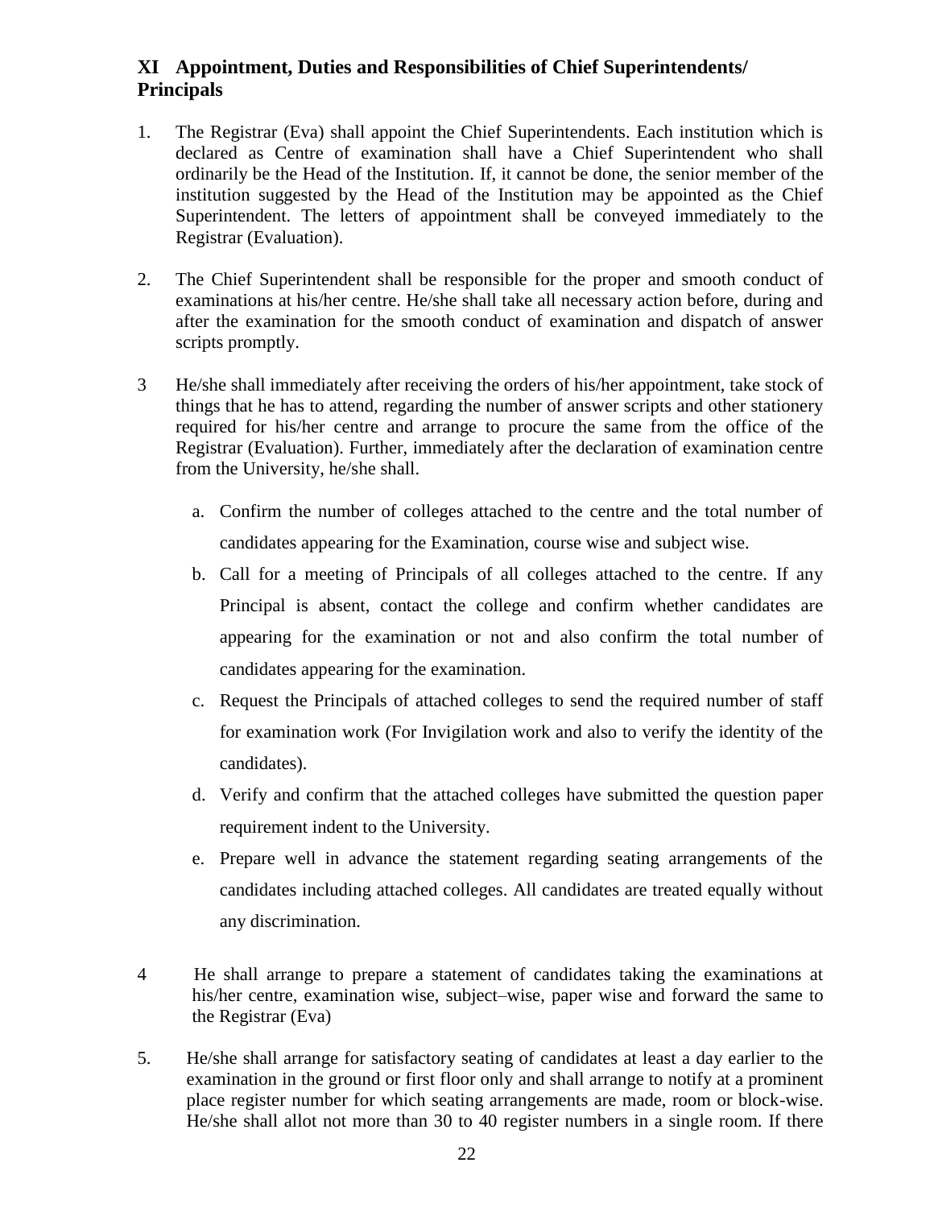## XI Appointment, Duties and Responsibilities of Chief Superintendents/ Principals

1. The Registrar (Eva) shall appoint the Chief Superintendents. Each institution which is declared as Centre of examination shall have a Chief Superintendent who shall ordinarily be the Head of the Institution. If, it cannot be done, the senior member of the institution suggested by the Head of the Institution may be appointed as the Chief Superintendent. The letters of appointment shall be conveyed immediately to the Registrar (Evaluation).

2. The Chief Superintendent shall be responsible for the proper and smooth conduct of examinations at his/her centre. He/she shall take all necessary action before, during and after the examination for the smooth conduct of examination and dispatch of answer scripts promptly.

3 He/she shall immediately after receiving the orders of his/her appointment, take stock of things that he has to attend, regarding the number of answer scripts and other stationery required for his/her centre and arrange to procure the same from the office of the Registrar (Evaluation). Further, immediately after the declaration of examination centre from the University, he/she shall.

   a. Confirm the number of colleges attached to the centre and the total number of candidates appearing for the Examination, course wise and subject wise.

   b. Call for a meeting of Principals of all colleges attached to the centre. If any Principal is absent, contact the college and confirm whether candidates are appearing for the examination or not and also confirm the total number of candidates appearing for the examination.

   c. Request the Principals of attached colleges to send the required number of staff for examination work (For Invigilation work and also to verify the identity of the candidates).

   d. Verify and confirm that the attached colleges have submitted the question paper requirement indent to the University.

   e. Prepare well in advance the statement regarding seating arrangements of the candidates including attached colleges. All candidates are treated equally without any discrimination.

4 He shall arrange to prepare a statement of candidates taking the examinations at his/her centre, examination wise, subject–wise, paper wise and forward the same to the Registrar (Eva)

5. He/she shall arrange for satisfactory seating of candidates at least a day earlier to the examination in the ground or first floor only and shall arrange to notify at a prominent place register number for which seating arrangements are made, room or block-wise. He/she shall allot not more than 30 to 40 register numbers in a single room. If there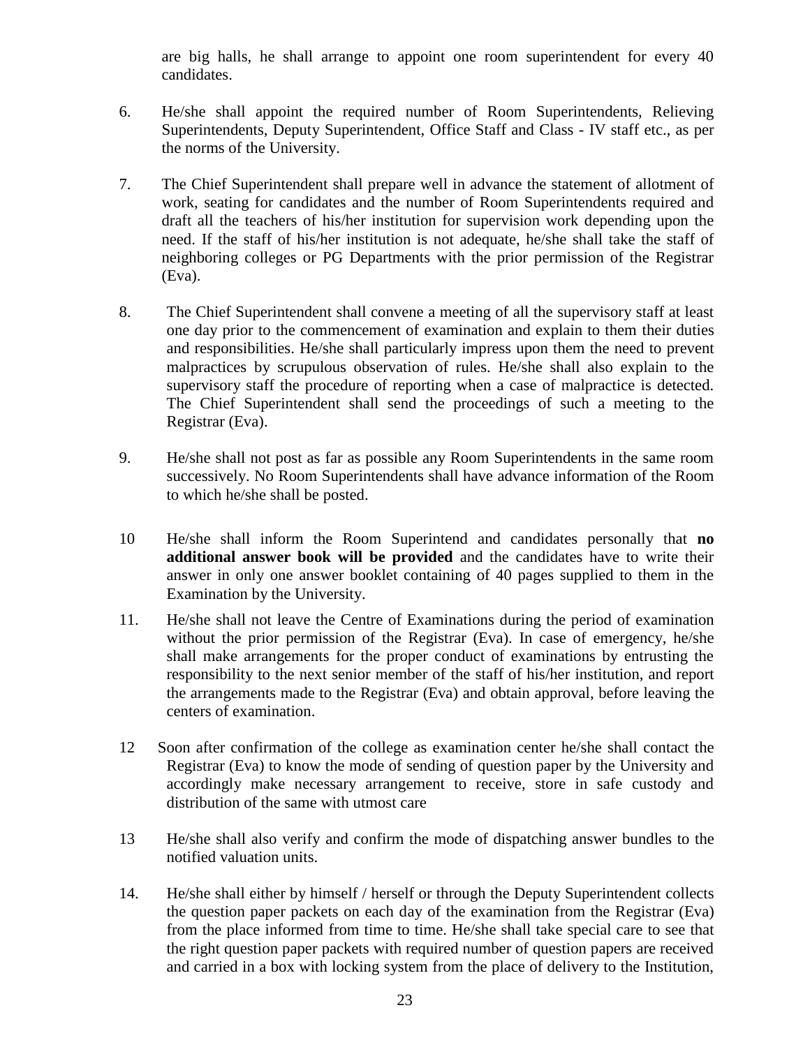are big halls, he shall arrange to appoint one room superintendent for every 40 candidates.

6. He/she shall appoint the required number of Room Superintendents, Relieving Superintendents, Deputy Superintendent, Office Staff and Class - IV staff etc., as per the norms of the University.

7. The Chief Superintendent shall prepare well in advance the statement of allotment of work, seating for candidates and the number of Room Superintendents required and draft all the teachers of his/her institution for supervision work depending upon the need. If the staff of his/her institution is not adequate, he/she shall take the staff of neighboring colleges or PG Departments with the prior permission of the Registrar (Eva).

8. The Chief Superintendent shall convene a meeting of all the supervisory staff at least one day prior to the commencement of examination and explain to them their duties and responsibilities. He/she shall particularly impress upon them the need to prevent malpractices by scrupulous observation of rules. He/she shall also explain to the supervisory staff the procedure of reporting when a case of malpractice is detected. The Chief Superintendent shall send the proceedings of such a meeting to the Registrar (Eva).

9. He/she shall not post as far as possible any Room Superintendents in the same room successively. No Room Superintendents shall have advance information of the Room to which he/she shall be posted.

10 He/she shall inform the Room Superintend and candidates personally that **no additional answer book will be provided** and the candidates have to write their answer in only one answer booklet containing of 40 pages supplied to them in the Examination by the University.

11. He/she shall not leave the Centre of Examinations during the period of examination without the prior permission of the Registrar (Eva). In case of emergency, he/she shall make arrangements for the proper conduct of examinations by entrusting the responsibility to the next senior member of the staff of his/her institution, and report the arrangements made to the Registrar (Eva) and obtain approval, before leaving the centers of examination.

12 Soon after confirmation of the college as examination center he/she shall contact the Registrar (Eva) to know the mode of sending of question paper by the University and accordingly make necessary arrangement to receive, store in safe custody and distribution of the same with utmost care

13 He/she shall also verify and confirm the mode of dispatching answer bundles to the notified valuation units.

14. He/she shall either by himself / herself or through the Deputy Superintendent collects the question paper packets on each day of the examination from the Registrar (Eva) from the place informed from time to time. He/she shall take special care to see that the right question paper packets with required number of question papers are received and carried in a box with locking system from the place of delivery to the Institution,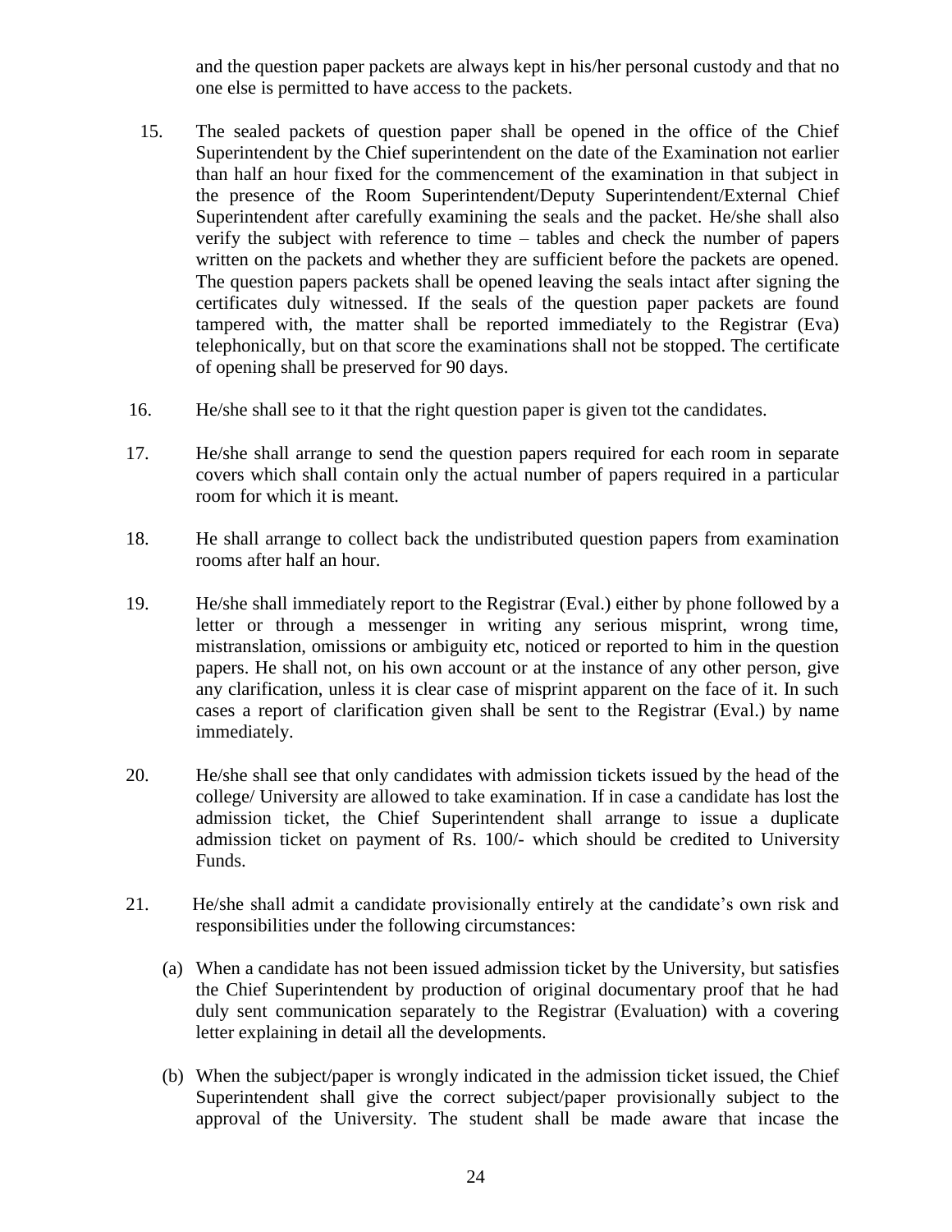and the question paper packets are always kept in his/her personal custody and that no one else is permitted to have access to the packets.

15. The sealed packets of question paper shall be opened in the office of the Chief Superintendent by the Chief superintendent on the date of the Examination not earlier than half an hour fixed for the commencement of the examination in that subject in the presence of the Room Superintendent/Deputy Superintendent/External Chief Superintendent after carefully examining the seals and the packet. He/she shall also verify the subject with reference to time – tables and check the number of papers written on the packets and whether they are sufficient before the packets are opened. The question papers packets shall be opened leaving the seals intact after signing the certificates duly witnessed. If the seals of the question paper packets are found tampered with, the matter shall be reported immediately to the Registrar (Eva) telephonically, but on that score the examinations shall not be stopped. The certificate of opening shall be preserved for 90 days.

16. He/she shall see to it that the right question paper is given tot the candidates.

17. He/she shall arrange to send the question papers required for each room in separate covers which shall contain only the actual number of papers required in a particular room for which it is meant.

18. He shall arrange to collect back the undistributed question papers from examination rooms after half an hour.

19. He/she shall immediately report to the Registrar (Eval.) either by phone followed by a letter or through a messenger in writing any serious misprint, wrong time, mistranslation, omissions or ambiguity etc, noticed or reported to him in the question papers. He shall not, on his own account or at the instance of any other person, give any clarification, unless it is clear case of misprint apparent on the face of it. In such cases a report of clarification given shall be sent to the Registrar (Eval.) by name immediately.

20. He/she shall see that only candidates with admission tickets issued by the head of the college/ University are allowed to take examination. If in case a candidate has lost the admission ticket, the Chief Superintendent shall arrange to issue a duplicate admission ticket on payment of Rs. 100/- which should be credited to University Funds.

21. He/she shall admit a candidate provisionally entirely at the candidate's own risk and responsibilities under the following circumstances:

    (a) When a candidate has not been issued admission ticket by the University, but satisfies the Chief Superintendent by production of original documentary proof that he had duly sent communication separately to the Registrar (Evaluation) with a covering letter explaining in detail all the developments.

    (b) When the subject/paper is wrongly indicated in the admission ticket issued, the Chief Superintendent shall give the correct subject/paper provisionally subject to the approval of the University. The student shall be made aware that incase the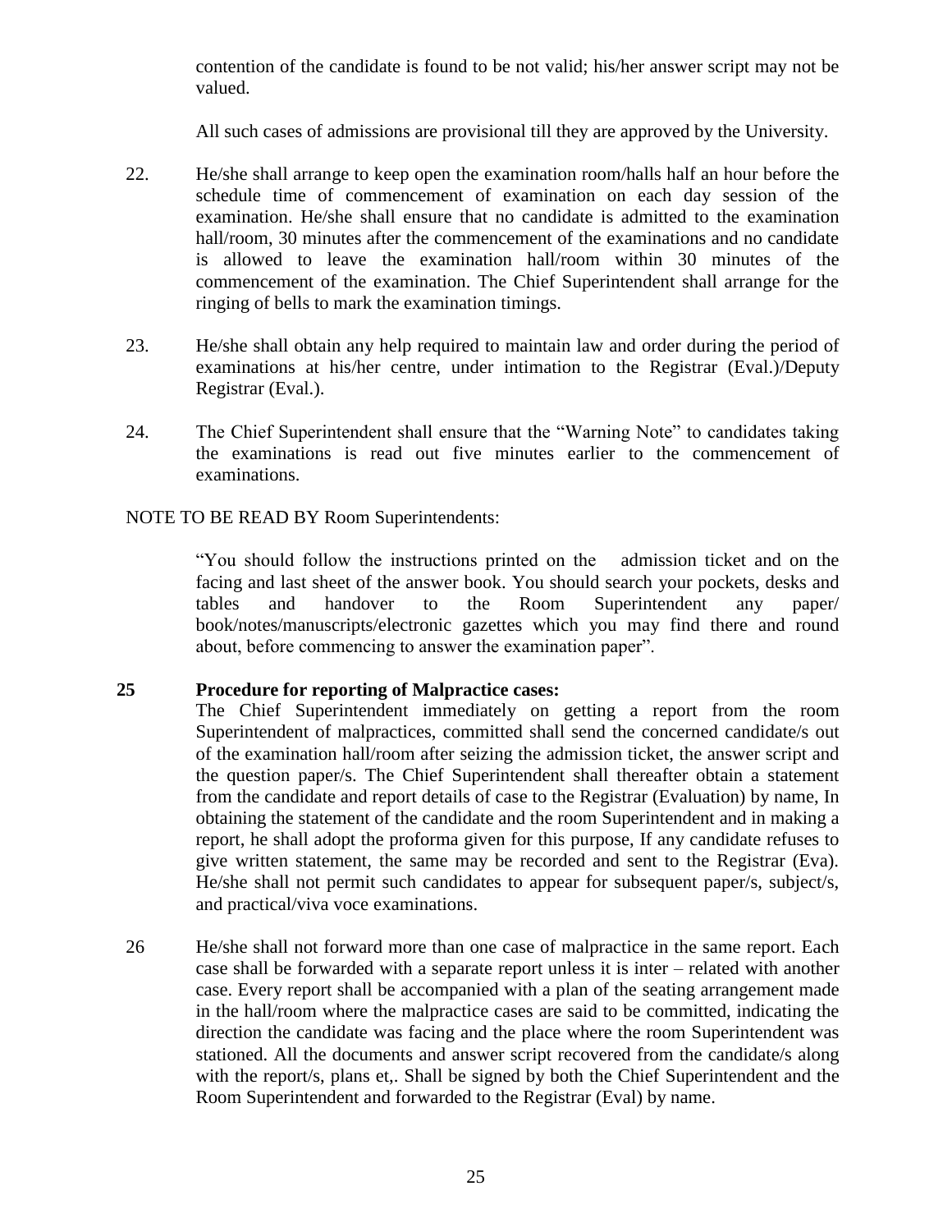contention of the candidate is found to be not valid; his/her answer script may not be valued.

All such cases of admissions are provisional till they are approved by the University.

22. He/she shall arrange to keep open the examination room/halls half an hour before the schedule time of commencement of examination on each day session of the examination. He/she shall ensure that no candidate is admitted to the examination hall/room, 30 minutes after the commencement of the examinations and no candidate is allowed to leave the examination hall/room within 30 minutes of the commencement of the examination. The Chief Superintendent shall arrange for the ringing of bells to mark the examination timings.

23. He/she shall obtain any help required to maintain law and order during the period of examinations at his/her centre, under intimation to the Registrar (Eval.)/Deputy Registrar (Eval.).

24. The Chief Superintendent shall ensure that the "Warning Note" to candidates taking the examinations is read out five minutes earlier to the commencement of examinations.

NOTE TO BE READ BY Room Superintendents:

"You should follow the instructions printed on the admission ticket and on the facing and last sheet of the answer book. You should search your pockets, desks and tables and handover to the Room Superintendent any paper/ book/notes/manuscripts/electronic gazettes which you may find there and round about, before commencing to answer the examination paper".

**25 Procedure for reporting of Malpractice cases:**

The Chief Superintendent immediately on getting a report from the room Superintendent of malpractices, committed shall send the concerned candidate/s out of the examination hall/room after seizing the admission ticket, the answer script and the question paper/s. The Chief Superintendent shall thereafter obtain a statement from the candidate and report details of case to the Registrar (Evaluation) by name, In obtaining the statement of the candidate and the room Superintendent and in making a report, he shall adopt the proforma given for this purpose, If any candidate refuses to give written statement, the same may be recorded and sent to the Registrar (Eva). He/she shall not permit such candidates to appear for subsequent paper/s, subject/s, and practical/viva voce examinations.

26 He/she shall not forward more than one case of malpractice in the same report. Each case shall be forwarded with a separate report unless it is inter – related with another case. Every report shall be accompanied with a plan of the seating arrangement made in the hall/room where the malpractice cases are said to be committed, indicating the direction the candidate was facing and the place where the room Superintendent was stationed. All the documents and answer script recovered from the candidate/s along with the report/s, plans et,. Shall be signed by both the Chief Superintendent and the Room Superintendent and forwarded to the Registrar (Eval) by name.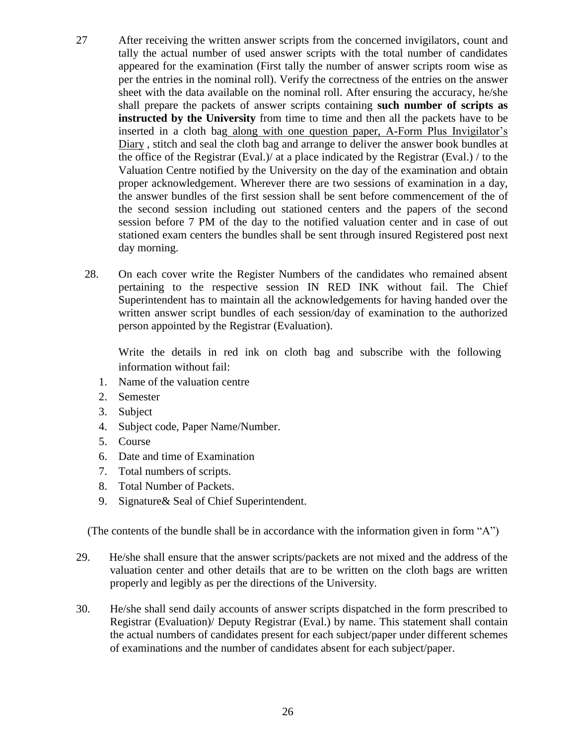27. After receiving the written answer scripts from the concerned invigilators, count and tally the actual number of used answer scripts with the total number of candidates appeared for the examination (First tally the number of answer scripts room wise as per the entries in the nominal roll). Verify the correctness of the entries on the answer sheet with the data available on the nominal roll. After ensuring the accuracy, he/she shall prepare the packets of answer scripts containing **such number of scripts as instructed by the University** from time to time and then all the packets have to be inserted in a cloth bag along with one question paper, A-Form Plus Invigilator's Diary , stitch and seal the cloth bag and arrange to deliver the answer book bundles at the office of the Registrar (Eval.)/ at a place indicated by the Registrar (Eval.) / to the Valuation Centre notified by the University on the day of the examination and obtain proper acknowledgement. Wherever there are two sessions of examination in a day, the answer bundles of the first session shall be sent before commencement of the of the second session including out stationed centers and the papers of the second session before 7 PM of the day to the notified valuation center and in case of out stationed exam centers the bundles shall be sent through insured Registered post next day morning.

28. On each cover write the Register Numbers of the candidates who remained absent pertaining to the respective session IN RED INK without fail. The Chief Superintendent has to maintain all the acknowledgements for having handed over the written answer script bundles of each session/day of examination to the authorized person appointed by the Registrar (Evaluation).

    Write the details in red ink on cloth bag and subscribe with the following information without fail:

    1. Name of the valuation centre
    2. Semester
    3. Subject
    4. Subject code, Paper Name/Number.
    5. Course
    6. Date and time of Examination
    7. Total numbers of scripts.
    8. Total Number of Packets.
    9. Signature& Seal of Chief Superintendent.

(The contents of the bundle shall be in accordance with the information given in form "A")

29. He/she shall ensure that the answer scripts/packets are not mixed and the address of the valuation center and other details that are to be written on the cloth bags are written properly and legibly as per the directions of the University.

30. He/she shall send daily accounts of answer scripts dispatched in the form prescribed to Registrar (Evaluation)/ Deputy Registrar (Eval.) by name. This statement shall contain the actual numbers of candidates present for each subject/paper under different schemes of examinations and the number of candidates absent for each subject/paper.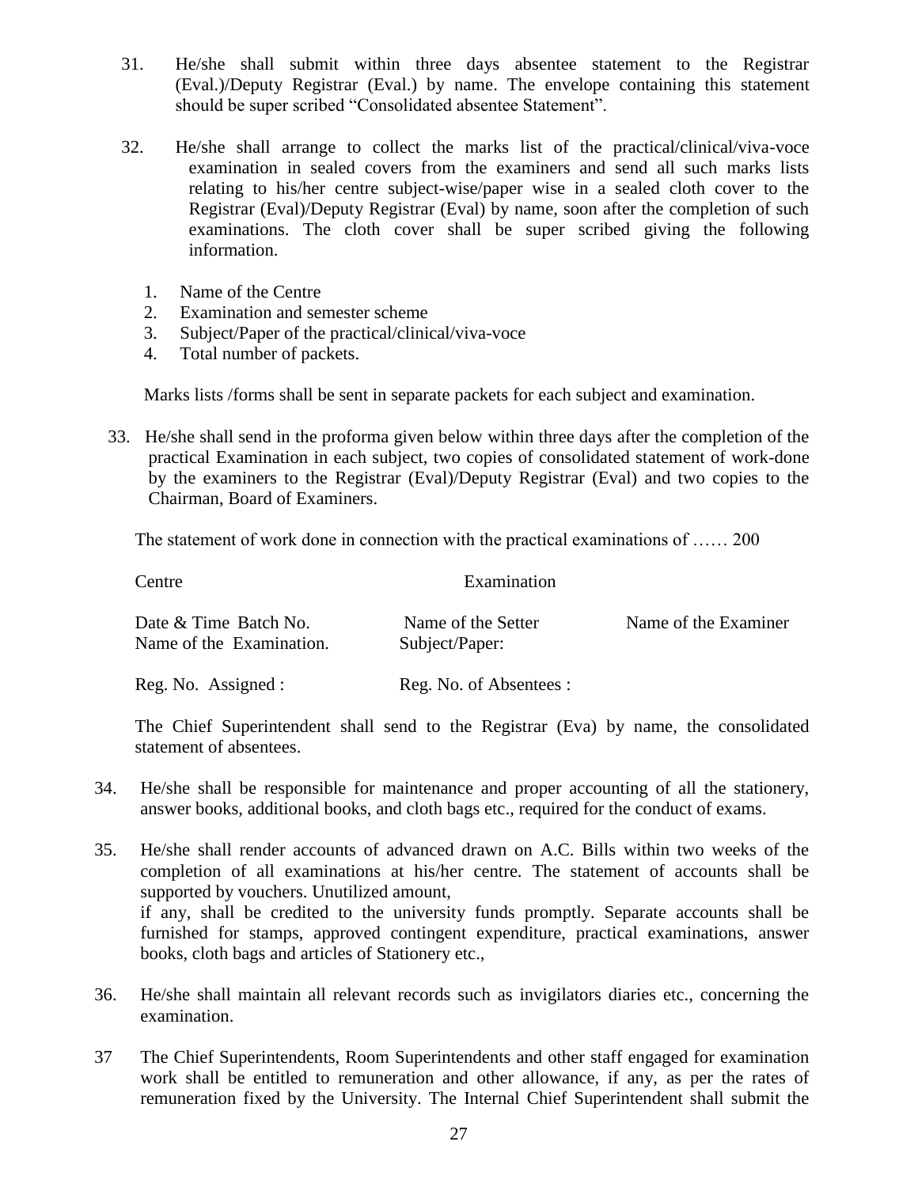31. He/she shall submit within three days absentee statement to the Registrar (Eval.)/Deputy Registrar (Eval.) by name. The envelope containing this statement should be super scribed "Consolidated absentee Statement".

32. He/she shall arrange to collect the marks list of the practical/clinical/viva-voce examination in sealed covers from the examiners and send all such marks lists relating to his/her centre subject-wise/paper wise in a sealed cloth cover to the Registrar (Eval)/Deputy Registrar (Eval) by name, soon after the completion of such examinations. The cloth cover shall be super scribed giving the following information.

    1. Name of the Centre
    2. Examination and semester scheme
    3. Subject/Paper of the practical/clinical/viva-voce
    4. Total number of packets.

    Marks lists /forms shall be sent in separate packets for each subject and examination.

33. He/she shall send in the proforma given below within three days after the completion of the practical Examination in each subject, two copies of consolidated statement of work-done by the examiners to the Registrar (Eval)/Deputy Registrar (Eval) and two copies to the Chairman, Board of Examiners.

    The statement of work done in connection with the practical examinations of …… 200

    | Centre | Examination | |
    |---|---|---|
    | Date & Time Batch No. Name of the Examination. | Name of the Setter Subject/Paper: | Name of the Examiner |
    | Reg. No. Assigned : | Reg. No. of Absentees : | |

    The Chief Superintendent shall send to the Registrar (Eva) by name, the consolidated statement of absentees.

34. He/she shall be responsible for maintenance and proper accounting of all the stationery, answer books, additional books, and cloth bags etc., required for the conduct of exams.

35. He/she shall render accounts of advanced drawn on A.C. Bills within two weeks of the completion of all examinations at his/her centre. The statement of accounts shall be supported by vouchers. Unutilized amount, if any, shall be credited to the university funds promptly. Separate accounts shall be furnished for stamps, approved contingent expenditure, practical examinations, answer books, cloth bags and articles of Stationery etc.,

36. He/she shall maintain all relevant records such as invigilators diaries etc., concerning the examination.

37 The Chief Superintendents, Room Superintendents and other staff engaged for examination work shall be entitled to remuneration and other allowance, if any, as per the rates of remuneration fixed by the University. The Internal Chief Superintendent shall submit the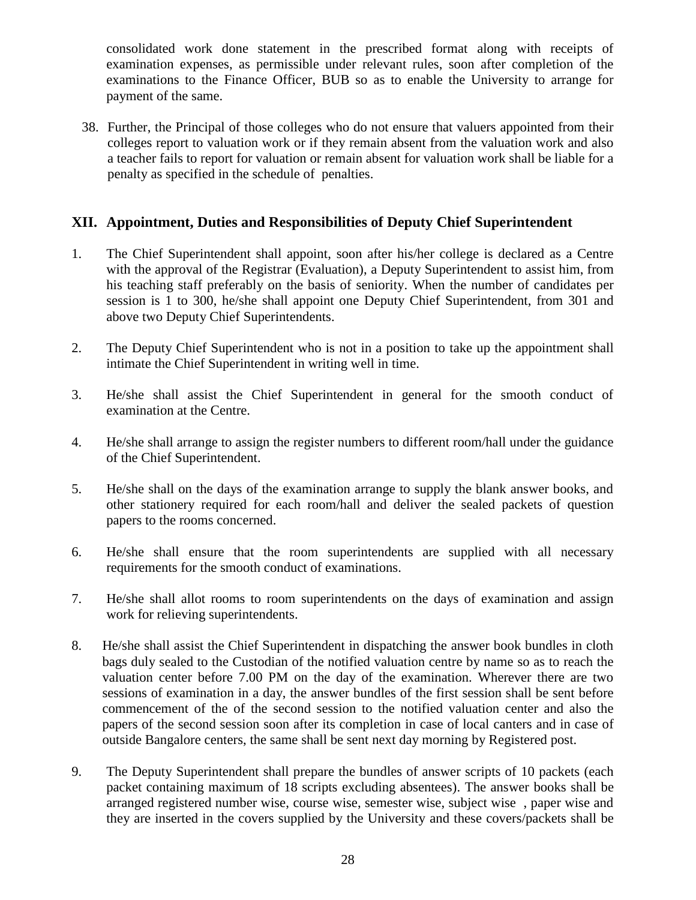consolidated work done statement in the prescribed format along with receipts of examination expenses, as permissible under relevant rules, soon after completion of the examinations to the Finance Officer, BUB so as to enable the University to arrange for payment of the same.

38. Further, the Principal of those colleges who do not ensure that valuers appointed from their colleges report to valuation work or if they remain absent from the valuation work and also a teacher fails to report for valuation or remain absent for valuation work shall be liable for a penalty as specified in the schedule of penalties.

## XII. Appointment, Duties and Responsibilities of Deputy Chief Superintendent

1. The Chief Superintendent shall appoint, soon after his/her college is declared as a Centre with the approval of the Registrar (Evaluation), a Deputy Superintendent to assist him, from his teaching staff preferably on the basis of seniority. When the number of candidates per session is 1 to 300, he/she shall appoint one Deputy Chief Superintendent, from 301 and above two Deputy Chief Superintendents.

2. The Deputy Chief Superintendent who is not in a position to take up the appointment shall intimate the Chief Superintendent in writing well in time.

3. He/she shall assist the Chief Superintendent in general for the smooth conduct of examination at the Centre.

4. He/she shall arrange to assign the register numbers to different room/hall under the guidance of the Chief Superintendent.

5. He/she shall on the days of the examination arrange to supply the blank answer books, and other stationery required for each room/hall and deliver the sealed packets of question papers to the rooms concerned.

6. He/she shall ensure that the room superintendents are supplied with all necessary requirements for the smooth conduct of examinations.

7. He/she shall allot rooms to room superintendents on the days of examination and assign work for relieving superintendents.

8. He/she shall assist the Chief Superintendent in dispatching the answer book bundles in cloth bags duly sealed to the Custodian of the notified valuation centre by name so as to reach the valuation center before 7.00 PM on the day of the examination. Wherever there are two sessions of examination in a day, the answer bundles of the first session shall be sent before commencement of the of the second session to the notified valuation center and also the papers of the second session soon after its completion in case of local canters and in case of outside Bangalore centers, the same shall be sent next day morning by Registered post.

9. The Deputy Superintendent shall prepare the bundles of answer scripts of 10 packets (each packet containing maximum of 18 scripts excluding absentees). The answer books shall be arranged registered number wise, course wise, semester wise, subject wise , paper wise and they are inserted in the covers supplied by the University and these covers/packets shall be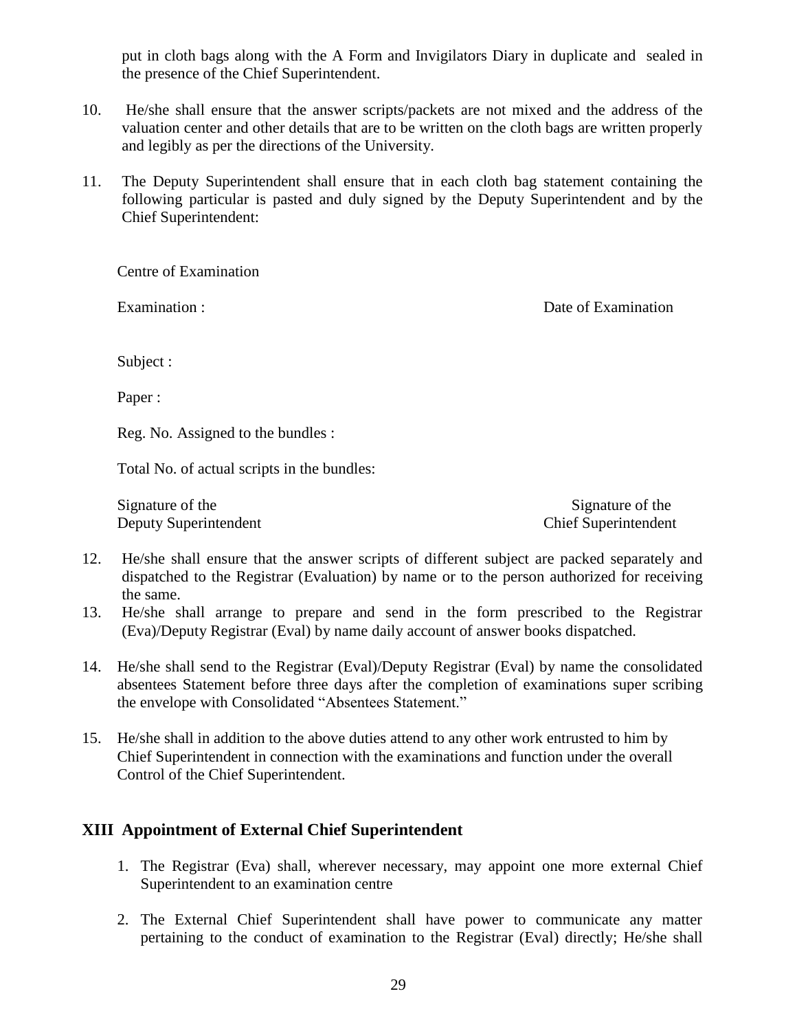put in cloth bags along with the A Form and Invigilators Diary in duplicate and sealed in the presence of the Chief Superintendent.

10. He/she shall ensure that the answer scripts/packets are not mixed and the address of the valuation center and other details that are to be written on the cloth bags are written properly and legibly as per the directions of the University.

11. The Deputy Superintendent shall ensure that in each cloth bag statement containing the following particular is pasted and duly signed by the Deputy Superintendent and by the Chief Superintendent:

    Centre of Examination

    Examination : Date of Examination

    Subject :

    Paper :

    Reg. No. Assigned to the bundles :

    Total No. of actual scripts in the bundles:

    Signature of the Deputy Superintendent | Signature of the Chief Superintendent

12. He/she shall ensure that the answer scripts of different subject are packed separately and dispatched to the Registrar (Evaluation) by name or to the person authorized for receiving the same.

13. He/she shall arrange to prepare and send in the form prescribed to the Registrar (Eva)/Deputy Registrar (Eval) by name daily account of answer books dispatched.

14. He/she shall send to the Registrar (Eval)/Deputy Registrar (Eval) by name the consolidated absentees Statement before three days after the completion of examinations super scribing the envelope with Consolidated "Absentees Statement."

15. He/she shall in addition to the above duties attend to any other work entrusted to him by Chief Superintendent in connection with the examinations and function under the overall Control of the Chief Superintendent.

## XIII Appointment of External Chief Superintendent

1. The Registrar (Eva) shall, wherever necessary, may appoint one more external Chief Superintendent to an examination centre

2. The External Chief Superintendent shall have power to communicate any matter pertaining to the conduct of examination to the Registrar (Eval) directly; He/she shall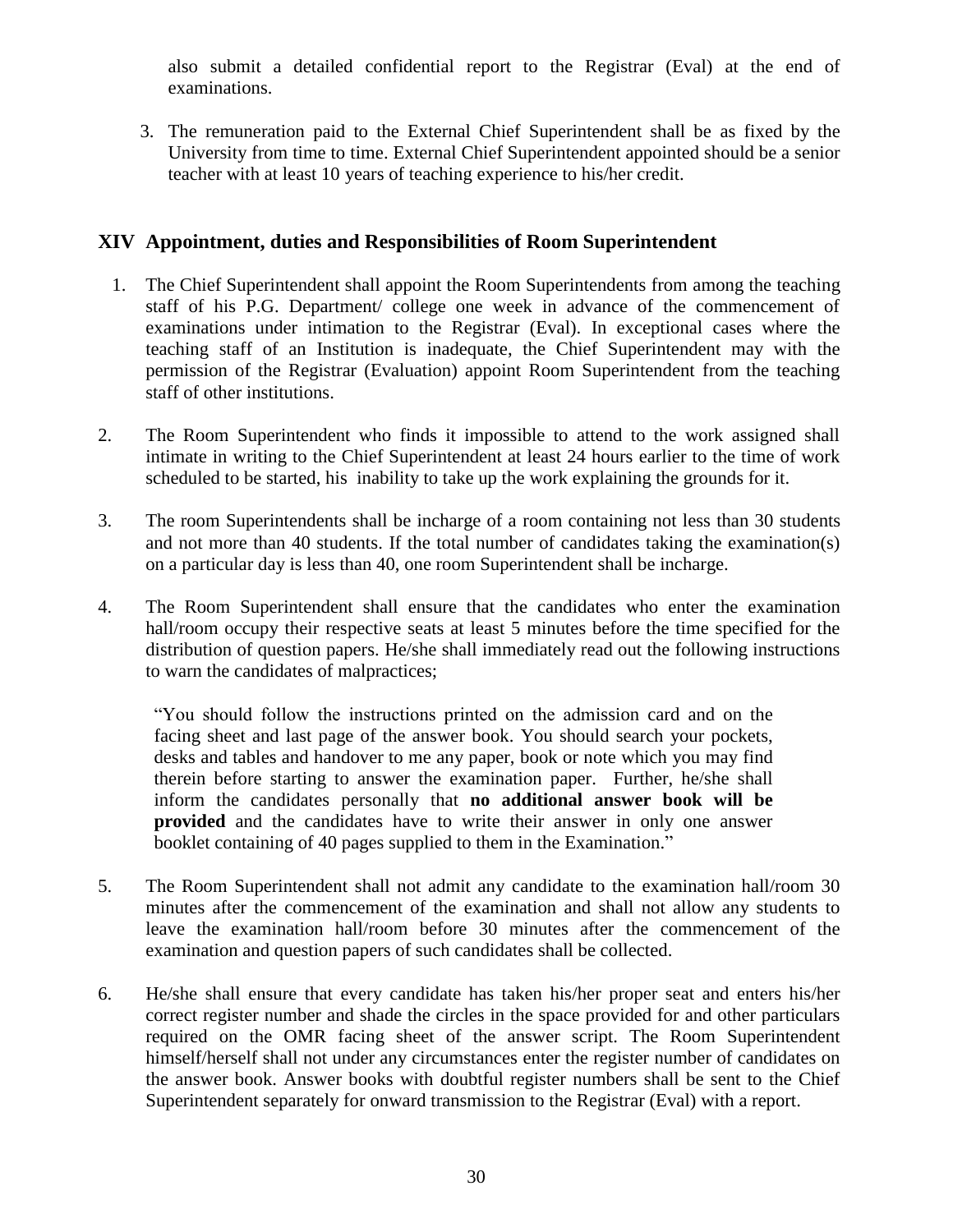also submit a detailed confidential report to the Registrar (Eval) at the end of examinations.

3. The remuneration paid to the External Chief Superintendent shall be as fixed by the University from time to time. External Chief Superintendent appointed should be a senior teacher with at least 10 years of teaching experience to his/her credit.

## XIV Appointment, duties and Responsibilities of Room Superintendent

1. The Chief Superintendent shall appoint the Room Superintendents from among the teaching staff of his P.G. Department/ college one week in advance of the commencement of examinations under intimation to the Registrar (Eval). In exceptional cases where the teaching staff of an Institution is inadequate, the Chief Superintendent may with the permission of the Registrar (Evaluation) appoint Room Superintendent from the teaching staff of other institutions.

2. The Room Superintendent who finds it impossible to attend to the work assigned shall intimate in writing to the Chief Superintendent at least 24 hours earlier to the time of work scheduled to be started, his inability to take up the work explaining the grounds for it.

3. The room Superintendents shall be incharge of a room containing not less than 30 students and not more than 40 students. If the total number of candidates taking the examination(s) on a particular day is less than 40, one room Superintendent shall be incharge.

4. The Room Superintendent shall ensure that the candidates who enter the examination hall/room occupy their respective seats at least 5 minutes before the time specified for the distribution of question papers. He/she shall immediately read out the following instructions to warn the candidates of malpractices;

   "You should follow the instructions printed on the admission card and on the facing sheet and last page of the answer book. You should search your pockets, desks and tables and handover to me any paper, book or note which you may find therein before starting to answer the examination paper. Further, he/she shall inform the candidates personally that **no additional answer book will be provided** and the candidates have to write their answer in only one answer booklet containing of 40 pages supplied to them in the Examination."

5. The Room Superintendent shall not admit any candidate to the examination hall/room 30 minutes after the commencement of the examination and shall not allow any students to leave the examination hall/room before 30 minutes after the commencement of the examination and question papers of such candidates shall be collected.

6. He/she shall ensure that every candidate has taken his/her proper seat and enters his/her correct register number and shade the circles in the space provided for and other particulars required on the OMR facing sheet of the answer script. The Room Superintendent himself/herself shall not under any circumstances enter the register number of candidates on the answer book. Answer books with doubtful register numbers shall be sent to the Chief Superintendent separately for onward transmission to the Registrar (Eval) with a report.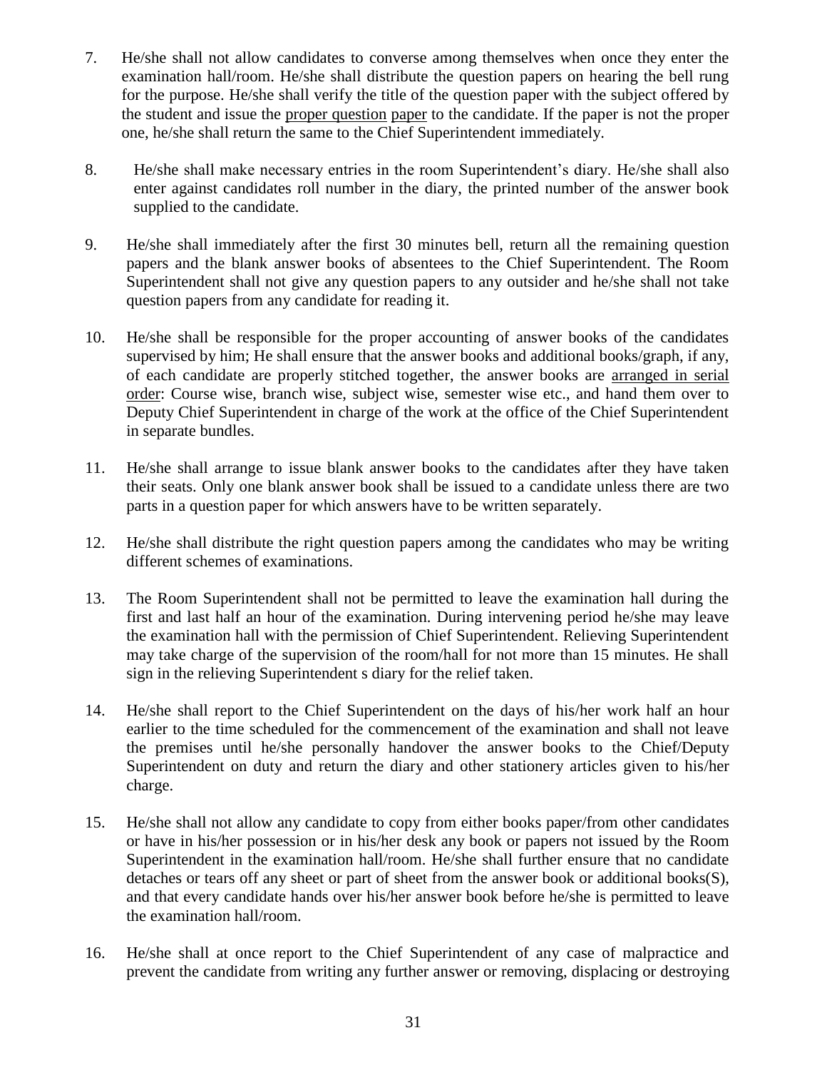7. He/she shall not allow candidates to converse among themselves when once they enter the examination hall/room. He/she shall distribute the question papers on hearing the bell rung for the purpose. He/she shall verify the title of the question paper with the subject offered by the student and issue the proper question paper to the candidate. If the paper is not the proper one, he/she shall return the same to the Chief Superintendent immediately.

8. He/she shall make necessary entries in the room Superintendent's diary. He/she shall also enter against candidates roll number in the diary, the printed number of the answer book supplied to the candidate.

9. He/she shall immediately after the first 30 minutes bell, return all the remaining question papers and the blank answer books of absentees to the Chief Superintendent. The Room Superintendent shall not give any question papers to any outsider and he/she shall not take question papers from any candidate for reading it.

10. He/she shall be responsible for the proper accounting of answer books of the candidates supervised by him; He shall ensure that the answer books and additional books/graph, if any, of each candidate are properly stitched together, the answer books are arranged in serial order: Course wise, branch wise, subject wise, semester wise etc., and hand them over to Deputy Chief Superintendent in charge of the work at the office of the Chief Superintendent in separate bundles.

11. He/she shall arrange to issue blank answer books to the candidates after they have taken their seats. Only one blank answer book shall be issued to a candidate unless there are two parts in a question paper for which answers have to be written separately.

12. He/she shall distribute the right question papers among the candidates who may be writing different schemes of examinations.

13. The Room Superintendent shall not be permitted to leave the examination hall during the first and last half an hour of the examination. During intervening period he/she may leave the examination hall with the permission of Chief Superintendent. Relieving Superintendent may take charge of the supervision of the room/hall for not more than 15 minutes. He shall sign in the relieving Superintendent s diary for the relief taken.

14. He/she shall report to the Chief Superintendent on the days of his/her work half an hour earlier to the time scheduled for the commencement of the examination and shall not leave the premises until he/she personally handover the answer books to the Chief/Deputy Superintendent on duty and return the diary and other stationery articles given to his/her charge.

15. He/she shall not allow any candidate to copy from either books paper/from other candidates or have in his/her possession or in his/her desk any book or papers not issued by the Room Superintendent in the examination hall/room. He/she shall further ensure that no candidate detaches or tears off any sheet or part of sheet from the answer book or additional books(S), and that every candidate hands over his/her answer book before he/she is permitted to leave the examination hall/room.

16. He/she shall at once report to the Chief Superintendent of any case of malpractice and prevent the candidate from writing any further answer or removing, displacing or destroying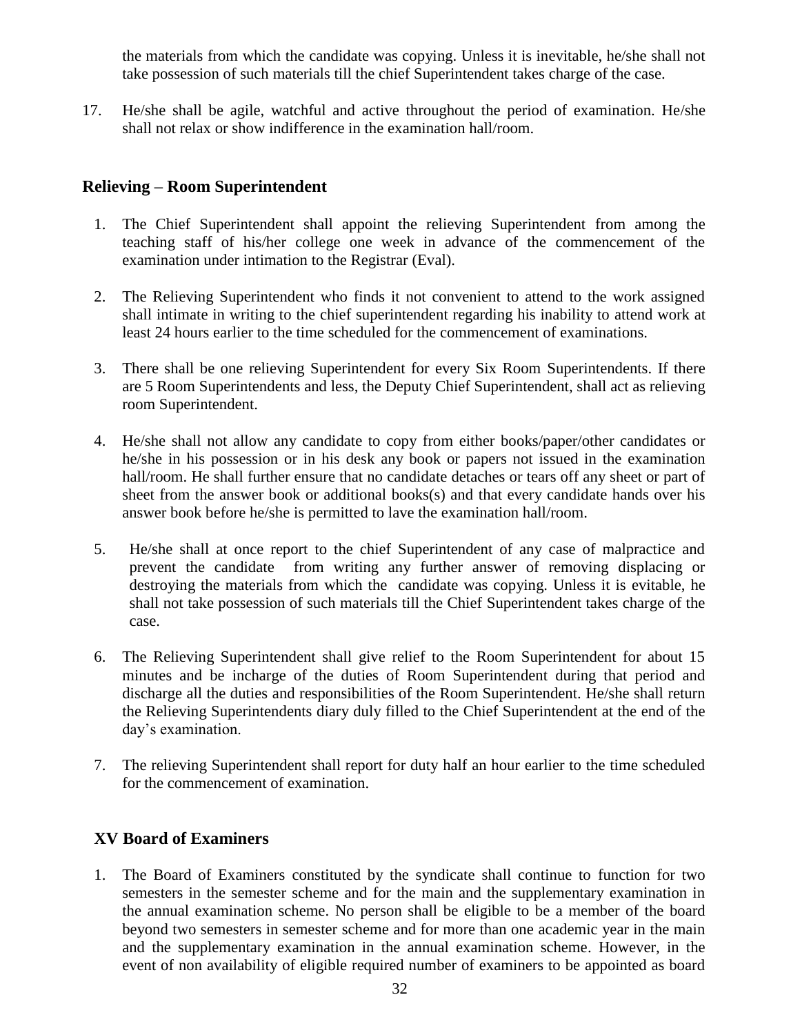the materials from which the candidate was copying. Unless it is inevitable, he/she shall not take possession of such materials till the chief Superintendent takes charge of the case.

17. He/she shall be agile, watchful and active throughout the period of examination. He/she shall not relax or show indifference in the examination hall/room.

### Relieving – Room Superintendent

1. The Chief Superintendent shall appoint the relieving Superintendent from among the teaching staff of his/her college one week in advance of the commencement of the examination under intimation to the Registrar (Eval).

2. The Relieving Superintendent who finds it not convenient to attend to the work assigned shall intimate in writing to the chief superintendent regarding his inability to attend work at least 24 hours earlier to the time scheduled for the commencement of examinations.

3. There shall be one relieving Superintendent for every Six Room Superintendents. If there are 5 Room Superintendents and less, the Deputy Chief Superintendent, shall act as relieving room Superintendent.

4. He/she shall not allow any candidate to copy from either books/paper/other candidates or he/she in his possession or in his desk any book or papers not issued in the examination hall/room. He shall further ensure that no candidate detaches or tears off any sheet or part of sheet from the answer book or additional books(s) and that every candidate hands over his answer book before he/she is permitted to lave the examination hall/room.

5. He/she shall at once report to the chief Superintendent of any case of malpractice and prevent the candidate from writing any further answer of removing displacing or destroying the materials from which the candidate was copying. Unless it is evitable, he shall not take possession of such materials till the Chief Superintendent takes charge of the case.

6. The Relieving Superintendent shall give relief to the Room Superintendent for about 15 minutes and be incharge of the duties of Room Superintendent during that period and discharge all the duties and responsibilities of the Room Superintendent. He/she shall return the Relieving Superintendents diary duly filled to the Chief Superintendent at the end of the day's examination.

7. The relieving Superintendent shall report for duty half an hour earlier to the time scheduled for the commencement of examination.

## XV Board of Examiners

1. The Board of Examiners constituted by the syndicate shall continue to function for two semesters in the semester scheme and for the main and the supplementary examination in the annual examination scheme. No person shall be eligible to be a member of the board beyond two semesters in semester scheme and for more than one academic year in the main and the supplementary examination in the annual examination scheme. However, in the event of non availability of eligible required number of examiners to be appointed as board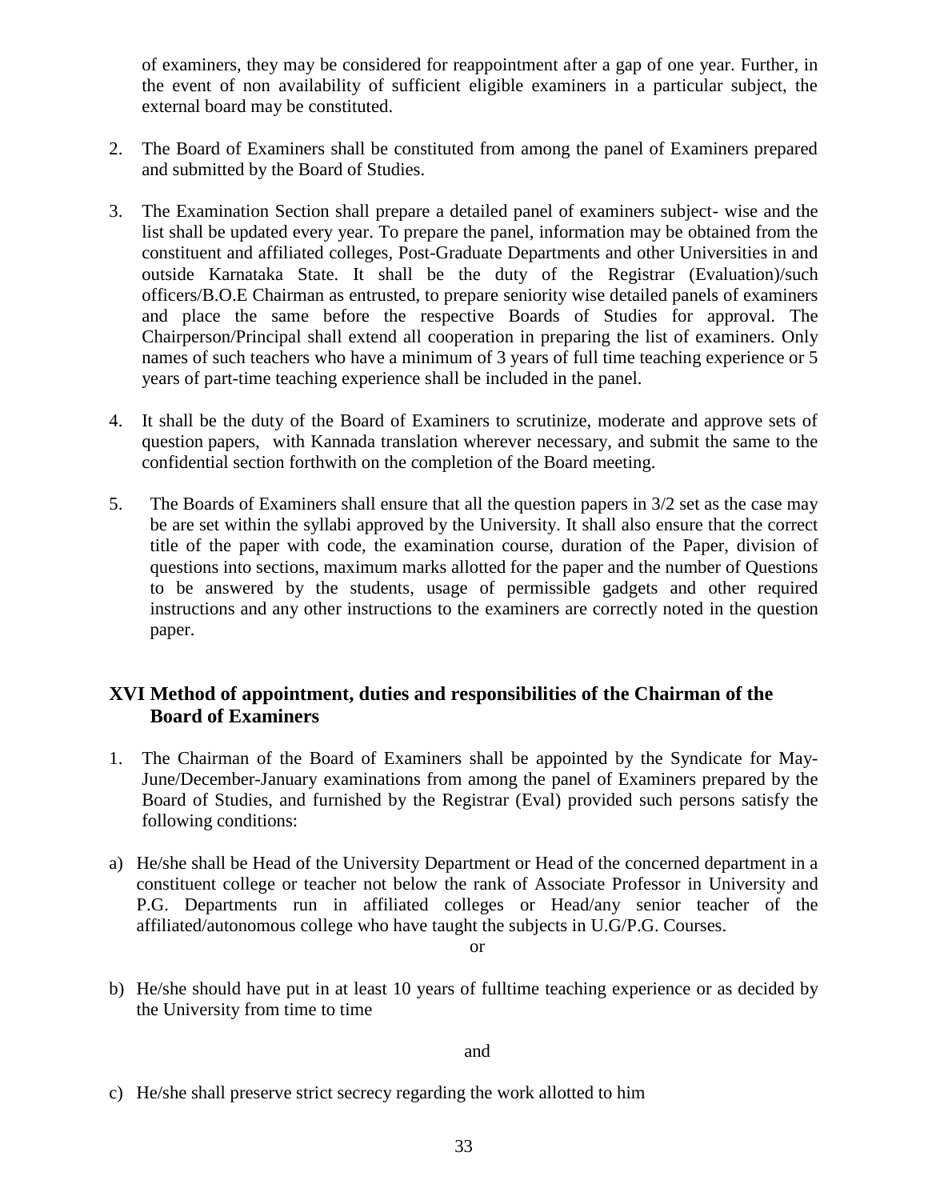of examiners, they may be considered for reappointment after a gap of one year. Further, in the event of non availability of sufficient eligible examiners in a particular subject, the external board may be constituted.

2. The Board of Examiners shall be constituted from among the panel of Examiners prepared and submitted by the Board of Studies.

3. The Examination Section shall prepare a detailed panel of examiners subject- wise and the list shall be updated every year. To prepare the panel, information may be obtained from the constituent and affiliated colleges, Post-Graduate Departments and other Universities in and outside Karnataka State. It shall be the duty of the Registrar (Evaluation)/such officers/B.O.E Chairman as entrusted, to prepare seniority wise detailed panels of examiners and place the same before the respective Boards of Studies for approval. The Chairperson/Principal shall extend all cooperation in preparing the list of examiners. Only names of such teachers who have a minimum of 3 years of full time teaching experience or 5 years of part-time teaching experience shall be included in the panel.

4. It shall be the duty of the Board of Examiners to scrutinize, moderate and approve sets of question papers, with Kannada translation wherever necessary, and submit the same to the confidential section forthwith on the completion of the Board meeting.

5. The Boards of Examiners shall ensure that all the question papers in 3/2 set as the case may be are set within the syllabi approved by the University. It shall also ensure that the correct title of the paper with code, the examination course, duration of the Paper, division of questions into sections, maximum marks allotted for the paper and the number of Questions to be answered by the students, usage of permissible gadgets and other required instructions and any other instructions to the examiners are correctly noted in the question paper.

## XVI Method of appointment, duties and responsibilities of the Chairman of the Board of Examiners

1. The Chairman of the Board of Examiners shall be appointed by the Syndicate for May-June/December-January examinations from among the panel of Examiners prepared by the Board of Studies, and furnished by the Registrar (Eval) provided such persons satisfy the following conditions:

a) He/she shall be Head of the University Department or Head of the concerned department in a constituent college or teacher not below the rank of Associate Professor in University and P.G. Departments run in affiliated colleges or Head/any senior teacher of the affiliated/autonomous college who have taught the subjects in U.G/P.G. Courses.

or

b) He/she should have put in at least 10 years of fulltime teaching experience or as decided by the University from time to time

and

c) He/she shall preserve strict secrecy regarding the work allotted to him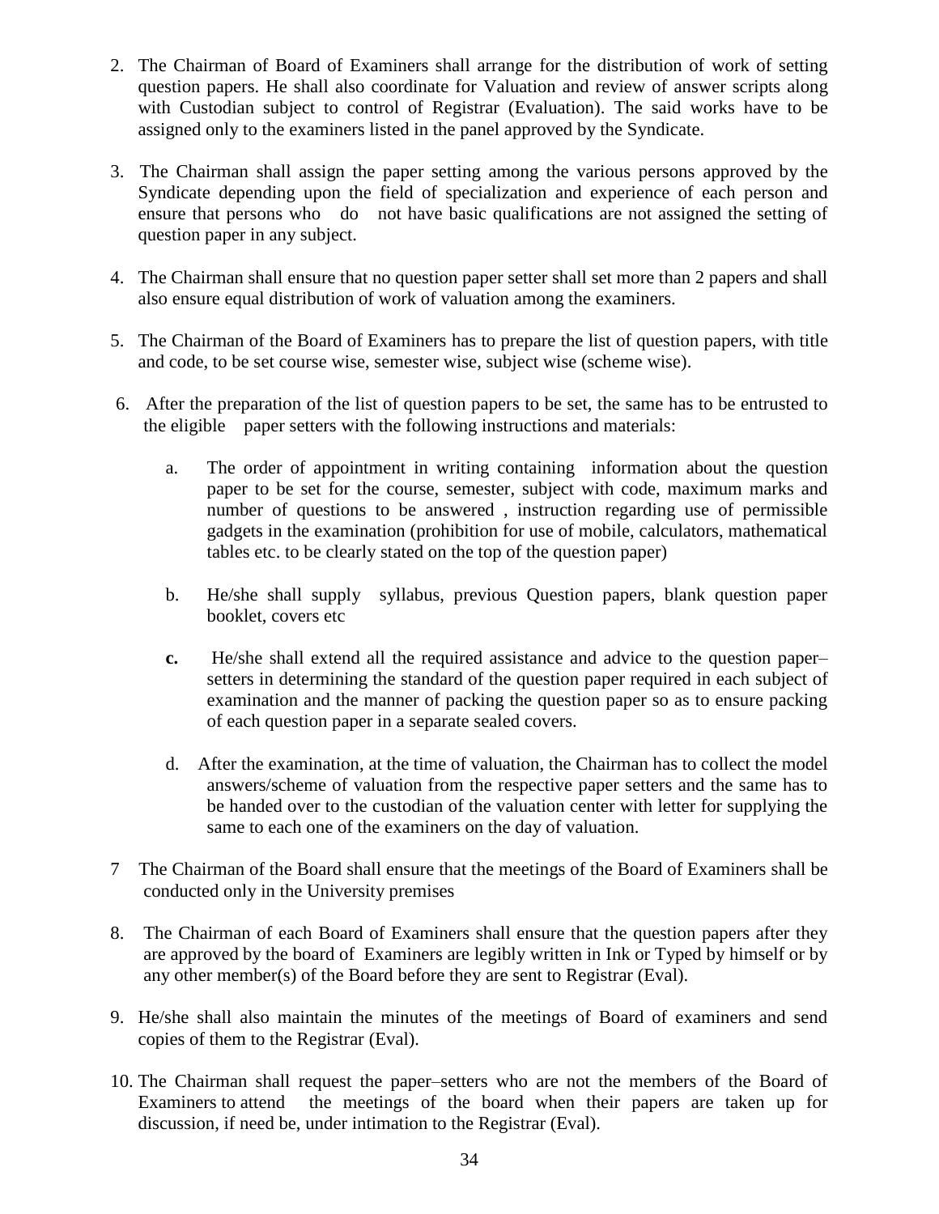2. The Chairman of Board of Examiners shall arrange for the distribution of work of setting question papers. He shall also coordinate for Valuation and review of answer scripts along with Custodian subject to control of Registrar (Evaluation). The said works have to be assigned only to the examiners listed in the panel approved by the Syndicate.

3. The Chairman shall assign the paper setting among the various persons approved by the Syndicate depending upon the field of specialization and experience of each person and ensure that persons who do not have basic qualifications are not assigned the setting of question paper in any subject.

4. The Chairman shall ensure that no question paper setter shall set more than 2 papers and shall also ensure equal distribution of work of valuation among the examiners.

5. The Chairman of the Board of Examiners has to prepare the list of question papers, with title and code, to be set course wise, semester wise, subject wise (scheme wise).

6. After the preparation of the list of question papers to be set, the same has to be entrusted to the eligible paper setters with the following instructions and materials:

    a. The order of appointment in writing containing information about the question paper to be set for the course, semester, subject with code, maximum marks and number of questions to be answered , instruction regarding use of permissible gadgets in the examination (prohibition for use of mobile, calculators, mathematical tables etc. to be clearly stated on the top of the question paper)

    b. He/she shall supply syllabus, previous Question papers, blank question paper booklet, covers etc

    **c.** He/she shall extend all the required assistance and advice to the question paper–setters in determining the standard of the question paper required in each subject of examination and the manner of packing the question paper so as to ensure packing of each question paper in a separate sealed covers.

    d. After the examination, at the time of valuation, the Chairman has to collect the model answers/scheme of valuation from the respective paper setters and the same has to be handed over to the custodian of the valuation center with letter for supplying the same to each one of the examiners on the day of valuation.

7 The Chairman of the Board shall ensure that the meetings of the Board of Examiners shall be conducted only in the University premises

8. The Chairman of each Board of Examiners shall ensure that the question papers after they are approved by the board of Examiners are legibly written in Ink or Typed by himself or by any other member(s) of the Board before they are sent to Registrar (Eval).

9. He/she shall also maintain the minutes of the meetings of Board of examiners and send copies of them to the Registrar (Eval).

10. The Chairman shall request the paper–setters who are not the members of the Board of Examiners to attend the meetings of the board when their papers are taken up for discussion, if need be, under intimation to the Registrar (Eval).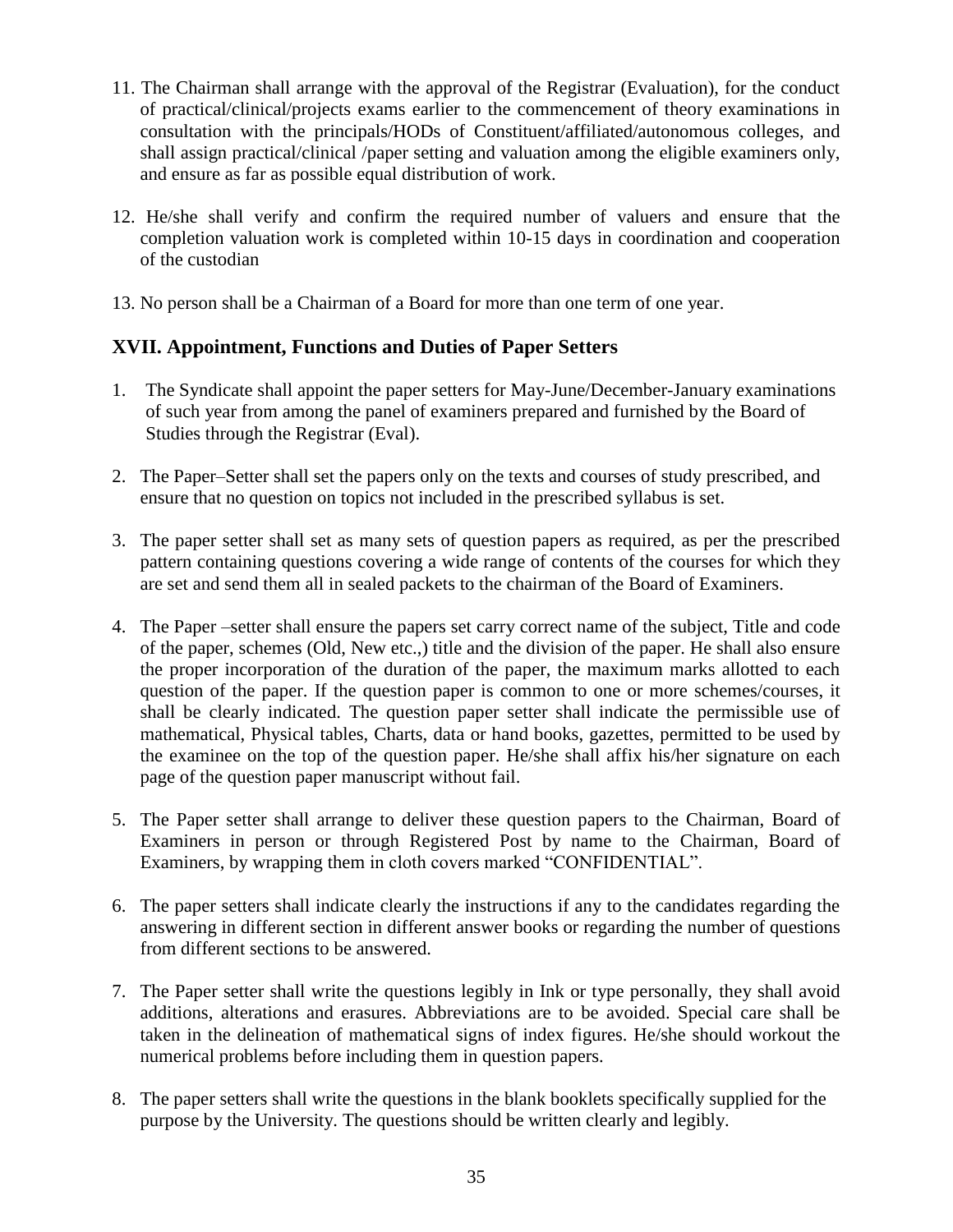11. The Chairman shall arrange with the approval of the Registrar (Evaluation), for the conduct of practical/clinical/projects exams earlier to the commencement of theory examinations in consultation with the principals/HODs of Constituent/affiliated/autonomous colleges, and shall assign practical/clinical /paper setting and valuation among the eligible examiners only, and ensure as far as possible equal distribution of work.

12. He/she shall verify and confirm the required number of valuers and ensure that the completion valuation work is completed within 10-15 days in coordination and cooperation of the custodian

13. No person shall be a Chairman of a Board for more than one term of one year.

## XVII. Appointment, Functions and Duties of Paper Setters

1. The Syndicate shall appoint the paper setters for May-June/December-January examinations of such year from among the panel of examiners prepared and furnished by the Board of Studies through the Registrar (Eval).

2. The Paper–Setter shall set the papers only on the texts and courses of study prescribed, and ensure that no question on topics not included in the prescribed syllabus is set.

3. The paper setter shall set as many sets of question papers as required, as per the prescribed pattern containing questions covering a wide range of contents of the courses for which they are set and send them all in sealed packets to the chairman of the Board of Examiners.

4. The Paper –setter shall ensure the papers set carry correct name of the subject, Title and code of the paper, schemes (Old, New etc.,) title and the division of the paper. He shall also ensure the proper incorporation of the duration of the paper, the maximum marks allotted to each question of the paper. If the question paper is common to one or more schemes/courses, it shall be clearly indicated. The question paper setter shall indicate the permissible use of mathematical, Physical tables, Charts, data or hand books, gazettes, permitted to be used by the examinee on the top of the question paper. He/she shall affix his/her signature on each page of the question paper manuscript without fail.

5. The Paper setter shall arrange to deliver these question papers to the Chairman, Board of Examiners in person or through Registered Post by name to the Chairman, Board of Examiners, by wrapping them in cloth covers marked "CONFIDENTIAL".

6. The paper setters shall indicate clearly the instructions if any to the candidates regarding the answering in different section in different answer books or regarding the number of questions from different sections to be answered.

7. The Paper setter shall write the questions legibly in Ink or type personally, they shall avoid additions, alterations and erasures. Abbreviations are to be avoided. Special care shall be taken in the delineation of mathematical signs of index figures. He/she should workout the numerical problems before including them in question papers.

8. The paper setters shall write the questions in the blank booklets specifically supplied for the purpose by the University. The questions should be written clearly and legibly.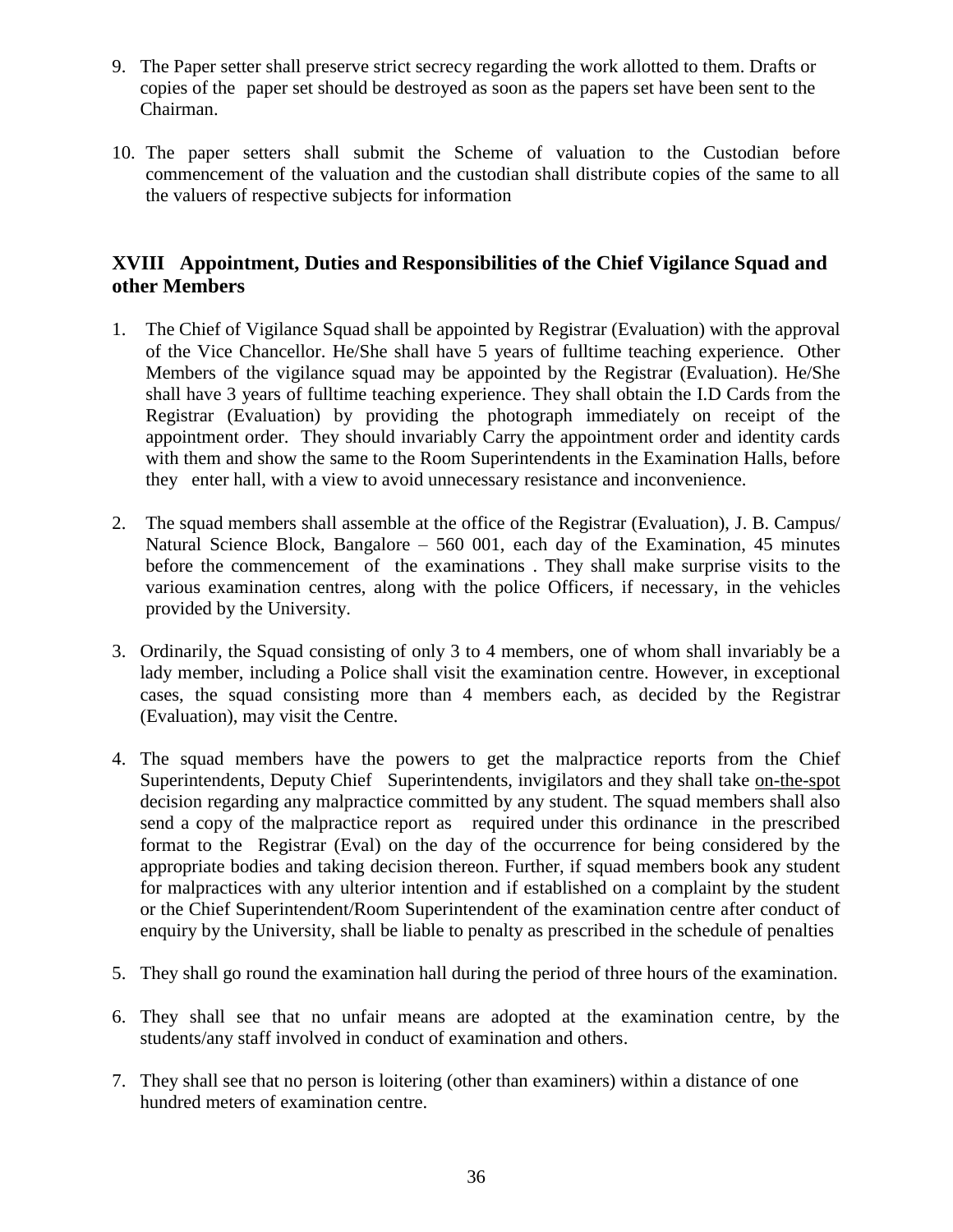9. The Paper setter shall preserve strict secrecy regarding the work allotted to them. Drafts or copies of the paper set should be destroyed as soon as the papers set have been sent to the Chairman.

10. The paper setters shall submit the Scheme of valuation to the Custodian before commencement of the valuation and the custodian shall distribute copies of the same to all the valuers of respective subjects for information

## XVIII Appointment, Duties and Responsibilities of the Chief Vigilance Squad and other Members

1. The Chief of Vigilance Squad shall be appointed by Registrar (Evaluation) with the approval of the Vice Chancellor. He/She shall have 5 years of fulltime teaching experience. Other Members of the vigilance squad may be appointed by the Registrar (Evaluation). He/She shall have 3 years of fulltime teaching experience. They shall obtain the I.D Cards from the Registrar (Evaluation) by providing the photograph immediately on receipt of the appointment order. They should invariably Carry the appointment order and identity cards with them and show the same to the Room Superintendents in the Examination Halls, before they enter hall, with a view to avoid unnecessary resistance and inconvenience.

2. The squad members shall assemble at the office of the Registrar (Evaluation), J. B. Campus/ Natural Science Block, Bangalore – 560 001, each day of the Examination, 45 minutes before the commencement of the examinations . They shall make surprise visits to the various examination centres, along with the police Officers, if necessary, in the vehicles provided by the University.

3. Ordinarily, the Squad consisting of only 3 to 4 members, one of whom shall invariably be a lady member, including a Police shall visit the examination centre. However, in exceptional cases, the squad consisting more than 4 members each, as decided by the Registrar (Evaluation), may visit the Centre.

4. The squad members have the powers to get the malpractice reports from the Chief Superintendents, Deputy Chief Superintendents, invigilators and they shall take on-the-spot decision regarding any malpractice committed by any student. The squad members shall also send a copy of the malpractice report as required under this ordinance in the prescribed format to the Registrar (Eval) on the day of the occurrence for being considered by the appropriate bodies and taking decision thereon. Further, if squad members book any student for malpractices with any ulterior intention and if established on a complaint by the student or the Chief Superintendent/Room Superintendent of the examination centre after conduct of enquiry by the University, shall be liable to penalty as prescribed in the schedule of penalties

5. They shall go round the examination hall during the period of three hours of the examination.

6. They shall see that no unfair means are adopted at the examination centre, by the students/any staff involved in conduct of examination and others.

7. They shall see that no person is loitering (other than examiners) within a distance of one hundred meters of examination centre.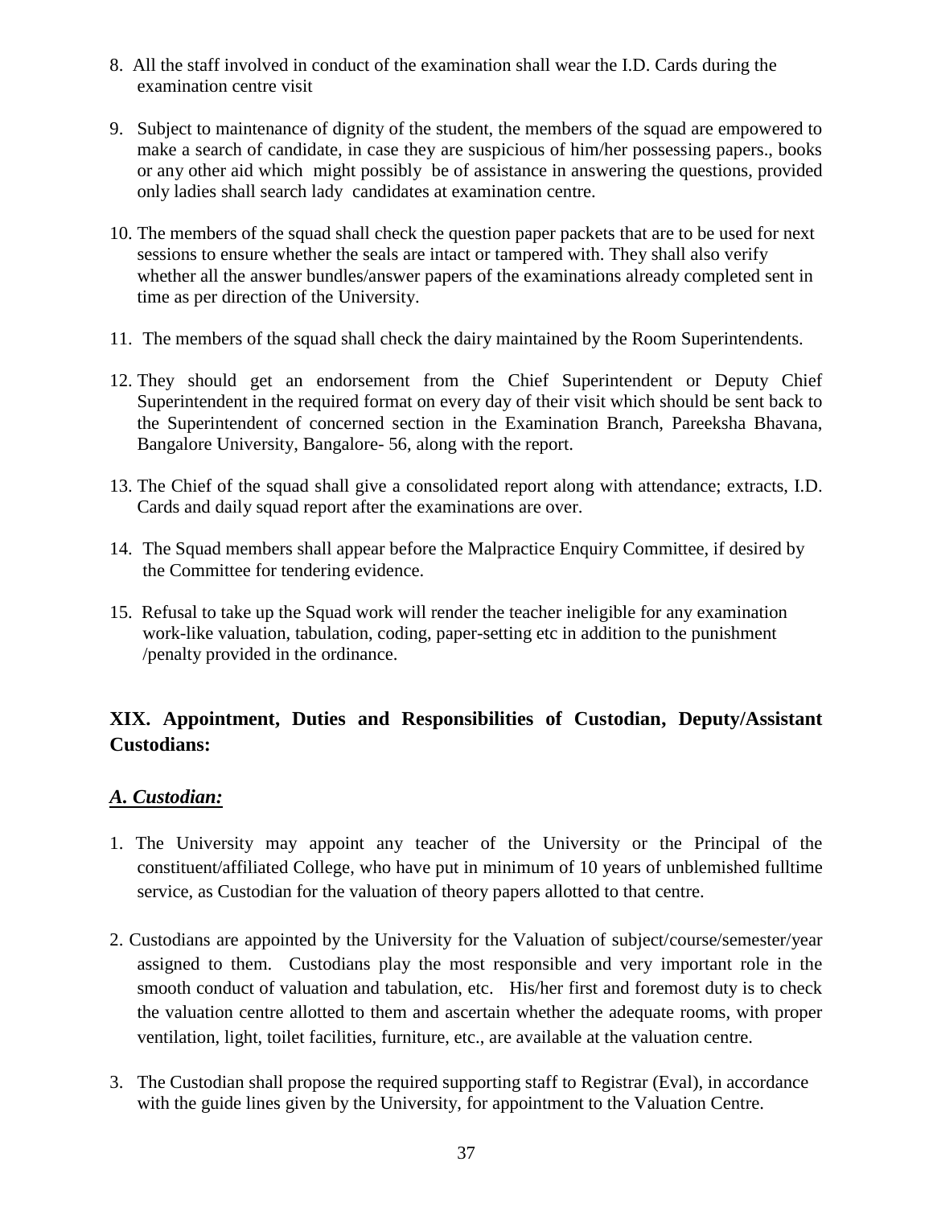8. All the staff involved in conduct of the examination shall wear the I.D. Cards during the examination centre visit

9. Subject to maintenance of dignity of the student, the members of the squad are empowered to make a search of candidate, in case they are suspicious of him/her possessing papers., books or any other aid which might possibly be of assistance in answering the questions, provided only ladies shall search lady candidates at examination centre.

10. The members of the squad shall check the question paper packets that are to be used for next sessions to ensure whether the seals are intact or tampered with. They shall also verify whether all the answer bundles/answer papers of the examinations already completed sent in time as per direction of the University.

11. The members of the squad shall check the dairy maintained by the Room Superintendents.

12. They should get an endorsement from the Chief Superintendent or Deputy Chief Superintendent in the required format on every day of their visit which should be sent back to the Superintendent of concerned section in the Examination Branch, Pareeksha Bhavana, Bangalore University, Bangalore- 56, along with the report.

13. The Chief of the squad shall give a consolidated report along with attendance; extracts, I.D. Cards and daily squad report after the examinations are over.

14. The Squad members shall appear before the Malpractice Enquiry Committee, if desired by the Committee for tendering evidence.

15. Refusal to take up the Squad work will render the teacher ineligible for any examination work-like valuation, tabulation, coding, paper-setting etc in addition to the punishment /penalty provided in the ordinance.

## XIX. Appointment, Duties and Responsibilities of Custodian, Deputy/Assistant Custodians:

### *A. Custodian:*

1. The University may appoint any teacher of the University or the Principal of the constituent/affiliated College, who have put in minimum of 10 years of unblemished fulltime service, as Custodian for the valuation of theory papers allotted to that centre.

2. Custodians are appointed by the University for the Valuation of subject/course/semester/year assigned to them. Custodians play the most responsible and very important role in the smooth conduct of valuation and tabulation, etc. His/her first and foremost duty is to check the valuation centre allotted to them and ascertain whether the adequate rooms, with proper ventilation, light, toilet facilities, furniture, etc., are available at the valuation centre.

3. The Custodian shall propose the required supporting staff to Registrar (Eval), in accordance with the guide lines given by the University, for appointment to the Valuation Centre.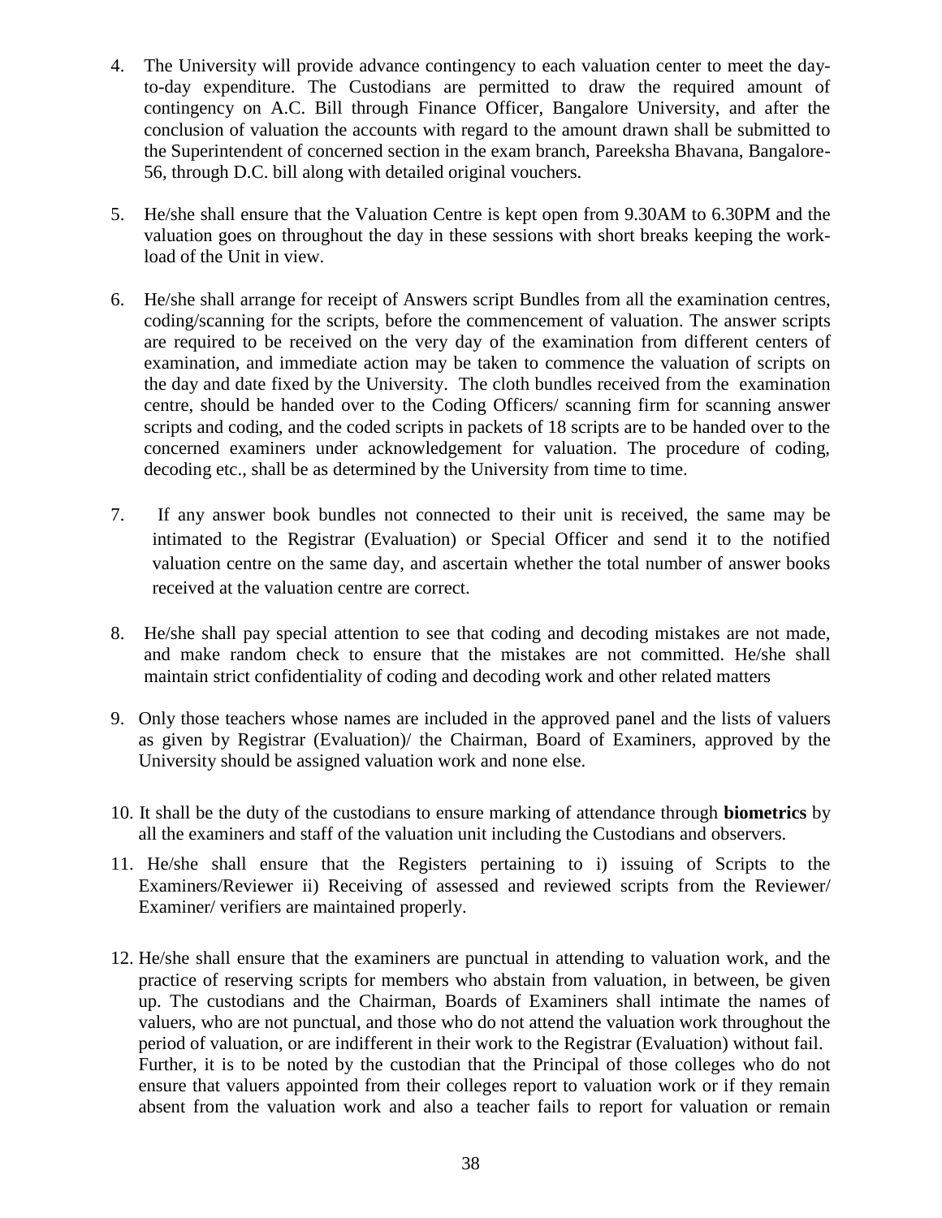4. The University will provide advance contingency to each valuation center to meet the day-to-day expenditure. The Custodians are permitted to draw the required amount of contingency on A.C. Bill through Finance Officer, Bangalore University, and after the conclusion of valuation the accounts with regard to the amount drawn shall be submitted to the Superintendent of concerned section in the exam branch, Pareeksha Bhavana, Bangalore-56, through D.C. bill along with detailed original vouchers.

5. He/she shall ensure that the Valuation Centre is kept open from 9.30AM to 6.30PM and the valuation goes on throughout the day in these sessions with short breaks keeping the work-load of the Unit in view.

6. He/she shall arrange for receipt of Answers script Bundles from all the examination centres, coding/scanning for the scripts, before the commencement of valuation. The answer scripts are required to be received on the very day of the examination from different centers of examination, and immediate action may be taken to commence the valuation of scripts on the day and date fixed by the University. The cloth bundles received from the examination centre, should be handed over to the Coding Officers/ scanning firm for scanning answer scripts and coding, and the coded scripts in packets of 18 scripts are to be handed over to the concerned examiners under acknowledgement for valuation. The procedure of coding, decoding etc., shall be as determined by the University from time to time.

7. If any answer book bundles not connected to their unit is received, the same may be intimated to the Registrar (Evaluation) or Special Officer and send it to the notified valuation centre on the same day, and ascertain whether the total number of answer books received at the valuation centre are correct.

8. He/she shall pay special attention to see that coding and decoding mistakes are not made, and make random check to ensure that the mistakes are not committed. He/she shall maintain strict confidentiality of coding and decoding work and other related matters

9. Only those teachers whose names are included in the approved panel and the lists of valuers as given by Registrar (Evaluation)/ the Chairman, Board of Examiners, approved by the University should be assigned valuation work and none else.

10. It shall be the duty of the custodians to ensure marking of attendance through **biometrics** by all the examiners and staff of the valuation unit including the Custodians and observers.

11. He/she shall ensure that the Registers pertaining to i) issuing of Scripts to the Examiners/Reviewer ii) Receiving of assessed and reviewed scripts from the Reviewer/ Examiner/ verifiers are maintained properly.

12. He/she shall ensure that the examiners are punctual in attending to valuation work, and the practice of reserving scripts for members who abstain from valuation, in between, be given up. The custodians and the Chairman, Boards of Examiners shall intimate the names of valuers, who are not punctual, and those who do not attend the valuation work throughout the period of valuation, or are indifferent in their work to the Registrar (Evaluation) without fail.
    Further, it is to be noted by the custodian that the Principal of those colleges who do not ensure that valuers appointed from their colleges report to valuation work or if they remain absent from the valuation work and also a teacher fails to report for valuation or remain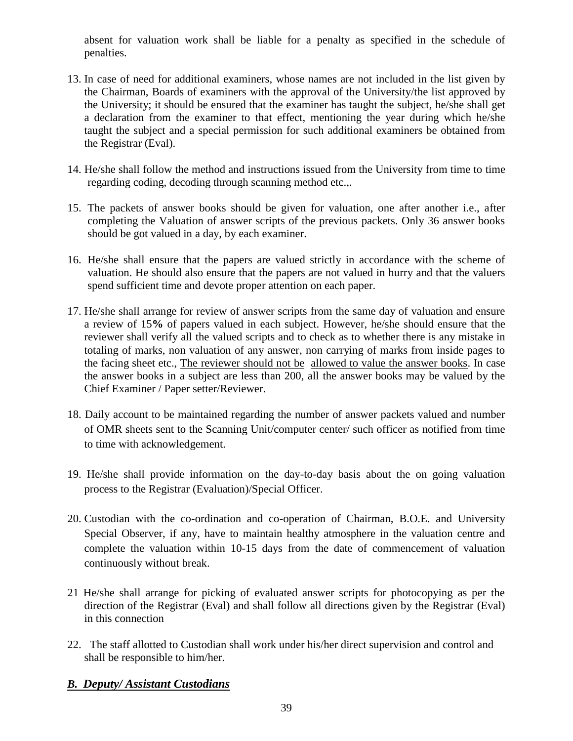absent for valuation work shall be liable for a penalty as specified in the schedule of penalties.

13. In case of need for additional examiners, whose names are not included in the list given by the Chairman, Boards of examiners with the approval of the University/the list approved by the University; it should be ensured that the examiner has taught the subject, he/she shall get a declaration from the examiner to that effect, mentioning the year during which he/she taught the subject and a special permission for such additional examiners be obtained from the Registrar (Eval).

14. He/she shall follow the method and instructions issued from the University from time to time regarding coding, decoding through scanning method etc.,.

15. The packets of answer books should be given for valuation, one after another i.e., after completing the Valuation of answer scripts of the previous packets. Only 36 answer books should be got valued in a day, by each examiner.

16. He/she shall ensure that the papers are valued strictly in accordance with the scheme of valuation. He should also ensure that the papers are not valued in hurry and that the valuers spend sufficient time and devote proper attention on each paper.

17. He/she shall arrange for review of answer scripts from the same day of valuation and ensure a review of 15**%** of papers valued in each subject. However, he/she should ensure that the reviewer shall verify all the valued scripts and to check as to whether there is any mistake in totaling of marks, non valuation of any answer, non carrying of marks from inside pages to the facing sheet etc., <u>The reviewer should not be allowed to value the answer books</u>. In case the answer books in a subject are less than 200, all the answer books may be valued by the Chief Examiner / Paper setter/Reviewer.

18. Daily account to be maintained regarding the number of answer packets valued and number of OMR sheets sent to the Scanning Unit/computer center/ such officer as notified from time to time with acknowledgement.

19. He/she shall provide information on the day-to-day basis about the on going valuation process to the Registrar (Evaluation)/Special Officer.

20. Custodian with the co-ordination and co-operation of Chairman, B.O.E. and University Special Observer, if any, have to maintain healthy atmosphere in the valuation centre and complete the valuation within 10-15 days from the date of commencement of valuation continuously without break.

21 He/she shall arrange for picking of evaluated answer scripts for photocopying as per the direction of the Registrar (Eval) and shall follow all directions given by the Registrar (Eval) in this connection

22. The staff allotted to Custodian shall work under his/her direct supervision and control and shall be responsible to him/her.

## <u>*B. Deputy/ Assistant Custodians*</u>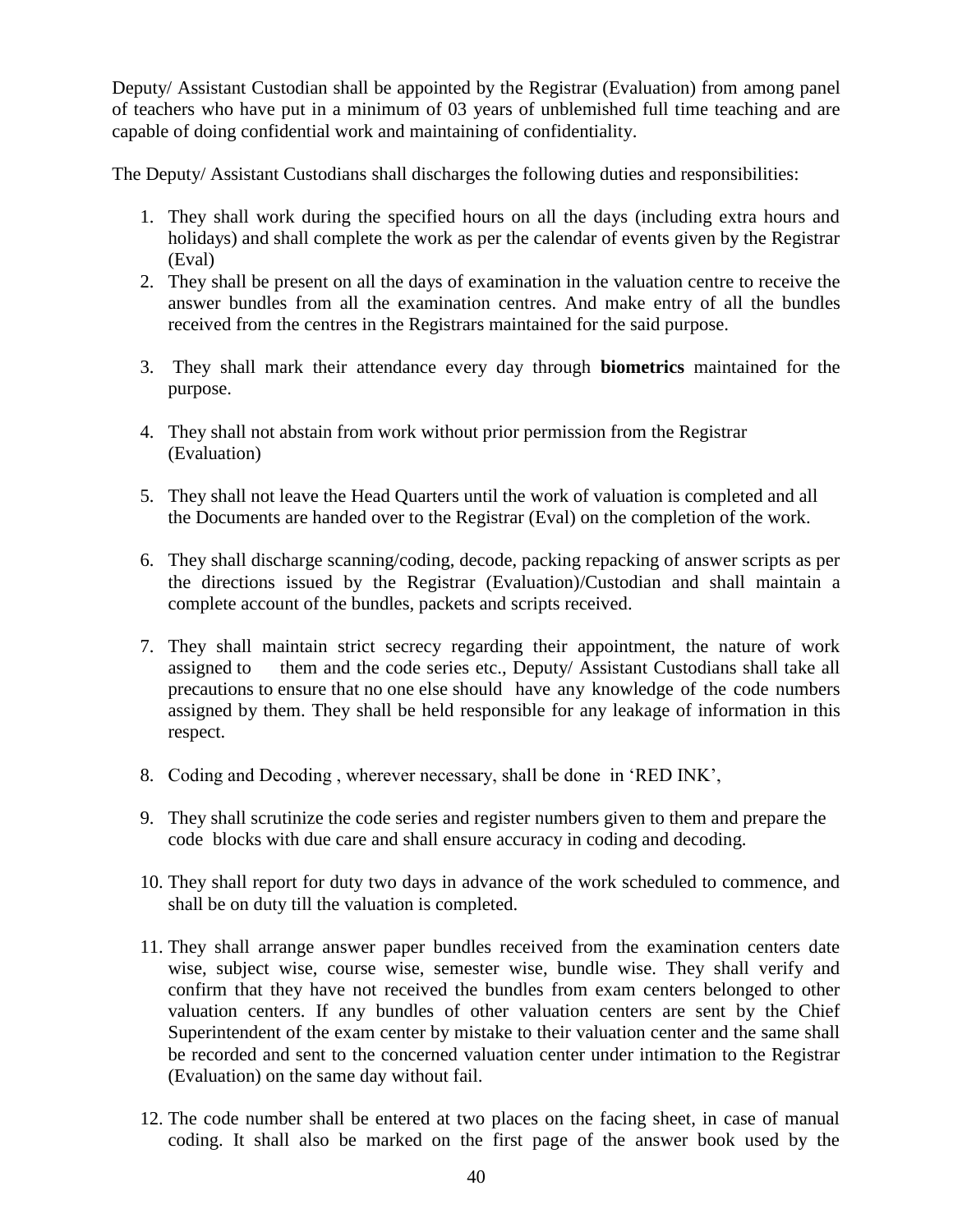Deputy/ Assistant Custodian shall be appointed by the Registrar (Evaluation) from among panel of teachers who have put in a minimum of 03 years of unblemished full time teaching and are capable of doing confidential work and maintaining of confidentiality.

The Deputy/ Assistant Custodians shall discharges the following duties and responsibilities:

1. They shall work during the specified hours on all the days (including extra hours and holidays) and shall complete the work as per the calendar of events given by the Registrar (Eval)
2. They shall be present on all the days of examination in the valuation centre to receive the answer bundles from all the examination centres. And make entry of all the bundles received from the centres in the Registrars maintained for the said purpose.
3. They shall mark their attendance every day through **biometrics** maintained for the purpose.
4. They shall not abstain from work without prior permission from the Registrar (Evaluation)
5. They shall not leave the Head Quarters until the work of valuation is completed and all the Documents are handed over to the Registrar (Eval) on the completion of the work.
6. They shall discharge scanning/coding, decode, packing repacking of answer scripts as per the directions issued by the Registrar (Evaluation)/Custodian and shall maintain a complete account of the bundles, packets and scripts received.
7. They shall maintain strict secrecy regarding their appointment, the nature of work assigned to them and the code series etc., Deputy/ Assistant Custodians shall take all precautions to ensure that no one else should have any knowledge of the code numbers assigned by them. They shall be held responsible for any leakage of information in this respect.
8. Coding and Decoding , wherever necessary, shall be done in 'RED INK',
9. They shall scrutinize the code series and register numbers given to them and prepare the code blocks with due care and shall ensure accuracy in coding and decoding.
10. They shall report for duty two days in advance of the work scheduled to commence, and shall be on duty till the valuation is completed.
11. They shall arrange answer paper bundles received from the examination centers date wise, subject wise, course wise, semester wise, bundle wise. They shall verify and confirm that they have not received the bundles from exam centers belonged to other valuation centers. If any bundles of other valuation centers are sent by the Chief Superintendent of the exam center by mistake to their valuation center and the same shall be recorded and sent to the concerned valuation center under intimation to the Registrar (Evaluation) on the same day without fail.
12. The code number shall be entered at two places on the facing sheet, in case of manual coding. It shall also be marked on the first page of the answer book used by the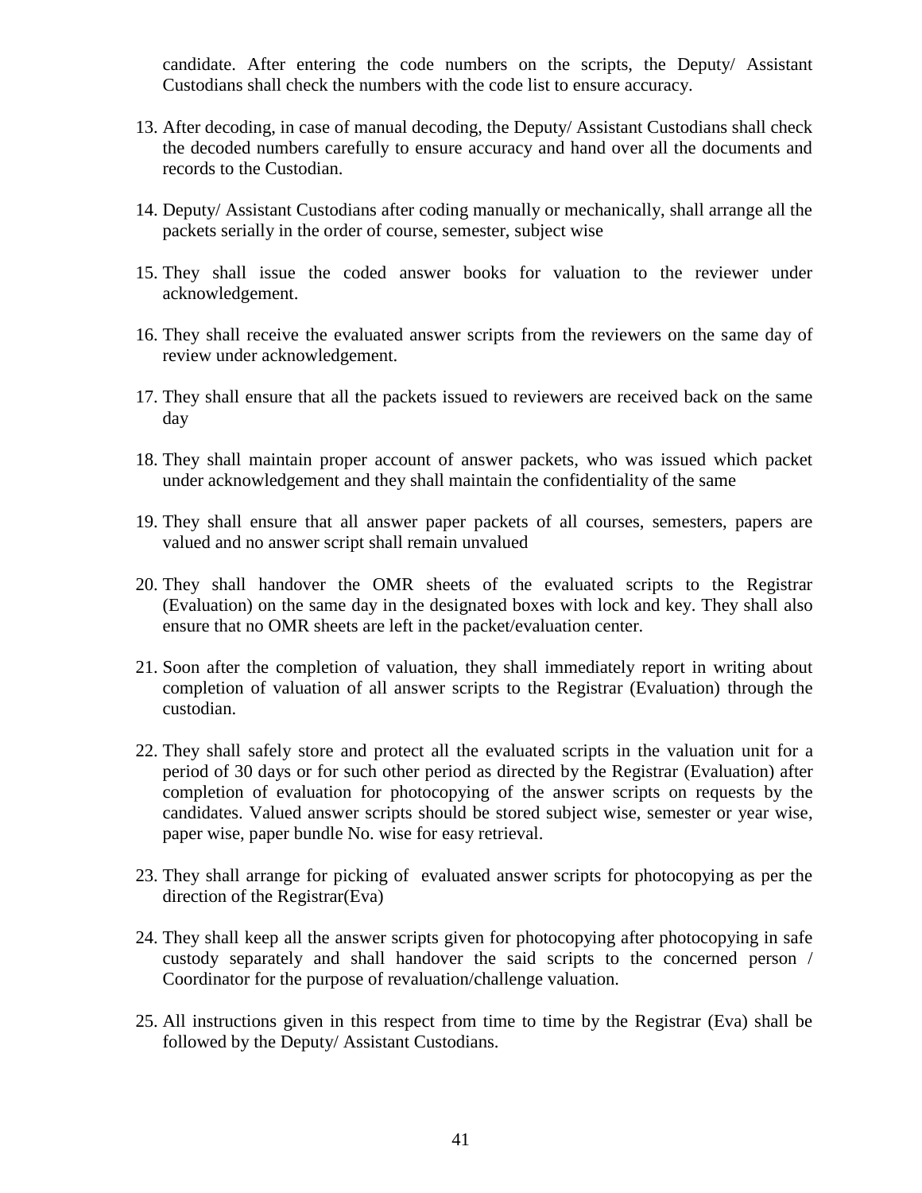candidate. After entering the code numbers on the scripts, the Deputy/ Assistant Custodians shall check the numbers with the code list to ensure accuracy.

13. After decoding, in case of manual decoding, the Deputy/ Assistant Custodians shall check the decoded numbers carefully to ensure accuracy and hand over all the documents and records to the Custodian.

14. Deputy/ Assistant Custodians after coding manually or mechanically, shall arrange all the packets serially in the order of course, semester, subject wise

15. They shall issue the coded answer books for valuation to the reviewer under acknowledgement.

16. They shall receive the evaluated answer scripts from the reviewers on the same day of review under acknowledgement.

17. They shall ensure that all the packets issued to reviewers are received back on the same day

18. They shall maintain proper account of answer packets, who was issued which packet under acknowledgement and they shall maintain the confidentiality of the same

19. They shall ensure that all answer paper packets of all courses, semesters, papers are valued and no answer script shall remain unvalued

20. They shall handover the OMR sheets of the evaluated scripts to the Registrar (Evaluation) on the same day in the designated boxes with lock and key. They shall also ensure that no OMR sheets are left in the packet/evaluation center.

21. Soon after the completion of valuation, they shall immediately report in writing about completion of valuation of all answer scripts to the Registrar (Evaluation) through the custodian.

22. They shall safely store and protect all the evaluated scripts in the valuation unit for a period of 30 days or for such other period as directed by the Registrar (Evaluation) after completion of evaluation for photocopying of the answer scripts on requests by the candidates. Valued answer scripts should be stored subject wise, semester or year wise, paper wise, paper bundle No. wise for easy retrieval.

23. They shall arrange for picking of evaluated answer scripts for photocopying as per the direction of the Registrar(Eva)

24. They shall keep all the answer scripts given for photocopying after photocopying in safe custody separately and shall handover the said scripts to the concerned person / Coordinator for the purpose of revaluation/challenge valuation.

25. All instructions given in this respect from time to time by the Registrar (Eva) shall be followed by the Deputy/ Assistant Custodians.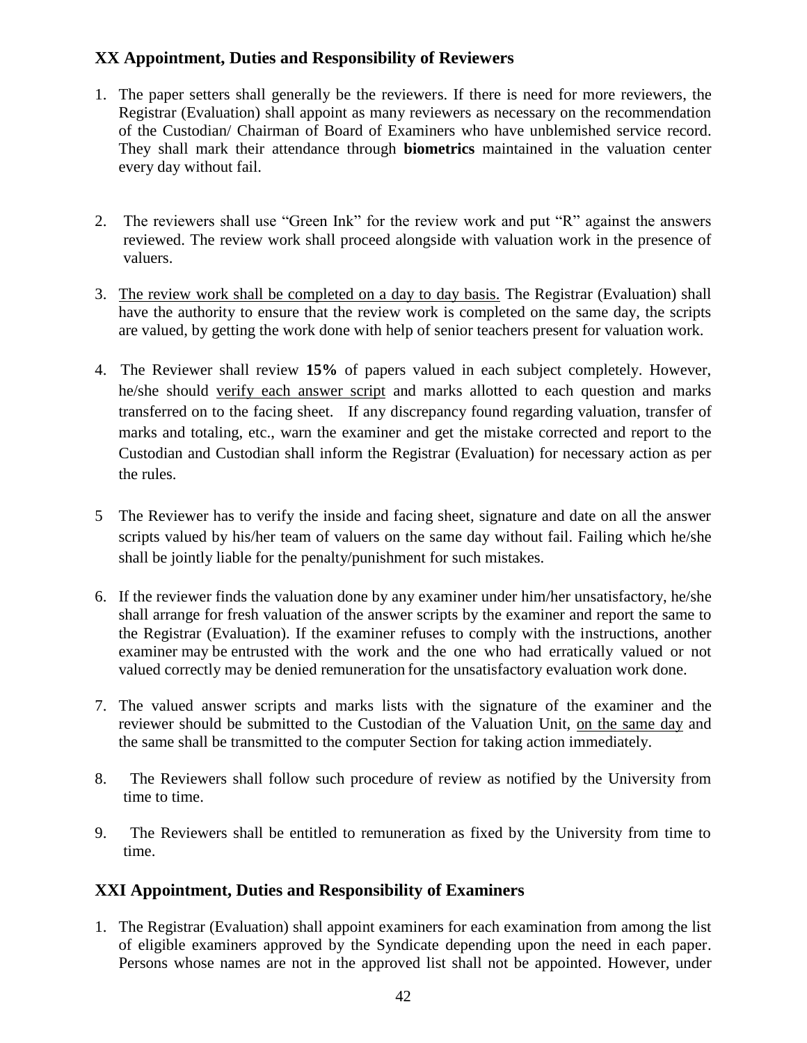## XX Appointment, Duties and Responsibility of Reviewers

1. The paper setters shall generally be the reviewers. If there is need for more reviewers, the Registrar (Evaluation) shall appoint as many reviewers as necessary on the recommendation of the Custodian/ Chairman of Board of Examiners who have unblemished service record. They shall mark their attendance through **biometrics** maintained in the valuation center every day without fail.

2. The reviewers shall use "Green Ink" for the review work and put "R" against the answers reviewed. The review work shall proceed alongside with valuation work in the presence of valuers.

3. <u>The review work shall be completed on a day to day basis.</u> The Registrar (Evaluation) shall have the authority to ensure that the review work is completed on the same day, the scripts are valued, by getting the work done with help of senior teachers present for valuation work.

4. The Reviewer shall review **15%** of papers valued in each subject completely. However, he/she should <u>verify each answer script</u> and marks allotted to each question and marks transferred on to the facing sheet. If any discrepancy found regarding valuation, transfer of marks and totaling, etc., warn the examiner and get the mistake corrected and report to the Custodian and Custodian shall inform the Registrar (Evaluation) for necessary action as per the rules.

5. The Reviewer has to verify the inside and facing sheet, signature and date on all the answer scripts valued by his/her team of valuers on the same day without fail. Failing which he/she shall be jointly liable for the penalty/punishment for such mistakes.

6. If the reviewer finds the valuation done by any examiner under him/her unsatisfactory, he/she shall arrange for fresh valuation of the answer scripts by the examiner and report the same to the Registrar (Evaluation). If the examiner refuses to comply with the instructions, another examiner may be entrusted with the work and the one who had erratically valued or not valued correctly may be denied remuneration for the unsatisfactory evaluation work done.

7. The valued answer scripts and marks lists with the signature of the examiner and the reviewer should be submitted to the Custodian of the Valuation Unit, <u>on the same day</u> and the same shall be transmitted to the computer Section for taking action immediately.

8. The Reviewers shall follow such procedure of review as notified by the University from time to time.

9. The Reviewers shall be entitled to remuneration as fixed by the University from time to time.

## XXI Appointment, Duties and Responsibility of Examiners

1. The Registrar (Evaluation) shall appoint examiners for each examination from among the list of eligible examiners approved by the Syndicate depending upon the need in each paper. Persons whose names are not in the approved list shall not be appointed. However, under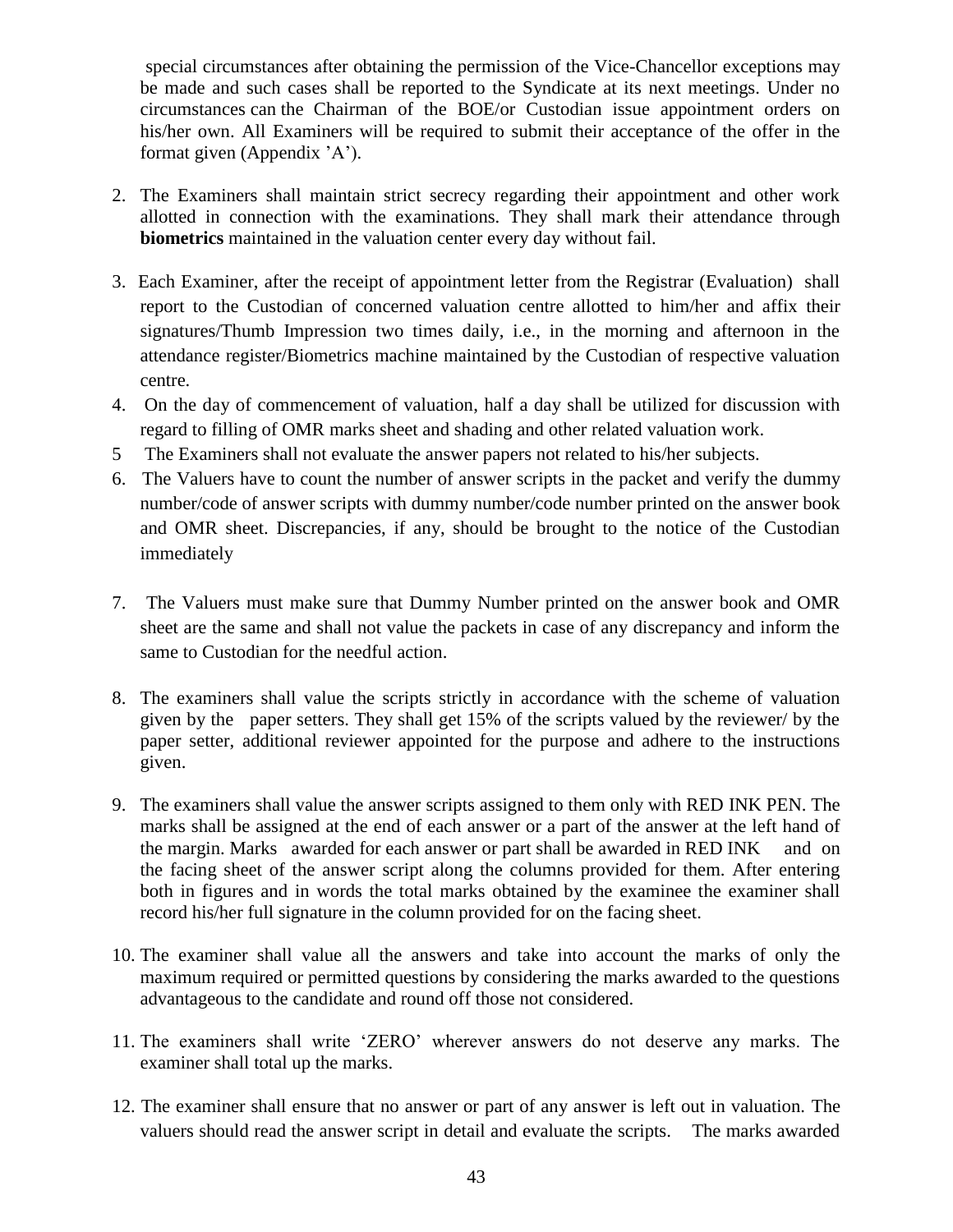special circumstances after obtaining the permission of the Vice-Chancellor exceptions may be made and such cases shall be reported to the Syndicate at its next meetings. Under no circumstances can the Chairman of the BOE/or Custodian issue appointment orders on his/her own. All Examiners will be required to submit their acceptance of the offer in the format given (Appendix 'A').

2. The Examiners shall maintain strict secrecy regarding their appointment and other work allotted in connection with the examinations. They shall mark their attendance through **biometrics** maintained in the valuation center every day without fail.

3. Each Examiner, after the receipt of appointment letter from the Registrar (Evaluation) shall report to the Custodian of concerned valuation centre allotted to him/her and affix their signatures/Thumb Impression two times daily, i.e., in the morning and afternoon in the attendance register/Biometrics machine maintained by the Custodian of respective valuation centre.

4. On the day of commencement of valuation, half a day shall be utilized for discussion with regard to filling of OMR marks sheet and shading and other related valuation work.

5. The Examiners shall not evaluate the answer papers not related to his/her subjects.

6. The Valuers have to count the number of answer scripts in the packet and verify the dummy number/code of answer scripts with dummy number/code number printed on the answer book and OMR sheet. Discrepancies, if any, should be brought to the notice of the Custodian immediately

7. The Valuers must make sure that Dummy Number printed on the answer book and OMR sheet are the same and shall not value the packets in case of any discrepancy and inform the same to Custodian for the needful action.

8. The examiners shall value the scripts strictly in accordance with the scheme of valuation given by the paper setters. They shall get 15% of the scripts valued by the reviewer/ by the paper setter, additional reviewer appointed for the purpose and adhere to the instructions given.

9. The examiners shall value the answer scripts assigned to them only with RED INK PEN. The marks shall be assigned at the end of each answer or a part of the answer at the left hand of the margin. Marks awarded for each answer or part shall be awarded in RED INK and on the facing sheet of the answer script along the columns provided for them. After entering both in figures and in words the total marks obtained by the examinee the examiner shall record his/her full signature in the column provided for on the facing sheet.

10. The examiner shall value all the answers and take into account the marks of only the maximum required or permitted questions by considering the marks awarded to the questions advantageous to the candidate and round off those not considered.

11. The examiners shall write 'ZERO' wherever answers do not deserve any marks. The examiner shall total up the marks.

12. The examiner shall ensure that no answer or part of any answer is left out in valuation. The valuers should read the answer script in detail and evaluate the scripts. The marks awarded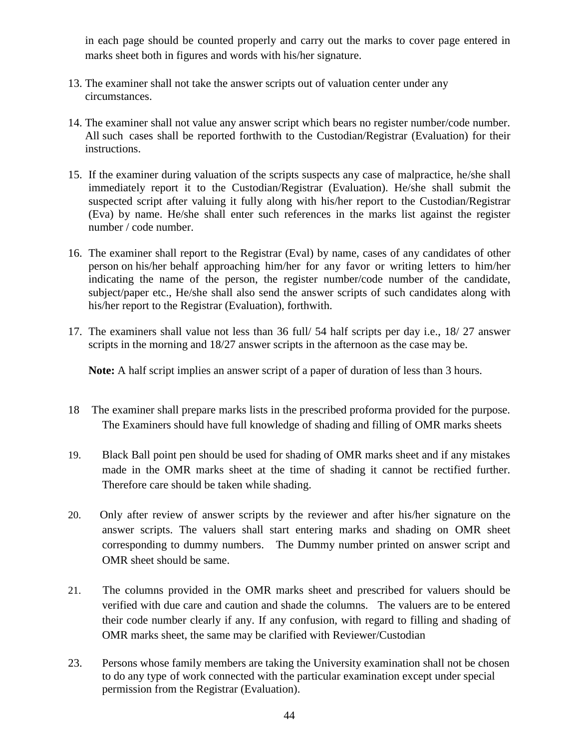in each page should be counted properly and carry out the marks to cover page entered in marks sheet both in figures and words with his/her signature.

13. The examiner shall not take the answer scripts out of valuation center under any circumstances.

14. The examiner shall not value any answer script which bears no register number/code number. All such cases shall be reported forthwith to the Custodian/Registrar (Evaluation) for their instructions.

15. If the examiner during valuation of the scripts suspects any case of malpractice, he/she shall immediately report it to the Custodian/Registrar (Evaluation). He/she shall submit the suspected script after valuing it fully along with his/her report to the Custodian/Registrar (Eva) by name. He/she shall enter such references in the marks list against the register number / code number.

16. The examiner shall report to the Registrar (Eval) by name, cases of any candidates of other person on his/her behalf approaching him/her for any favor or writing letters to him/her indicating the name of the person, the register number/code number of the candidate, subject/paper etc., He/she shall also send the answer scripts of such candidates along with his/her report to the Registrar (Evaluation), forthwith.

17. The examiners shall value not less than 36 full/ 54 half scripts per day i.e., 18/ 27 answer scripts in the morning and 18/27 answer scripts in the afternoon as the case may be.

    **Note:** A half script implies an answer script of a paper of duration of less than 3 hours.

18 The examiner shall prepare marks lists in the prescribed proforma provided for the purpose. The Examiners should have full knowledge of shading and filling of OMR marks sheets

19. Black Ball point pen should be used for shading of OMR marks sheet and if any mistakes made in the OMR marks sheet at the time of shading it cannot be rectified further. Therefore care should be taken while shading.

20. Only after review of answer scripts by the reviewer and after his/her signature on the answer scripts. The valuers shall start entering marks and shading on OMR sheet corresponding to dummy numbers. The Dummy number printed on answer script and OMR sheet should be same.

21. The columns provided in the OMR marks sheet and prescribed for valuers should be verified with due care and caution and shade the columns. The valuers are to be entered their code number clearly if any. If any confusion, with regard to filling and shading of OMR marks sheet, the same may be clarified with Reviewer/Custodian

23. Persons whose family members are taking the University examination shall not be chosen to do any type of work connected with the particular examination except under special permission from the Registrar (Evaluation).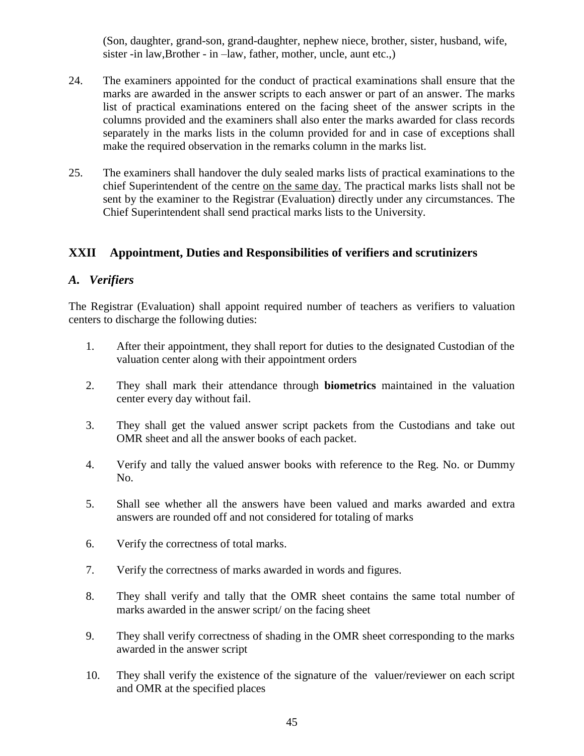(Son, daughter, grand-son, grand-daughter, nephew niece, brother, sister, husband, wife, sister -in law,Brother - in –law, father, mother, uncle, aunt etc.,)

24. The examiners appointed for the conduct of practical examinations shall ensure that the marks are awarded in the answer scripts to each answer or part of an answer. The marks list of practical examinations entered on the facing sheet of the answer scripts in the columns provided and the examiners shall also enter the marks awarded for class records separately in the marks lists in the column provided for and in case of exceptions shall make the required observation in the remarks column in the marks list.

25. The examiners shall handover the duly sealed marks lists of practical examinations to the chief Superintendent of the centre <u>on the same day.</u> The practical marks lists shall not be sent by the examiner to the Registrar (Evaluation) directly under any circumstances. The Chief Superintendent shall send practical marks lists to the University.

## XXII Appointment, Duties and Responsibilities of verifiers and scrutinizers

### *A. Verifiers*

The Registrar (Evaluation) shall appoint required number of teachers as verifiers to valuation centers to discharge the following duties:

1. After their appointment, they shall report for duties to the designated Custodian of the valuation center along with their appointment orders

2. They shall mark their attendance through **biometrics** maintained in the valuation center every day without fail.

3. They shall get the valued answer script packets from the Custodians and take out OMR sheet and all the answer books of each packet.

4. Verify and tally the valued answer books with reference to the Reg. No. or Dummy No.

5. Shall see whether all the answers have been valued and marks awarded and extra answers are rounded off and not considered for totaling of marks

6. Verify the correctness of total marks.

7. Verify the correctness of marks awarded in words and figures.

8. They shall verify and tally that the OMR sheet contains the same total number of marks awarded in the answer script/ on the facing sheet

9. They shall verify correctness of shading in the OMR sheet corresponding to the marks awarded in the answer script

10. They shall verify the existence of the signature of the valuer/reviewer on each script and OMR at the specified places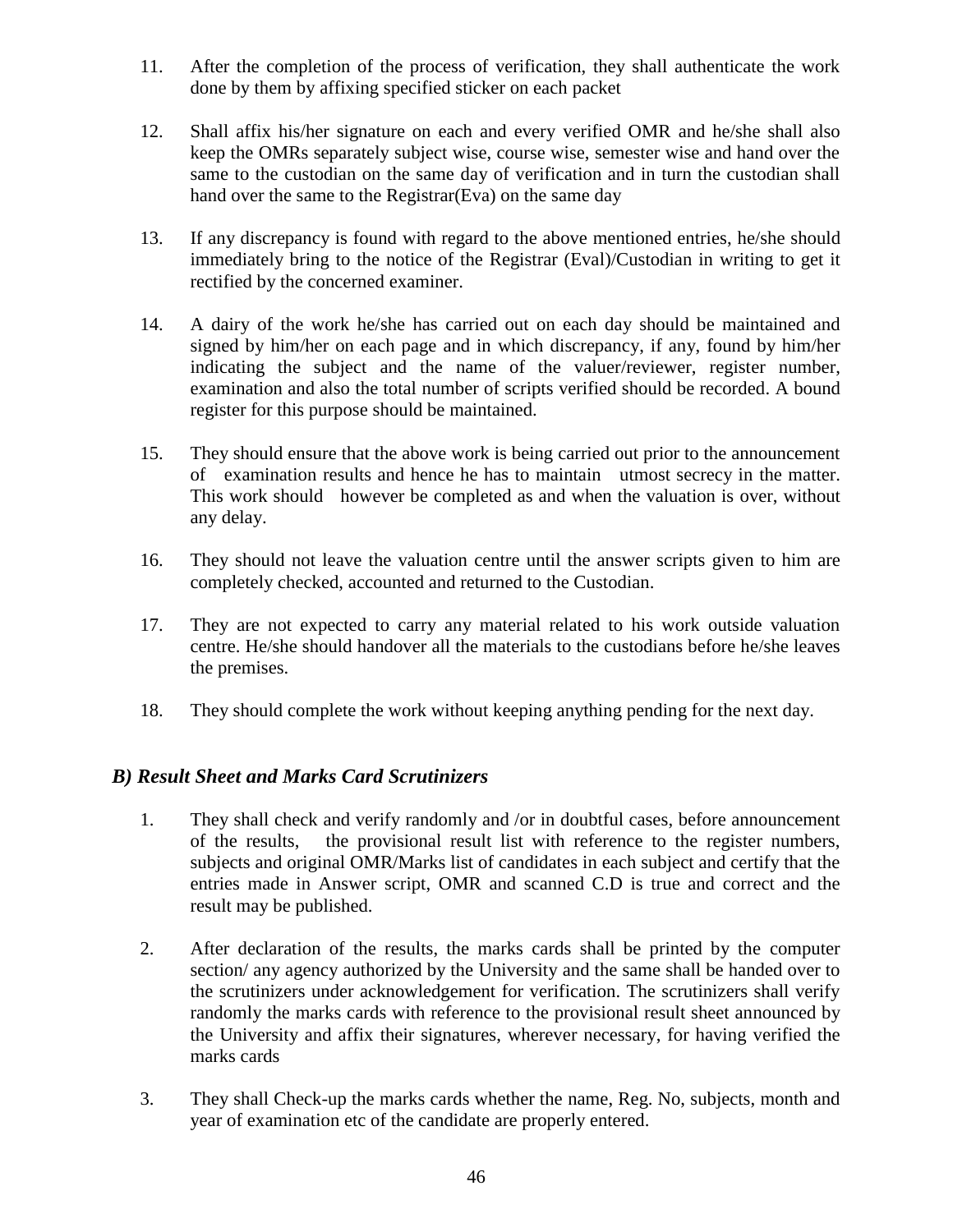11. After the completion of the process of verification, they shall authenticate the work done by them by affixing specified sticker on each packet

12. Shall affix his/her signature on each and every verified OMR and he/she shall also keep the OMRs separately subject wise, course wise, semester wise and hand over the same to the custodian on the same day of verification and in turn the custodian shall hand over the same to the Registrar(Eva) on the same day

13. If any discrepancy is found with regard to the above mentioned entries, he/she should immediately bring to the notice of the Registrar (Eval)/Custodian in writing to get it rectified by the concerned examiner.

14. A dairy of the work he/she has carried out on each day should be maintained and signed by him/her on each page and in which discrepancy, if any, found by him/her indicating the subject and the name of the valuer/reviewer, register number, examination and also the total number of scripts verified should be recorded. A bound register for this purpose should be maintained.

15. They should ensure that the above work is being carried out prior to the announcement of examination results and hence he has to maintain utmost secrecy in the matter. This work should however be completed as and when the valuation is over, without any delay.

16. They should not leave the valuation centre until the answer scripts given to him are completely checked, accounted and returned to the Custodian.

17. They are not expected to carry any material related to his work outside valuation centre. He/she should handover all the materials to the custodians before he/she leaves the premises.

18. They should complete the work without keeping anything pending for the next day.

### *B) Result Sheet and Marks Card Scrutinizers*

1. They shall check and verify randomly and /or in doubtful cases, before announcement of the results, the provisional result list with reference to the register numbers, subjects and original OMR/Marks list of candidates in each subject and certify that the entries made in Answer script, OMR and scanned C.D is true and correct and the result may be published.

2. After declaration of the results, the marks cards shall be printed by the computer section/ any agency authorized by the University and the same shall be handed over to the scrutinizers under acknowledgement for verification. The scrutinizers shall verify randomly the marks cards with reference to the provisional result sheet announced by the University and affix their signatures, wherever necessary, for having verified the marks cards

3. They shall Check-up the marks cards whether the name, Reg. No, subjects, month and year of examination etc of the candidate are properly entered.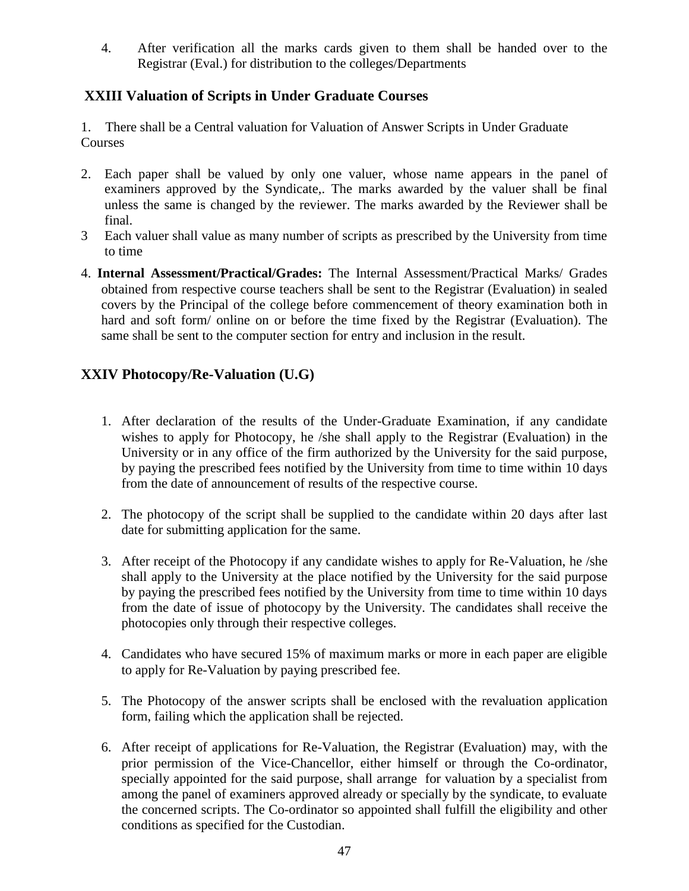4. After verification all the marks cards given to them shall be handed over to the Registrar (Eval.) for distribution to the colleges/Departments

## XXIII Valuation of Scripts in Under Graduate Courses

1. There shall be a Central valuation for Valuation of Answer Scripts in Under Graduate Courses

2. Each paper shall be valued by only one valuer, whose name appears in the panel of examiners approved by the Syndicate,. The marks awarded by the valuer shall be final unless the same is changed by the reviewer. The marks awarded by the Reviewer shall be final.
3. Each valuer shall value as many number of scripts as prescribed by the University from time to time
4. **Internal Assessment/Practical/Grades:** The Internal Assessment/Practical Marks/ Grades obtained from respective course teachers shall be sent to the Registrar (Evaluation) in sealed covers by the Principal of the college before commencement of theory examination both in hard and soft form/ online on or before the time fixed by the Registrar (Evaluation). The same shall be sent to the computer section for entry and inclusion in the result.

## XXIV Photocopy/Re-Valuation (U.G)

1. After declaration of the results of the Under-Graduate Examination, if any candidate wishes to apply for Photocopy, he /she shall apply to the Registrar (Evaluation) in the University or in any office of the firm authorized by the University for the said purpose, by paying the prescribed fees notified by the University from time to time within 10 days from the date of announcement of results of the respective course.

2. The photocopy of the script shall be supplied to the candidate within 20 days after last date for submitting application for the same.

3. After receipt of the Photocopy if any candidate wishes to apply for Re-Valuation, he /she shall apply to the University at the place notified by the University for the said purpose by paying the prescribed fees notified by the University from time to time within 10 days from the date of issue of photocopy by the University. The candidates shall receive the photocopies only through their respective colleges.

4. Candidates who have secured 15% of maximum marks or more in each paper are eligible to apply for Re-Valuation by paying prescribed fee.

5. The Photocopy of the answer scripts shall be enclosed with the revaluation application form, failing which the application shall be rejected.

6. After receipt of applications for Re-Valuation, the Registrar (Evaluation) may, with the prior permission of the Vice-Chancellor, either himself or through the Co-ordinator, specially appointed for the said purpose, shall arrange for valuation by a specialist from among the panel of examiners approved already or specially by the syndicate, to evaluate the concerned scripts. The Co-ordinator so appointed shall fulfill the eligibility and other conditions as specified for the Custodian.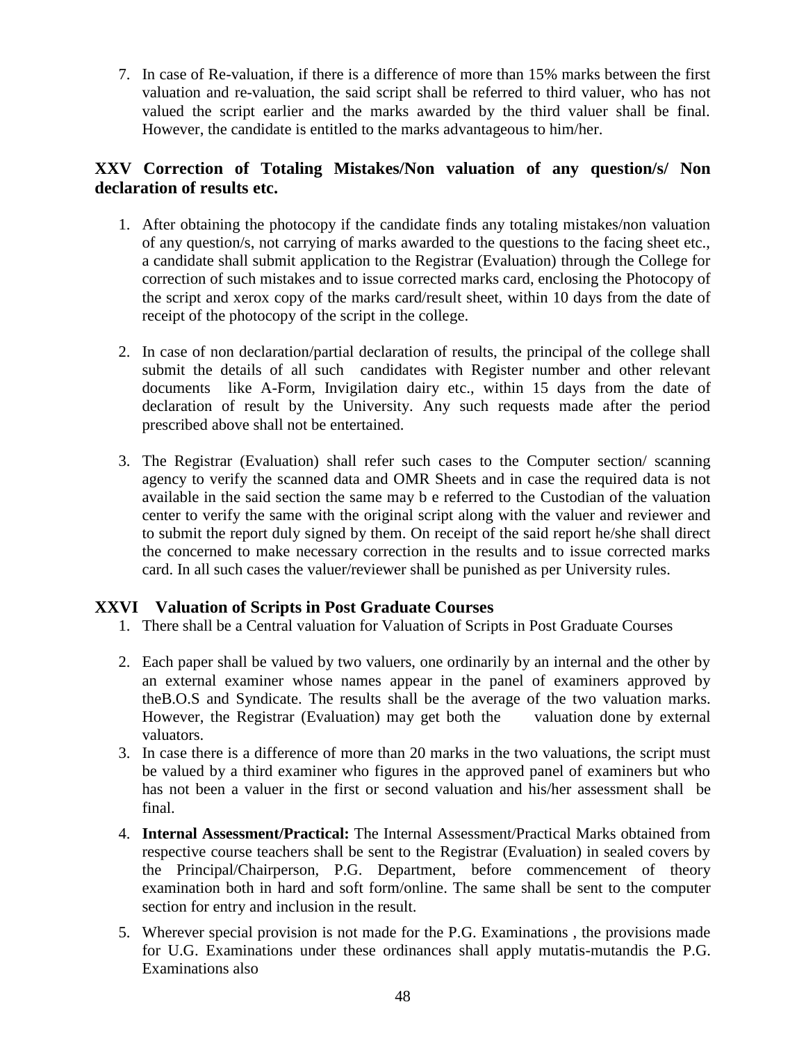7. In case of Re-valuation, if there is a difference of more than 15% marks between the first valuation and re-valuation, the said script shall be referred to third valuer, who has not valued the script earlier and the marks awarded by the third valuer shall be final. However, the candidate is entitled to the marks advantageous to him/her.

## XXV Correction of Totaling Mistakes/Non valuation of any question/s/ Non declaration of results etc.

1. After obtaining the photocopy if the candidate finds any totaling mistakes/non valuation of any question/s, not carrying of marks awarded to the questions to the facing sheet etc., a candidate shall submit application to the Registrar (Evaluation) through the College for correction of such mistakes and to issue corrected marks card, enclosing the Photocopy of the script and xerox copy of the marks card/result sheet, within 10 days from the date of receipt of the photocopy of the script in the college.

2. In case of non declaration/partial declaration of results, the principal of the college shall submit the details of all such candidates with Register number and other relevant documents like A-Form, Invigilation dairy etc., within 15 days from the date of declaration of result by the University. Any such requests made after the period prescribed above shall not be entertained.

3. The Registrar (Evaluation) shall refer such cases to the Computer section/ scanning agency to verify the scanned data and OMR Sheets and in case the required data is not available in the said section the same may b e referred to the Custodian of the valuation center to verify the same with the original script along with the valuer and reviewer and to submit the report duly signed by them. On receipt of the said report he/she shall direct the concerned to make necessary correction in the results and to issue corrected marks card. In all such cases the valuer/reviewer shall be punished as per University rules.

## XXVI Valuation of Scripts in Post Graduate Courses

1. There shall be a Central valuation for Valuation of Scripts in Post Graduate Courses

2. Each paper shall be valued by two valuers, one ordinarily by an internal and the other by an external examiner whose names appear in the panel of examiners approved by theB.O.S and Syndicate. The results shall be the average of the two valuation marks. However, the Registrar (Evaluation) may get both the valuation done by external valuators.

3. In case there is a difference of more than 20 marks in the two valuations, the script must be valued by a third examiner who figures in the approved panel of examiners but who has not been a valuer in the first or second valuation and his/her assessment shall be final.

4. **Internal Assessment/Practical:** The Internal Assessment/Practical Marks obtained from respective course teachers shall be sent to the Registrar (Evaluation) in sealed covers by the Principal/Chairperson, P.G. Department, before commencement of theory examination both in hard and soft form/online. The same shall be sent to the computer section for entry and inclusion in the result.

5. Wherever special provision is not made for the P.G. Examinations , the provisions made for U.G. Examinations under these ordinances shall apply mutatis-mutandis the P.G. Examinations also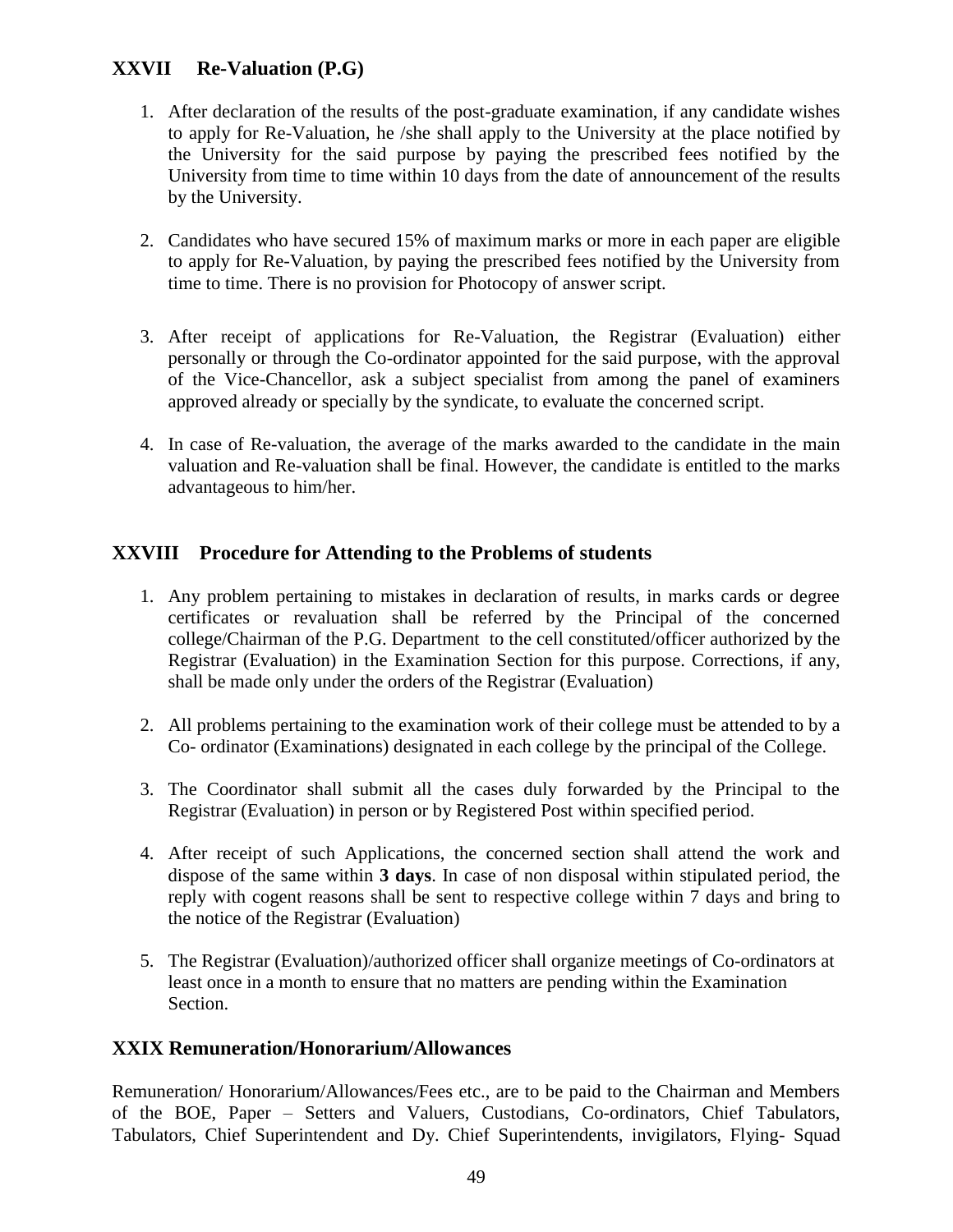## XXVII Re-Valuation (P.G)

1. After declaration of the results of the post-graduate examination, if any candidate wishes to apply for Re-Valuation, he /she shall apply to the University at the place notified by the University for the said purpose by paying the prescribed fees notified by the University from time to time within 10 days from the date of announcement of the results by the University.

2. Candidates who have secured 15% of maximum marks or more in each paper are eligible to apply for Re-Valuation, by paying the prescribed fees notified by the University from time to time. There is no provision for Photocopy of answer script.

3. After receipt of applications for Re-Valuation, the Registrar (Evaluation) either personally or through the Co-ordinator appointed for the said purpose, with the approval of the Vice-Chancellor, ask a subject specialist from among the panel of examiners approved already or specially by the syndicate, to evaluate the concerned script.

4. In case of Re-valuation, the average of the marks awarded to the candidate in the main valuation and Re-valuation shall be final. However, the candidate is entitled to the marks advantageous to him/her.

## XXVIII Procedure for Attending to the Problems of students

1. Any problem pertaining to mistakes in declaration of results, in marks cards or degree certificates or revaluation shall be referred by the Principal of the concerned college/Chairman of the P.G. Department to the cell constituted/officer authorized by the Registrar (Evaluation) in the Examination Section for this purpose. Corrections, if any, shall be made only under the orders of the Registrar (Evaluation)

2. All problems pertaining to the examination work of their college must be attended to by a Co- ordinator (Examinations) designated in each college by the principal of the College.

3. The Coordinator shall submit all the cases duly forwarded by the Principal to the Registrar (Evaluation) in person or by Registered Post within specified period.

4. After receipt of such Applications, the concerned section shall attend the work and dispose of the same within **3 days**. In case of non disposal within stipulated period, the reply with cogent reasons shall be sent to respective college within 7 days and bring to the notice of the Registrar (Evaluation)

5. The Registrar (Evaluation)/authorized officer shall organize meetings of Co-ordinators at least once in a month to ensure that no matters are pending within the Examination Section.

## XXIX Remuneration/Honorarium/Allowances

Remuneration/ Honorarium/Allowances/Fees etc., are to be paid to the Chairman and Members of the BOE, Paper – Setters and Valuers, Custodians, Co-ordinators, Chief Tabulators, Tabulators, Chief Superintendent and Dy. Chief Superintendents, invigilators, Flying- Squad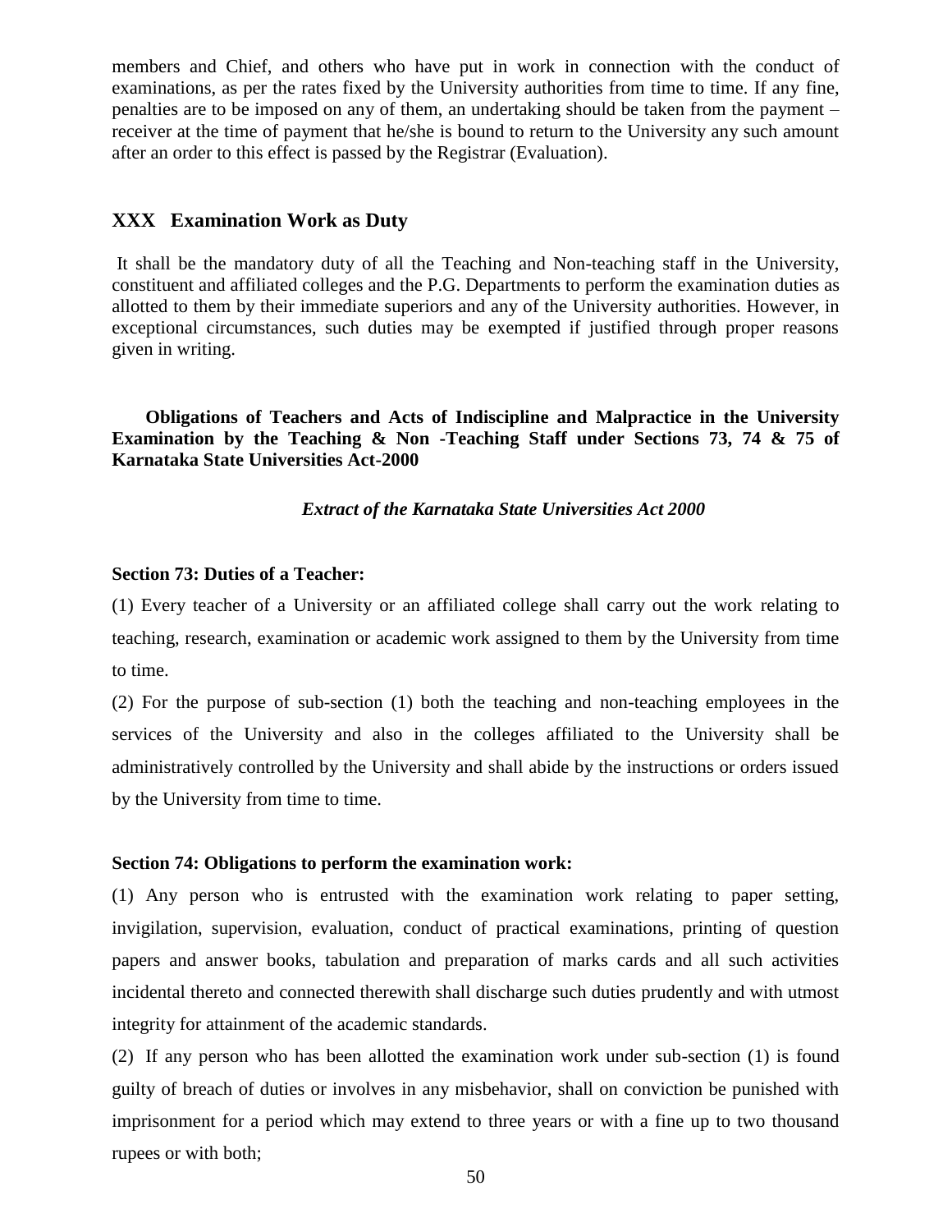members and Chief, and others who have put in work in connection with the conduct of examinations, as per the rates fixed by the University authorities from time to time. If any fine, penalties are to be imposed on any of them, an undertaking should be taken from the payment – receiver at the time of payment that he/she is bound to return to the University any such amount after an order to this effect is passed by the Registrar (Evaluation).

## XXX Examination Work as Duty

It shall be the mandatory duty of all the Teaching and Non-teaching staff in the University, constituent and affiliated colleges and the P.G. Departments to perform the examination duties as allotted to them by their immediate superiors and any of the University authorities. However, in exceptional circumstances, such duties may be exempted if justified through proper reasons given in writing.

**Obligations of Teachers and Acts of Indiscipline and Malpractice in the University Examination by the Teaching & Non -Teaching Staff under Sections 73, 74 & 75 of Karnataka State Universities Act-2000**

***Extract of the Karnataka State Universities Act 2000***

**Section 73: Duties of a Teacher:**

(1) Every teacher of a University or an affiliated college shall carry out the work relating to teaching, research, examination or academic work assigned to them by the University from time to time.

(2) For the purpose of sub-section (1) both the teaching and non-teaching employees in the services of the University and also in the colleges affiliated to the University shall be administratively controlled by the University and shall abide by the instructions or orders issued by the University from time to time.

**Section 74: Obligations to perform the examination work:**

(1) Any person who is entrusted with the examination work relating to paper setting, invigilation, supervision, evaluation, conduct of practical examinations, printing of question papers and answer books, tabulation and preparation of marks cards and all such activities incidental thereto and connected therewith shall discharge such duties prudently and with utmost integrity for attainment of the academic standards.

(2) If any person who has been allotted the examination work under sub-section (1) is found guilty of breach of duties or involves in any misbehavior, shall on conviction be punished with imprisonment for a period which may extend to three years or with a fine up to two thousand rupees or with both;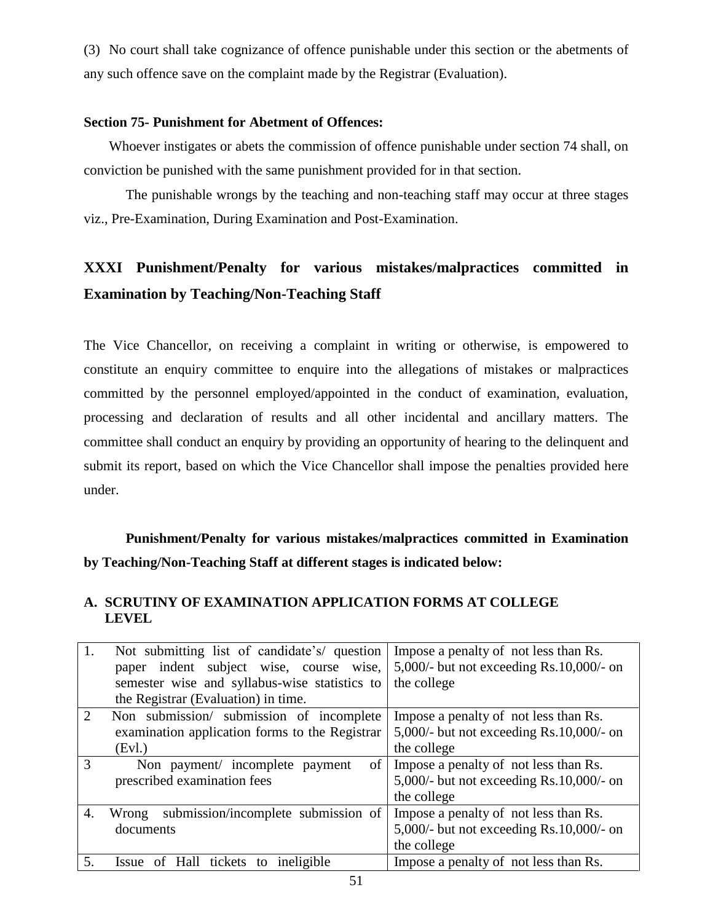(3) No court shall take cognizance of offence punishable under this section or the abetments of any such offence save on the complaint made by the Registrar (Evaluation).

**Section 75- Punishment for Abetment of Offences:**

Whoever instigates or abets the commission of offence punishable under section 74 shall, on conviction be punished with the same punishment provided for in that section.

The punishable wrongs by the teaching and non-teaching staff may occur at three stages viz., Pre-Examination, During Examination and Post-Examination.

## XXXI Punishment/Penalty for various mistakes/malpractices committed in Examination by Teaching/Non-Teaching Staff

The Vice Chancellor, on receiving a complaint in writing or otherwise, is empowered to constitute an enquiry committee to enquire into the allegations of mistakes or malpractices committed by the personnel employed/appointed in the conduct of examination, evaluation, processing and declaration of results and all other incidental and ancillary matters. The committee shall conduct an enquiry by providing an opportunity of hearing to the delinquent and submit its report, based on which the Vice Chancellor shall impose the penalties provided here under.

**Punishment/Penalty for various mistakes/malpractices committed in Examination by Teaching/Non-Teaching Staff at different stages is indicated below:**

### A. SCRUTINY OF EXAMINATION APPLICATION FORMS AT COLLEGE LEVEL

| | | |
|---|---|---|
| 1. | Not submitting list of candidate's/ question paper indent subject wise, course wise, semester wise and syllabus-wise statistics to the Registrar (Evaluation) in time. | Impose a penalty of not less than Rs. 5,000/- but not exceeding Rs.10,000/- on the college |
| 2 | Non submission/ submission of incomplete examination application forms to the Registrar (Evl.) | Impose a penalty of not less than Rs. 5,000/- but not exceeding Rs.10,000/- on the college |
| 3 | Non payment/ incomplete payment of prescribed examination fees | Impose a penalty of not less than Rs. 5,000/- but not exceeding Rs.10,000/- on the college |
| 4. | Wrong submission/incomplete submission of documents | Impose a penalty of not less than Rs. 5,000/- but not exceeding Rs.10,000/- on the college |
| 5. | Issue of Hall tickets to ineligible | Impose a penalty of not less than Rs. |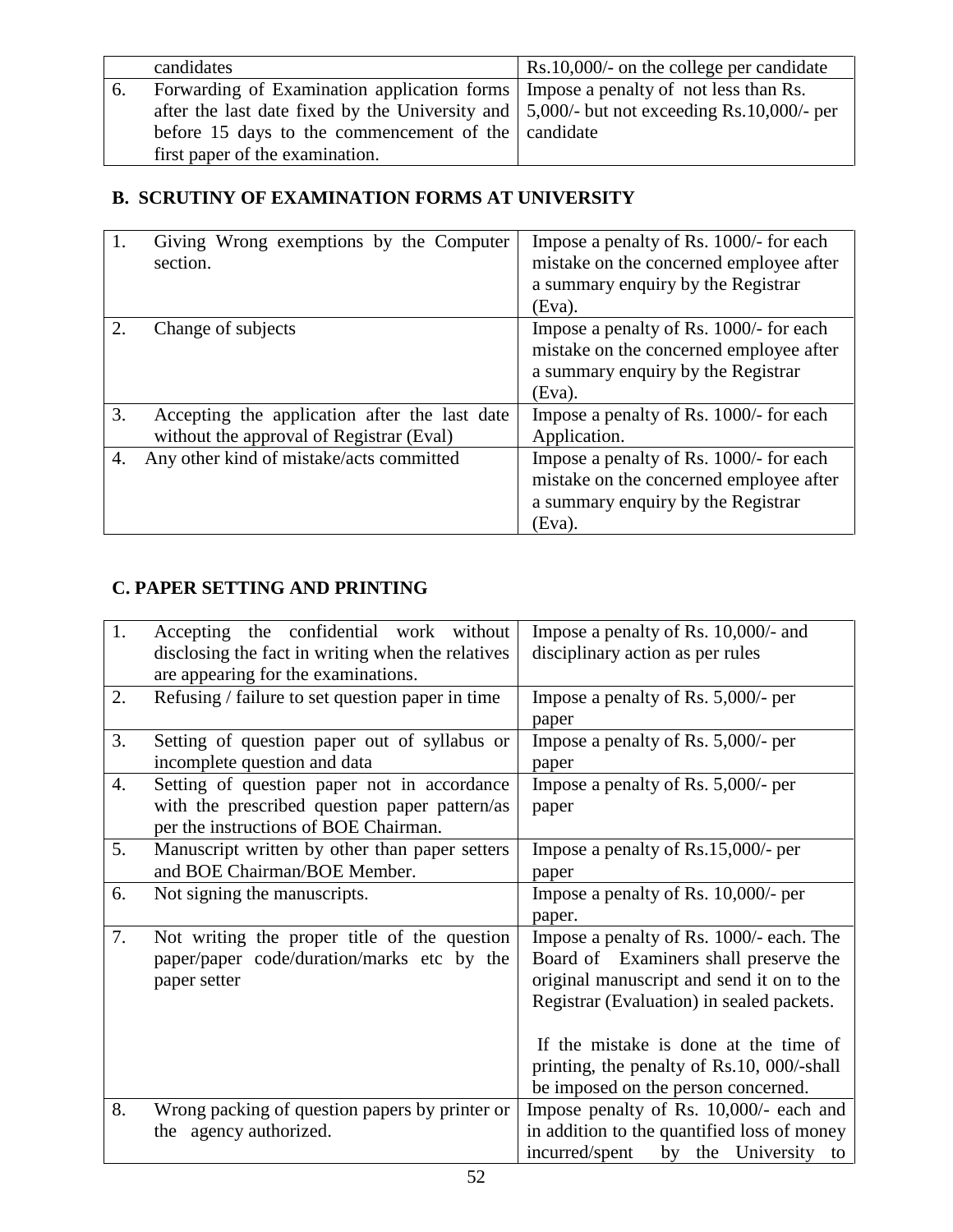| | candidates | Rs.10,000/- on the college per candidate |
|---|---|---|
| 6. | Forwarding of Examination application forms after the last date fixed by the University and before 15 days to the commencement of the first paper of the examination. | Impose a penalty of not less than Rs. 5,000/- but not exceeding Rs.10,000/- per candidate |

**B. SCRUTINY OF EXAMINATION FORMS AT UNIVERSITY**

| | | |
|---|---|---|
| 1. | Giving Wrong exemptions by the Computer section. | Impose a penalty of Rs. 1000/- for each mistake on the concerned employee after a summary enquiry by the Registrar (Eva). |
| 2. | Change of subjects | Impose a penalty of Rs. 1000/- for each mistake on the concerned employee after a summary enquiry by the Registrar (Eva). |
| 3. | Accepting the application after the last date without the approval of Registrar (Eval) | Impose a penalty of Rs. 1000/- for each Application. |
| 4. | Any other kind of mistake/acts committed | Impose a penalty of Rs. 1000/- for each mistake on the concerned employee after a summary enquiry by the Registrar (Eva). |

**C. PAPER SETTING AND PRINTING**

| | | |
|---|---|---|
| 1. | Accepting the confidential work without disclosing the fact in writing when the relatives are appearing for the examinations. | Impose a penalty of Rs. 10,000/- and disciplinary action as per rules |
| 2. | Refusing / failure to set question paper in time | Impose a penalty of Rs. 5,000/- per paper |
| 3. | Setting of question paper out of syllabus or incomplete question and data | Impose a penalty of Rs. 5,000/- per paper |
| 4. | Setting of question paper not in accordance with the prescribed question paper pattern/as per the instructions of BOE Chairman. | Impose a penalty of Rs. 5,000/- per paper |
| 5. | Manuscript written by other than paper setters and BOE Chairman/BOE Member. | Impose a penalty of Rs.15,000/- per paper |
| 6. | Not signing the manuscripts. | Impose a penalty of Rs. 10,000/- per paper. |
| 7. | Not writing the proper title of the question paper/paper code/duration/marks etc by the paper setter | Impose a penalty of Rs. 1000/- each. The Board of Examiners shall preserve the original manuscript and send it on to the Registrar (Evaluation) in sealed packets. If the mistake is done at the time of printing, the penalty of Rs.10, 000/-shall be imposed on the person concerned. |
| 8. | Wrong packing of question papers by printer or the agency authorized. | Impose penalty of Rs. 10,000/- each and in addition to the quantified loss of money incurred/spent by the University to |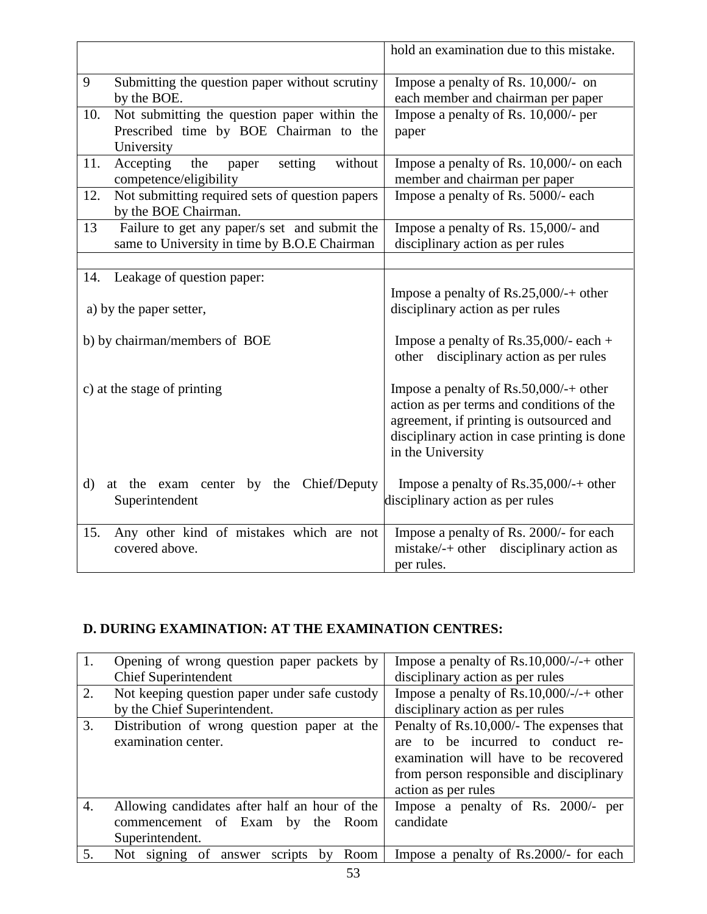| | |
|---|---|
| | hold an examination due to this mistake. |
| 9 Submitting the question paper without scrutiny by the BOE. | Impose a penalty of Rs. 10,000/- on each member and chairman per paper |
| 10. Not submitting the question paper within the Prescribed time by BOE Chairman to the University | Impose a penalty of Rs. 10,000/- per paper |
| 11. Accepting the paper setting without competence/eligibility | Impose a penalty of Rs. 10,000/- on each member and chairman per paper |
| 12. Not submitting required sets of question papers by the BOE Chairman. | Impose a penalty of Rs. 5000/- each |
| 13 Failure to get any paper/s set and submit the same to University in time by B.O.E Chairman | Impose a penalty of Rs. 15,000/- and disciplinary action as per rules |
| | |
| 14. Leakage of question paper: | |
| a) by the paper setter, | Impose a penalty of Rs.25,000/-+ other disciplinary action as per rules |
| b) by chairman/members of BOE | Impose a penalty of Rs.35,000/- each + other disciplinary action as per rules |
| c) at the stage of printing | Impose a penalty of Rs.50,000/-+ other action as per terms and conditions of the agreement, if printing is outsourced and disciplinary action in case printing is done in the University |
| d) at the exam center by the Chief/Deputy Superintendent | Impose a penalty of Rs.35,000/-+ other disciplinary action as per rules |
| 15. Any other kind of mistakes which are not covered above. | Impose a penalty of Rs. 2000/- for each mistake/-+ other disciplinary action as per rules. |

**D. DURING EXAMINATION: AT THE EXAMINATION CENTRES:**

| | | |
|---|---|---|
| 1. | Opening of wrong question paper packets by Chief Superintendent | Impose a penalty of Rs.10,000/-/-+ other disciplinary action as per rules |
| 2. | Not keeping question paper under safe custody by the Chief Superintendent. | Impose a penalty of Rs.10,000/-/-+ other disciplinary action as per rules |
| 3. | Distribution of wrong question paper at the examination center. | Penalty of Rs.10,000/- The expenses that are to be incurred to conduct re-examination will have to be recovered from person responsible and disciplinary action as per rules |
| 4. | Allowing candidates after half an hour of the commencement of Exam by the Room Superintendent. | Impose a penalty of Rs. 2000/- per candidate |
| 5. | Not signing of answer scripts by Room | Impose a penalty of Rs.2000/- for each |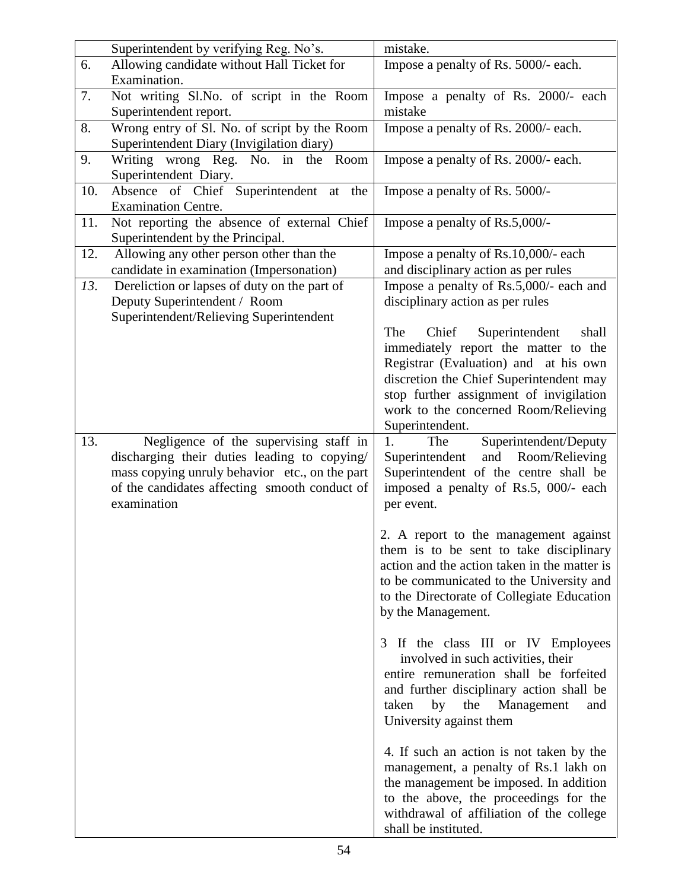|  | Superintendent by verifying Reg. No's. | mistake. |
|---|---|---|
| 6. | Allowing candidate without Hall Ticket for Examination. | Impose a penalty of Rs. 5000/- each. |
| 7. | Not writing Sl.No. of script in the Room Superintendent report. | Impose a penalty of Rs. 2000/- each mistake |
| 8. | Wrong entry of Sl. No. of script by the Room Superintendent Diary (Invigilation diary) | Impose a penalty of Rs. 2000/- each. |
| 9. | Writing wrong Reg. No. in the Room Superintendent Diary. | Impose a penalty of Rs. 2000/- each. |
| 10. | Absence of Chief Superintendent at the Examination Centre. | Impose a penalty of Rs. 5000/- |
| 11. | Not reporting the absence of external Chief Superintendent by the Principal. | Impose a penalty of Rs.5,000/- |
| 12. | Allowing any other person other than the candidate in examination (Impersonation) | Impose a penalty of Rs.10,000/- each and disciplinary action as per rules |
| *13.* | Dereliction or lapses of duty on the part of Deputy Superintendent / Room Superintendent/Relieving Superintendent | Impose a penalty of Rs.5,000/- each and disciplinary action as per rules<br><br>The Chief Superintendent shall immediately report the matter to the Registrar (Evaluation) and at his own discretion the Chief Superintendent may stop further assignment of invigilation work to the concerned Room/Relieving Superintendent. |
| 13. | Negligence of the supervising staff in discharging their duties leading to copying/ mass copying unruly behavior etc., on the part of the candidates affecting smooth conduct of examination | 1. The Superintendent/Deputy Superintendent and Room/Relieving Superintendent of the centre shall be imposed a penalty of Rs.5, 000/- each per event.<br><br>2. A report to the management against them is to be sent to take disciplinary action and the action taken in the matter is to be communicated to the University and to the Directorate of Collegiate Education by the Management.<br><br>3 If the class III or IV Employees involved in such activities, their entire remuneration shall be forfeited and further disciplinary action shall be taken by the Management and University against them<br><br>4. If such an action is not taken by the management, a penalty of Rs.1 lakh on the management be imposed. In addition to the above, the proceedings for the withdrawal of affiliation of the college shall be instituted. |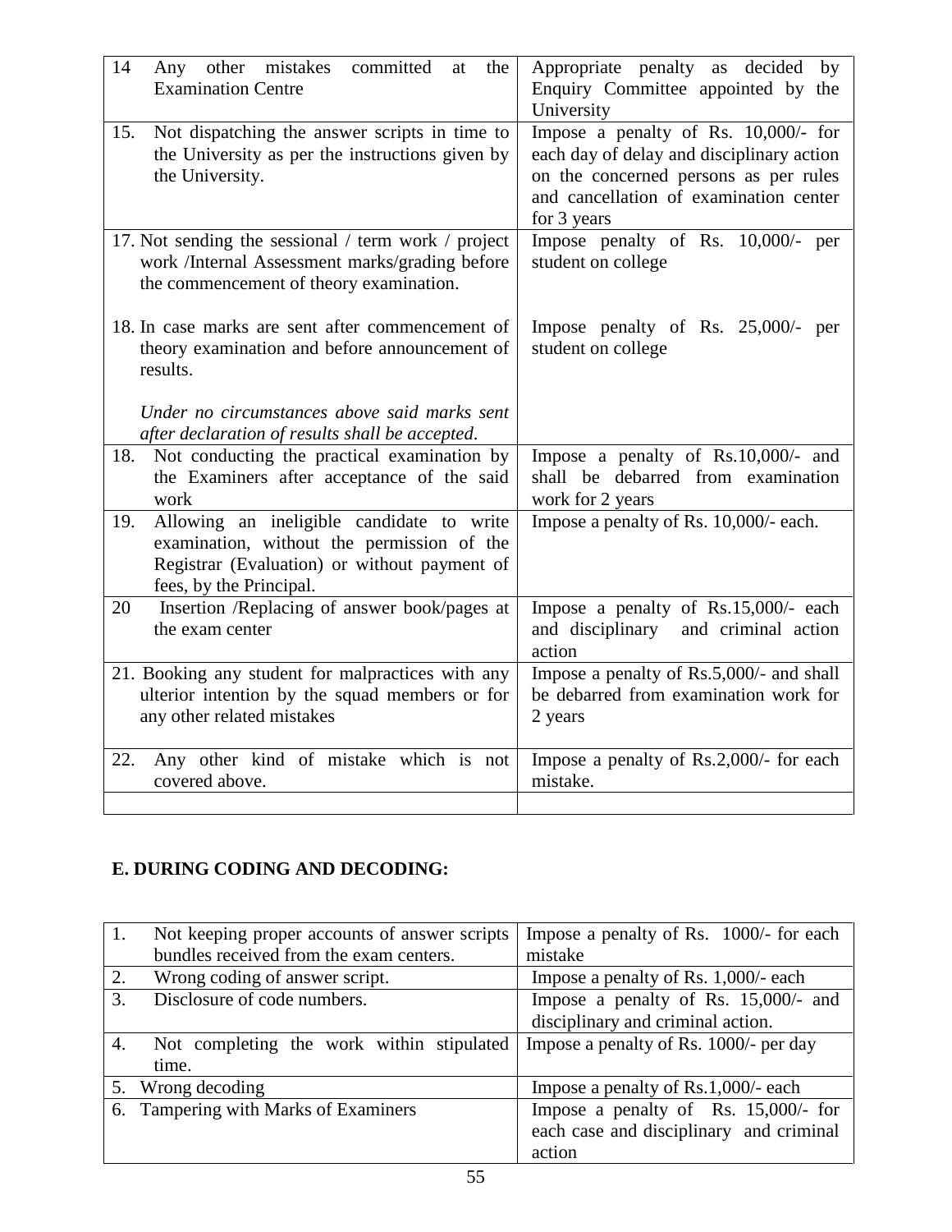| | |
|---|---|
| 14 Any other mistakes committed at the Examination Centre | Appropriate penalty as decided by Enquiry Committee appointed by the University |
| 15. Not dispatching the answer scripts in time to the University as per the instructions given by the University. | Impose a penalty of Rs. 10,000/- for each day of delay and disciplinary action on the concerned persons as per rules and cancellation of examination center for 3 years |
| 17. Not sending the sessional / term work / project work /Internal Assessment marks/grading before the commencement of theory examination.<br><br>18. In case marks are sent after commencement of theory examination and before announcement of results.<br><br>*Under no circumstances above said marks sent after declaration of results shall be accepted.* | Impose penalty of Rs. 10,000/- per student on college<br><br>Impose penalty of Rs. 25,000/- per student on college |
| 18. Not conducting the practical examination by the Examiners after acceptance of the said work | Impose a penalty of Rs.10,000/- and shall be debarred from examination work for 2 years |
| 19. Allowing an ineligible candidate to write examination, without the permission of the Registrar (Evaluation) or without payment of fees, by the Principal. | Impose a penalty of Rs. 10,000/- each. |
| 20 Insertion /Replacing of answer book/pages at the exam center | Impose a penalty of Rs.15,000/- each and disciplinary and criminal action action |
| 21. Booking any student for malpractices with any ulterior intention by the squad members or for any other related mistakes | Impose a penalty of Rs.5,000/- and shall be debarred from examination work for 2 years |
| 22. Any other kind of mistake which is not covered above. | Impose a penalty of Rs.2,000/- for each mistake. |
| | |

**E. DURING CODING AND DECODING:**

| | |
|---|---|
| 1. Not keeping proper accounts of answer scripts bundles received from the exam centers. | Impose a penalty of Rs. 1000/- for each mistake |
| 2. Wrong coding of answer script. | Impose a penalty of Rs. 1,000/- each |
| 3. Disclosure of code numbers. | Impose a penalty of Rs. 15,000/- and disciplinary and criminal action. |
| 4. Not completing the work within stipulated time. | Impose a penalty of Rs. 1000/- per day |
| 5. Wrong decoding | Impose a penalty of Rs.1,000/- each |
| 6. Tampering with Marks of Examiners | Impose a penalty of Rs. 15,000/- for each case and disciplinary and criminal action |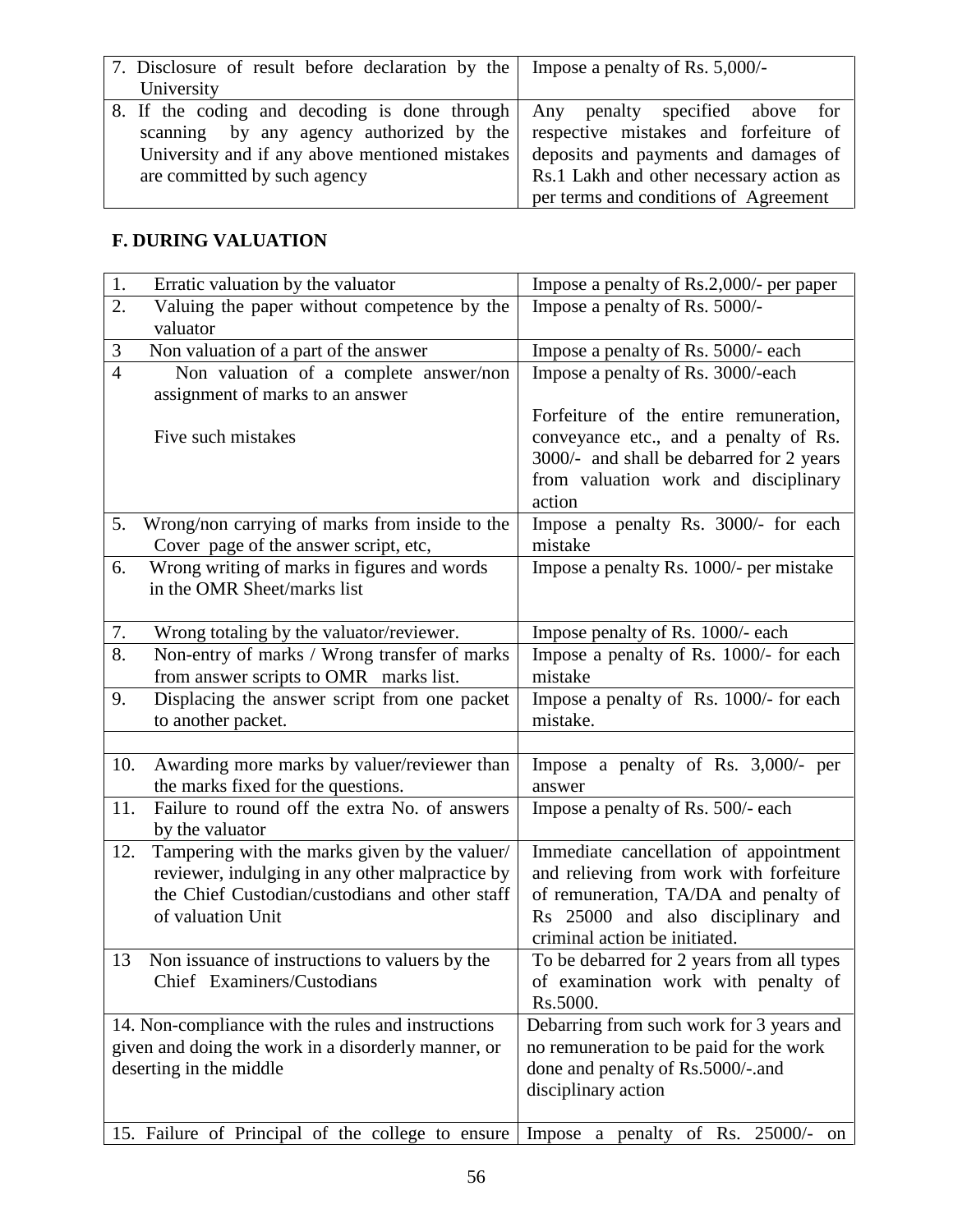| | |
|---|---|
| 7. Disclosure of result before declaration by the University | Impose a penalty of Rs. 5,000/- |
| 8. If the coding and decoding is done through scanning by any agency authorized by the University and if any above mentioned mistakes are committed by such agency | Any penalty specified above for respective mistakes and forfeiture of deposits and payments and damages of Rs.1 Lakh and other necessary action as per terms and conditions of Agreement |

**F. DURING VALUATION**

| | |
|---|---|
| 1. Erratic valuation by the valuator | Impose a penalty of Rs.2,000/- per paper |
| 2. Valuing the paper without competence by the valuator | Impose a penalty of Rs. 5000/- |
| 3 Non valuation of a part of the answer | Impose a penalty of Rs. 5000/- each |
| 4 Non valuation of a complete answer/non assignment of marks to an answer<br><br>Five such mistakes | Impose a penalty of Rs. 3000/-each<br><br>Forfeiture of the entire remuneration, conveyance etc., and a penalty of Rs. 3000/- and shall be debarred for 2 years from valuation work and disciplinary action |
| 5. Wrong/non carrying of marks from inside to the Cover page of the answer script, etc, | Impose a penalty Rs. 3000/- for each mistake |
| 6. Wrong writing of marks in figures and words in the OMR Sheet/marks list | Impose a penalty Rs. 1000/- per mistake |
| 7. Wrong totaling by the valuator/reviewer. | Impose penalty of Rs. 1000/- each |
| 8. Non-entry of marks / Wrong transfer of marks from answer scripts to OMR marks list. | Impose a penalty of Rs. 1000/- for each mistake |
| 9. Displacing the answer script from one packet to another packet. | Impose a penalty of Rs. 1000/- for each mistake. |
| | |
| 10. Awarding more marks by valuer/reviewer than the marks fixed for the questions. | Impose a penalty of Rs. 3,000/- per answer |
| 11. Failure to round off the extra No. of answers by the valuator | Impose a penalty of Rs. 500/- each |
| 12. Tampering with the marks given by the valuer/ reviewer, indulging in any other malpractice by the Chief Custodian/custodians and other staff of valuation Unit | Immediate cancellation of appointment and relieving from work with forfeiture of remuneration, TA/DA and penalty of Rs 25000 and also disciplinary and criminal action be initiated. |
| 13 Non issuance of instructions to valuers by the Chief Examiners/Custodians | To be debarred for 2 years from all types of examination work with penalty of Rs.5000. |
| 14. Non-compliance with the rules and instructions given and doing the work in a disorderly manner, or deserting in the middle | Debarring from such work for 3 years and no remuneration to be paid for the work done and penalty of Rs.5000/-.and disciplinary action |
| 15. Failure of Principal of the college to ensure | Impose a penalty of Rs. 25000/- on |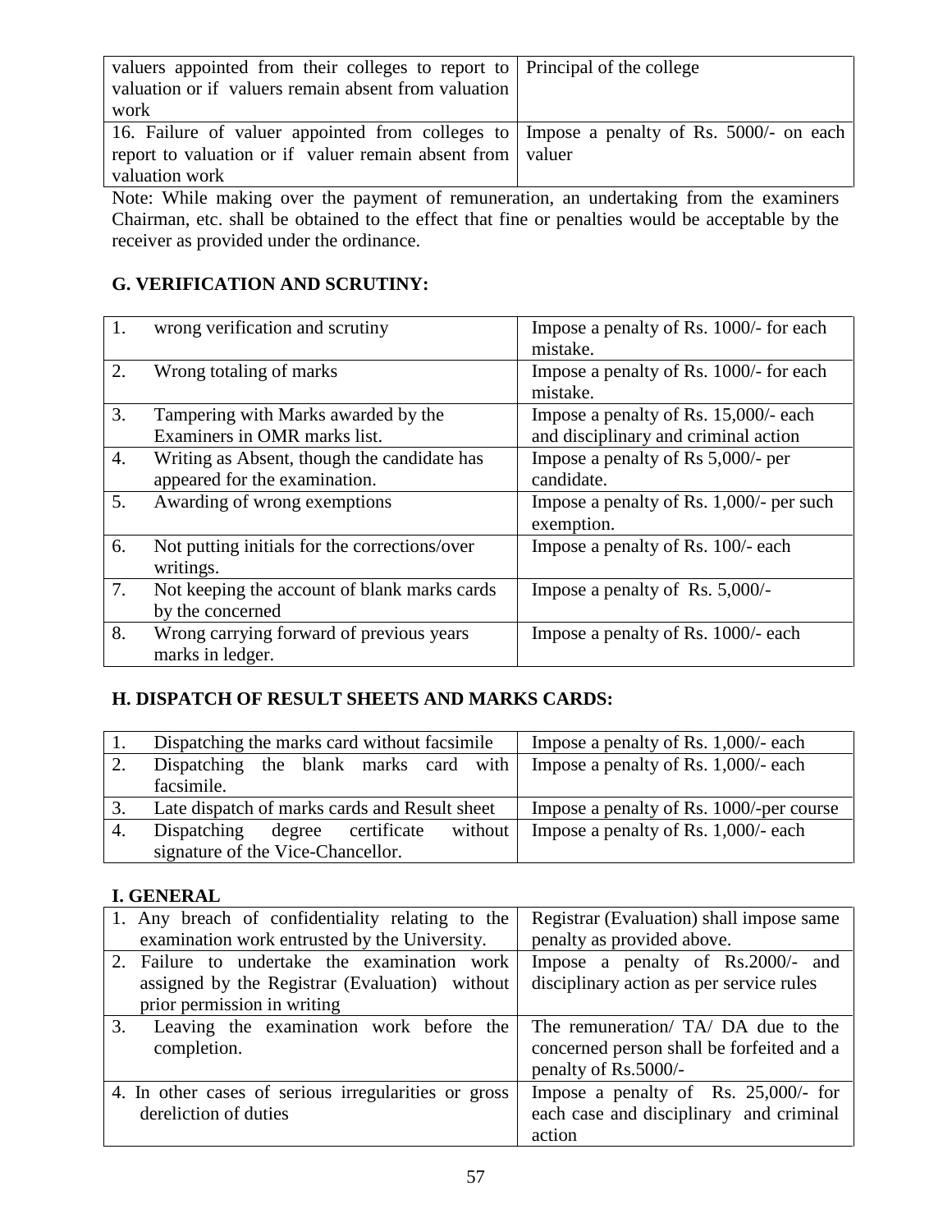| valuers appointed from their colleges to report to valuation or if valuers remain absent from valuation work | Principal of the college |
|---|---|
| 16. Failure of valuer appointed from colleges to report to valuation or if valuer remain absent from valuation work | Impose a penalty of Rs. 5000/- on each valuer |

Note: While making over the payment of remuneration, an undertaking from the examiners Chairman, etc. shall be obtained to the effect that fine or penalties would be acceptable by the receiver as provided under the ordinance.

## G. VERIFICATION AND SCRUTINY:

| | | |
|---|---|---|
| 1. | wrong verification and scrutiny | Impose a penalty of Rs. 1000/- for each mistake. |
| 2. | Wrong totaling of marks | Impose a penalty of Rs. 1000/- for each mistake. |
| 3. | Tampering with Marks awarded by the Examiners in OMR marks list. | Impose a penalty of Rs. 15,000/- each and disciplinary and criminal action |
| 4. | Writing as Absent, though the candidate has appeared for the examination. | Impose a penalty of Rs 5,000/- per candidate. |
| 5. | Awarding of wrong exemptions | Impose a penalty of Rs. 1,000/- per such exemption. |
| 6. | Not putting initials for the corrections/over writings. | Impose a penalty of Rs. 100/- each |
| 7. | Not keeping the account of blank marks cards by the concerned | Impose a penalty of Rs. 5,000/- |
| 8. | Wrong carrying forward of previous years marks in ledger. | Impose a penalty of Rs. 1000/- each |

## H. DISPATCH OF RESULT SHEETS AND MARKS CARDS:

| | | |
|---|---|---|
| 1. | Dispatching the marks card without facsimile | Impose a penalty of Rs. 1,000/- each |
| 2. | Dispatching the blank marks card with facsimile. | Impose a penalty of Rs. 1,000/- each |
| 3. | Late dispatch of marks cards and Result sheet | Impose a penalty of Rs. 1000/-per course |
| 4. | Dispatching degree certificate without signature of the Vice-Chancellor. | Impose a penalty of Rs. 1,000/- each |

## I. GENERAL

| | |
|---|---|
| 1. Any breach of confidentiality relating to the examination work entrusted by the University. | Registrar (Evaluation) shall impose same penalty as provided above. |
| 2. Failure to undertake the examination work assigned by the Registrar (Evaluation) without prior permission in writing | Impose a penalty of Rs.2000/- and disciplinary action as per service rules |
| 3. Leaving the examination work before the completion. | The remuneration/ TA/ DA due to the concerned person shall be forfeited and a penalty of Rs.5000/- |
| 4. In other cases of serious irregularities or gross dereliction of duties | Impose a penalty of Rs. 25,000/- for each case and disciplinary and criminal action |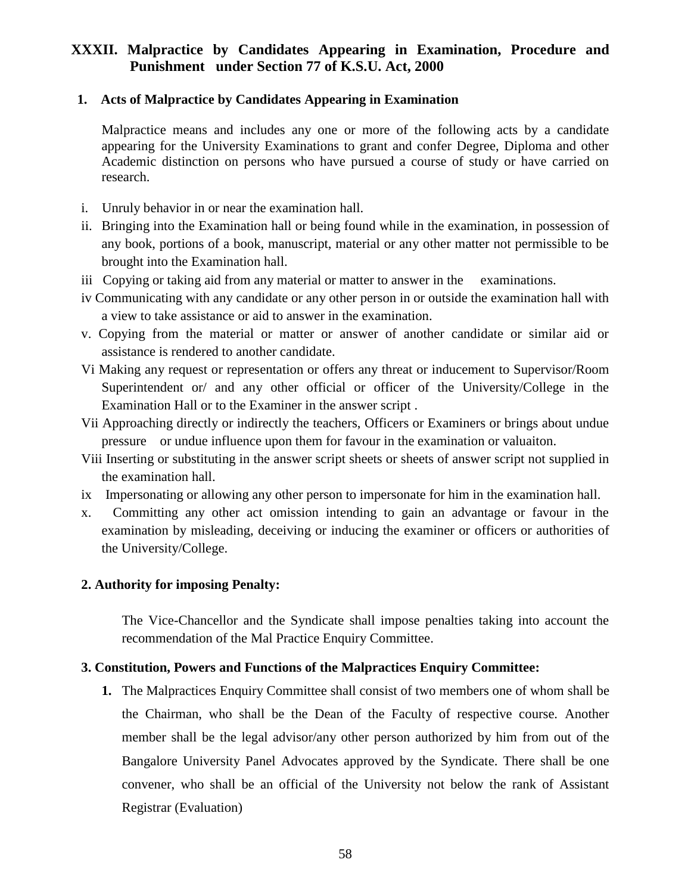## XXXII. Malpractice by Candidates Appearing in Examination, Procedure and Punishment under Section 77 of K.S.U. Act, 2000

### 1. Acts of Malpractice by Candidates Appearing in Examination

Malpractice means and includes any one or more of the following acts by a candidate appearing for the University Examinations to grant and confer Degree, Diploma and other Academic distinction on persons who have pursued a course of study or have carried on research.

i. Unruly behavior in or near the examination hall.

ii. Bringing into the Examination hall or being found while in the examination, in possession of any book, portions of a book, manuscript, material or any other matter not permissible to be brought into the Examination hall.

iii Copying or taking aid from any material or matter to answer in the examinations.

iv Communicating with any candidate or any other person in or outside the examination hall with a view to take assistance or aid to answer in the examination.

v. Copying from the material or matter or answer of another candidate or similar aid or assistance is rendered to another candidate.

Vi Making any request or representation or offers any threat or inducement to Supervisor/Room Superintendent or/ and any other official or officer of the University/College in the Examination Hall or to the Examiner in the answer script .

Vii Approaching directly or indirectly the teachers, Officers or Examiners or brings about undue pressure or undue influence upon them for favour in the examination or valuaiton.

Viii Inserting or substituting in the answer script sheets or sheets of answer script not supplied in the examination hall.

ix Impersonating or allowing any other person to impersonate for him in the examination hall.

x. Committing any other act omission intending to gain an advantage or favour in the examination by misleading, deceiving or inducing the examiner or officers or authorities of the University/College.

### 2. Authority for imposing Penalty:

The Vice-Chancellor and the Syndicate shall impose penalties taking into account the recommendation of the Mal Practice Enquiry Committee.

### 3. Constitution, Powers and Functions of the Malpractices Enquiry Committee:

1. The Malpractices Enquiry Committee shall consist of two members one of whom shall be the Chairman, who shall be the Dean of the Faculty of respective course. Another member shall be the legal advisor/any other person authorized by him from out of the Bangalore University Panel Advocates approved by the Syndicate. There shall be one convener, who shall be an official of the University not below the rank of Assistant Registrar (Evaluation)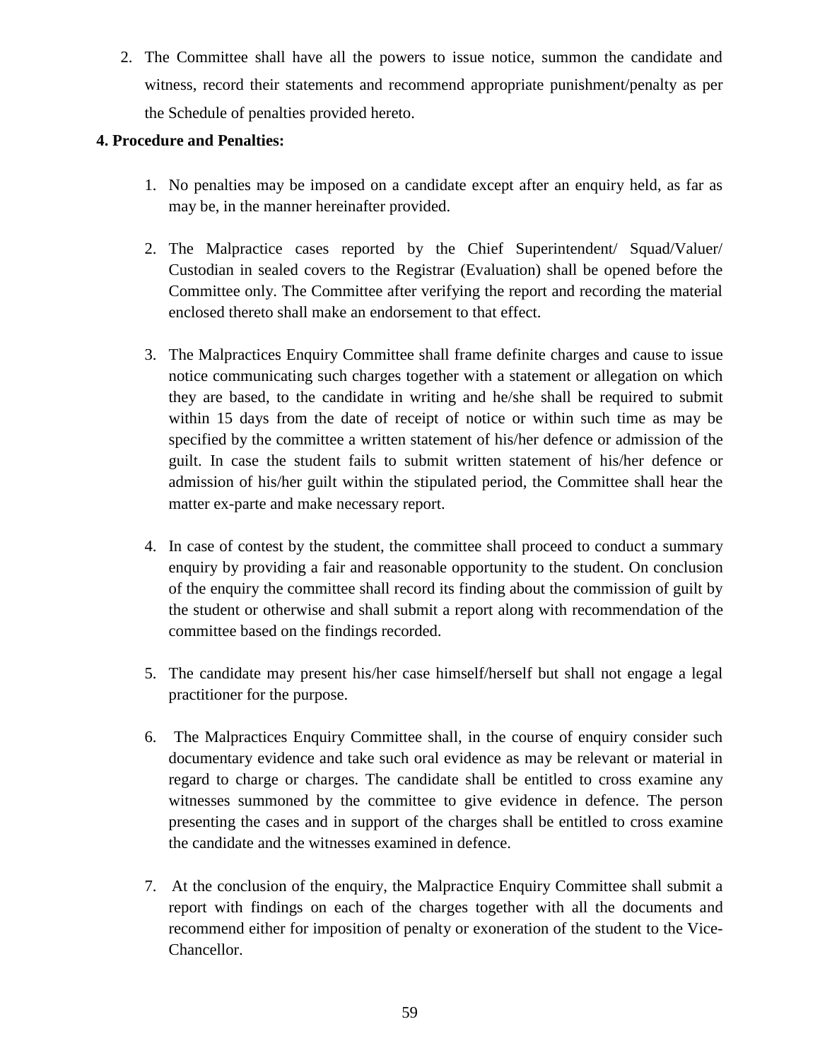2. The Committee shall have all the powers to issue notice, summon the candidate and witness, record their statements and recommend appropriate punishment/penalty as per the Schedule of penalties provided hereto.

**4. Procedure and Penalties:**

1. No penalties may be imposed on a candidate except after an enquiry held, as far as may be, in the manner hereinafter provided.

2. The Malpractice cases reported by the Chief Superintendent/ Squad/Valuer/ Custodian in sealed covers to the Registrar (Evaluation) shall be opened before the Committee only. The Committee after verifying the report and recording the material enclosed thereto shall make an endorsement to that effect.

3. The Malpractices Enquiry Committee shall frame definite charges and cause to issue notice communicating such charges together with a statement or allegation on which they are based, to the candidate in writing and he/she shall be required to submit within 15 days from the date of receipt of notice or within such time as may be specified by the committee a written statement of his/her defence or admission of the guilt. In case the student fails to submit written statement of his/her defence or admission of his/her guilt within the stipulated period, the Committee shall hear the matter ex-parte and make necessary report.

4. In case of contest by the student, the committee shall proceed to conduct a summary enquiry by providing a fair and reasonable opportunity to the student. On conclusion of the enquiry the committee shall record its finding about the commission of guilt by the student or otherwise and shall submit a report along with recommendation of the committee based on the findings recorded.

5. The candidate may present his/her case himself/herself but shall not engage a legal practitioner for the purpose.

6. The Malpractices Enquiry Committee shall, in the course of enquiry consider such documentary evidence and take such oral evidence as may be relevant or material in regard to charge or charges. The candidate shall be entitled to cross examine any witnesses summoned by the committee to give evidence in defence. The person presenting the cases and in support of the charges shall be entitled to cross examine the candidate and the witnesses examined in defence.

7. At the conclusion of the enquiry, the Malpractice Enquiry Committee shall submit a report with findings on each of the charges together with all the documents and recommend either for imposition of penalty or exoneration of the student to the Vice-Chancellor.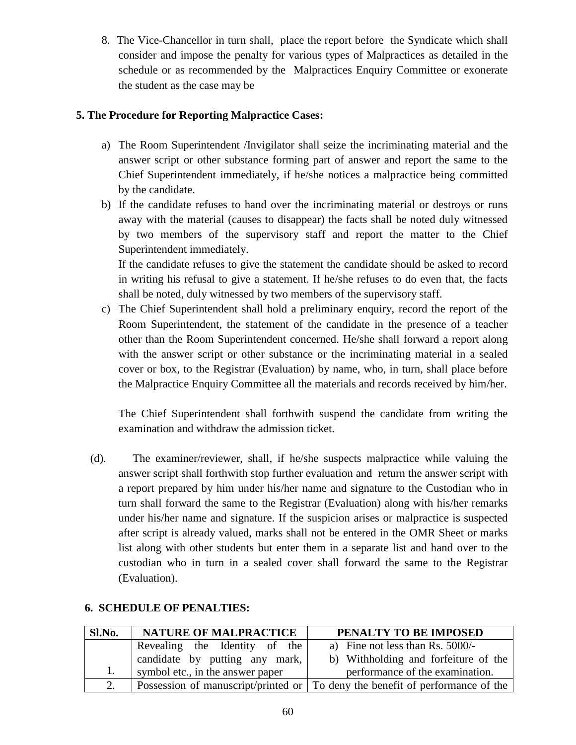8. The Vice-Chancellor in turn shall, place the report before the Syndicate which shall consider and impose the penalty for various types of Malpractices as detailed in the schedule or as recommended by the Malpractices Enquiry Committee or exonerate the student as the case may be

**5. The Procedure for Reporting Malpractice Cases:**

a) The Room Superintendent /Invigilator shall seize the incriminating material and the answer script or other substance forming part of answer and report the same to the Chief Superintendent immediately, if he/she notices a malpractice being committed by the candidate.

b) If the candidate refuses to hand over the incriminating material or destroys or runs away with the material (causes to disappear) the facts shall be noted duly witnessed by two members of the supervisory staff and report the matter to the Chief Superintendent immediately.

   If the candidate refuses to give the statement the candidate should be asked to record in writing his refusal to give a statement. If he/she refuses to do even that, the facts shall be noted, duly witnessed by two members of the supervisory staff.

c) The Chief Superintendent shall hold a preliminary enquiry, record the report of the Room Superintendent, the statement of the candidate in the presence of a teacher other than the Room Superintendent concerned. He/she shall forward a report along with the answer script or other substance or the incriminating material in a sealed cover or box, to the Registrar (Evaluation) by name, who, in turn, shall place before the Malpractice Enquiry Committee all the materials and records received by him/her.

   The Chief Superintendent shall forthwith suspend the candidate from writing the examination and withdraw the admission ticket.

(d). The examiner/reviewer, shall, if he/she suspects malpractice while valuing the answer script shall forthwith stop further evaluation and return the answer script with a report prepared by him under his/her name and signature to the Custodian who in turn shall forward the same to the Registrar (Evaluation) along with his/her remarks under his/her name and signature. If the suspicion arises or malpractice is suspected after script is already valued, marks shall not be entered in the OMR Sheet or marks list along with other students but enter them in a separate list and hand over to the custodian who in turn in a sealed cover shall forward the same to the Registrar (Evaluation).

**6. SCHEDULE OF PENALTIES:**

| Sl.No. | NATURE OF MALPRACTICE | PENALTY TO BE IMPOSED |
|---|---|---|
| 1. | Revealing the Identity of the candidate by putting any mark, symbol etc., in the answer paper | a) Fine not less than Rs. 5000/-<br>b) Withholding and forfeiture of the performance of the examination. |
| 2. | Possession of manuscript/printed or | To deny the benefit of performance of the |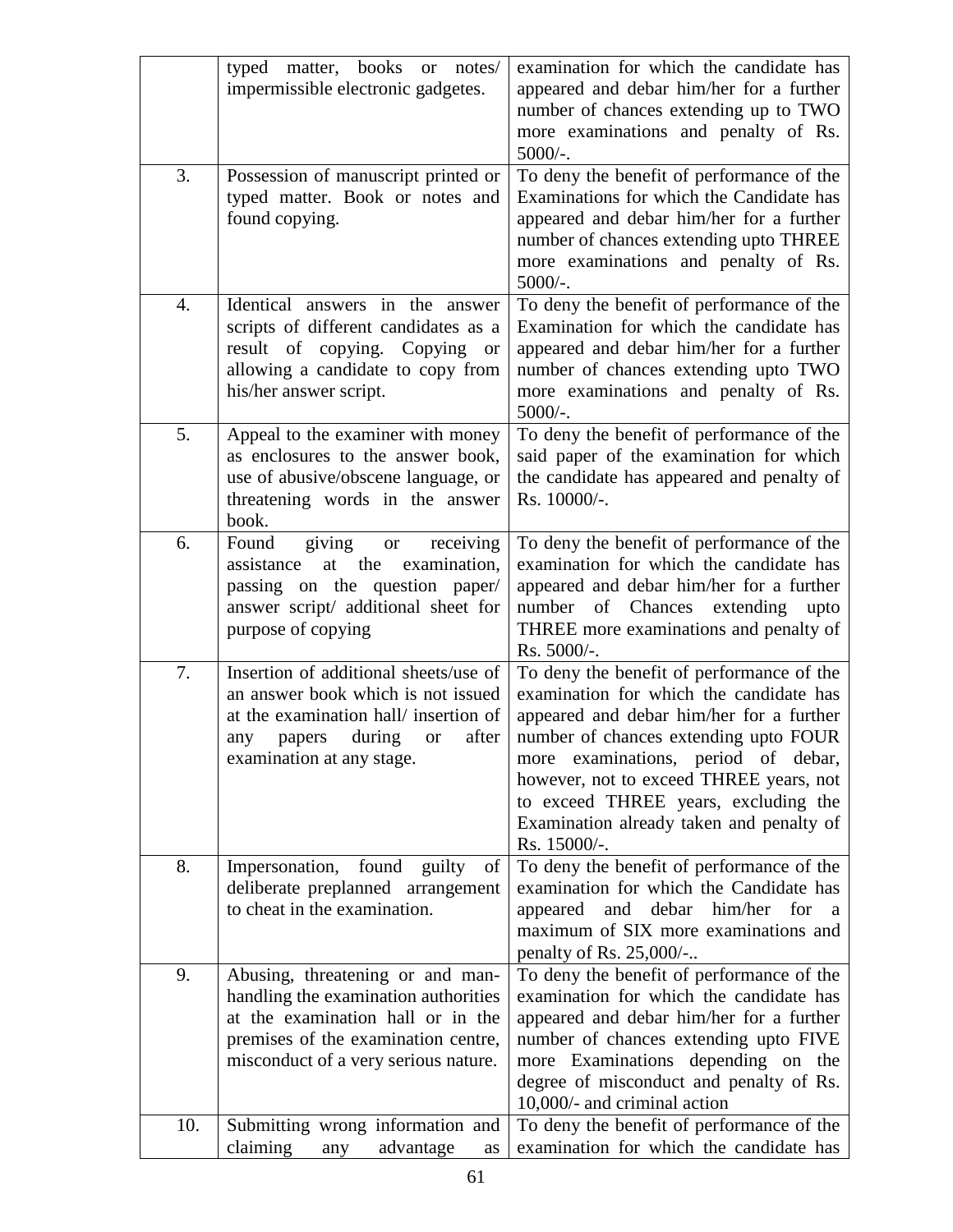| | | |
|---|---|---|
| | typed matter, books or notes/ impermissible electronic gadgetes. | examination for which the candidate has appeared and debar him/her for a further number of chances extending up to TWO more examinations and penalty of Rs. 5000/-. |
| 3. | Possession of manuscript printed or typed matter. Book or notes and found copying. | To deny the benefit of performance of the Examinations for which the Candidate has appeared and debar him/her for a further number of chances extending upto THREE more examinations and penalty of Rs. 5000/-. |
| 4. | Identical answers in the answer scripts of different candidates as a result of copying. Copying or allowing a candidate to copy from his/her answer script. | To deny the benefit of performance of the Examination for which the candidate has appeared and debar him/her for a further number of chances extending upto TWO more examinations and penalty of Rs. 5000/-. |
| 5. | Appeal to the examiner with money as enclosures to the answer book, use of abusive/obscene language, or threatening words in the answer book. | To deny the benefit of performance of the said paper of the examination for which the candidate has appeared and penalty of Rs. 10000/-. |
| 6. | Found giving or receiving assistance at the examination, passing on the question paper/ answer script/ additional sheet for purpose of copying | To deny the benefit of performance of the examination for which the candidate has appeared and debar him/her for a further number of Chances extending upto THREE more examinations and penalty of Rs. 5000/-. |
| 7. | Insertion of additional sheets/use of an answer book which is not issued at the examination hall/ insertion of any papers during or after examination at any stage. | To deny the benefit of performance of the examination for which the candidate has appeared and debar him/her for a further number of chances extending upto FOUR more examinations, period of debar, however, not to exceed THREE years, not to exceed THREE years, excluding the Examination already taken and penalty of Rs. 15000/-. |
| 8. | Impersonation, found guilty of deliberate preplanned arrangement to cheat in the examination. | To deny the benefit of performance of the examination for which the Candidate has appeared and debar him/her for a maximum of SIX more examinations and penalty of Rs. 25,000/-.. |
| 9. | Abusing, threatening or and man-handling the examination authorities at the examination hall or in the premises of the examination centre, misconduct of a very serious nature. | To deny the benefit of performance of the examination for which the candidate has appeared and debar him/her for a further number of chances extending upto FIVE more Examinations depending on the degree of misconduct and penalty of Rs. 10,000/- and criminal action |
| 10. | Submitting wrong information and claiming any advantage as | To deny the benefit of performance of the examination for which the candidate has |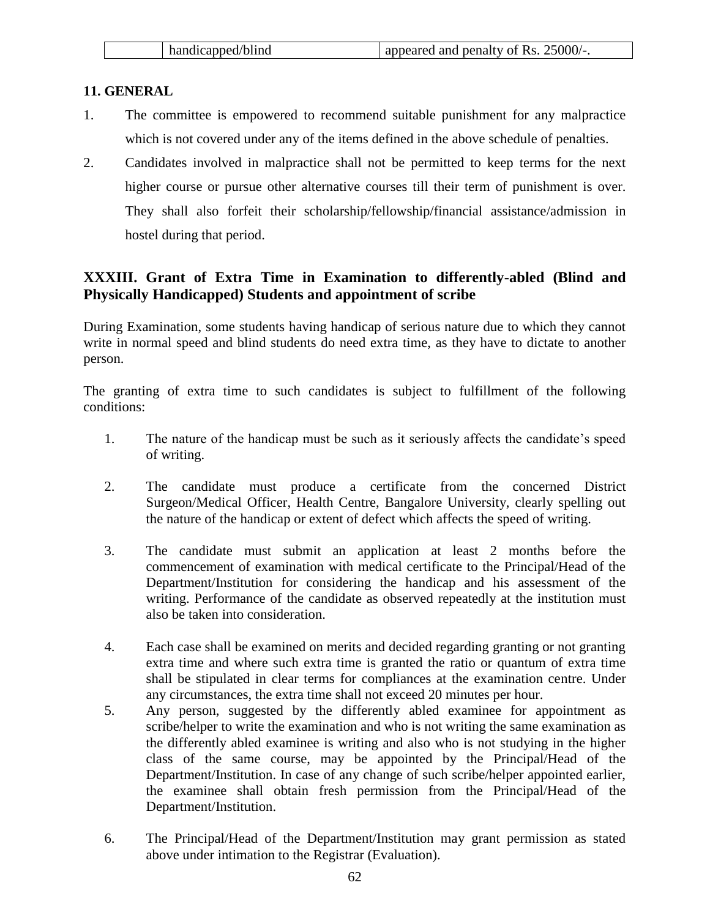|  | handicapped/blind | appeared and penalty of Rs. 25000/-. |
|---|---|---|

**11. GENERAL**

1. The committee is empowered to recommend suitable punishment for any malpractice which is not covered under any of the items defined in the above schedule of penalties.
2. Candidates involved in malpractice shall not be permitted to keep terms for the next higher course or pursue other alternative courses till their term of punishment is over. They shall also forfeit their scholarship/fellowship/financial assistance/admission in hostel during that period.

## XXXIII. Grant of Extra Time in Examination to differently-abled (Blind and Physically Handicapped) Students and appointment of scribe

During Examination, some students having handicap of serious nature due to which they cannot write in normal speed and blind students do need extra time, as they have to dictate to another person.

The granting of extra time to such candidates is subject to fulfillment of the following conditions:

1. The nature of the handicap must be such as it seriously affects the candidate's speed of writing.
2. The candidate must produce a certificate from the concerned District Surgeon/Medical Officer, Health Centre, Bangalore University, clearly spelling out the nature of the handicap or extent of defect which affects the speed of writing.
3. The candidate must submit an application at least 2 months before the commencement of examination with medical certificate to the Principal/Head of the Department/Institution for considering the handicap and his assessment of the writing. Performance of the candidate as observed repeatedly at the institution must also be taken into consideration.
4. Each case shall be examined on merits and decided regarding granting or not granting extra time and where such extra time is granted the ratio or quantum of extra time shall be stipulated in clear terms for compliances at the examination centre. Under any circumstances, the extra time shall not exceed 20 minutes per hour.
5. Any person, suggested by the differently abled examinee for appointment as scribe/helper to write the examination and who is not writing the same examination as the differently abled examinee is writing and also who is not studying in the higher class of the same course, may be appointed by the Principal/Head of the Department/Institution. In case of any change of such scribe/helper appointed earlier, the examinee shall obtain fresh permission from the Principal/Head of the Department/Institution.
6. The Principal/Head of the Department/Institution may grant permission as stated above under intimation to the Registrar (Evaluation).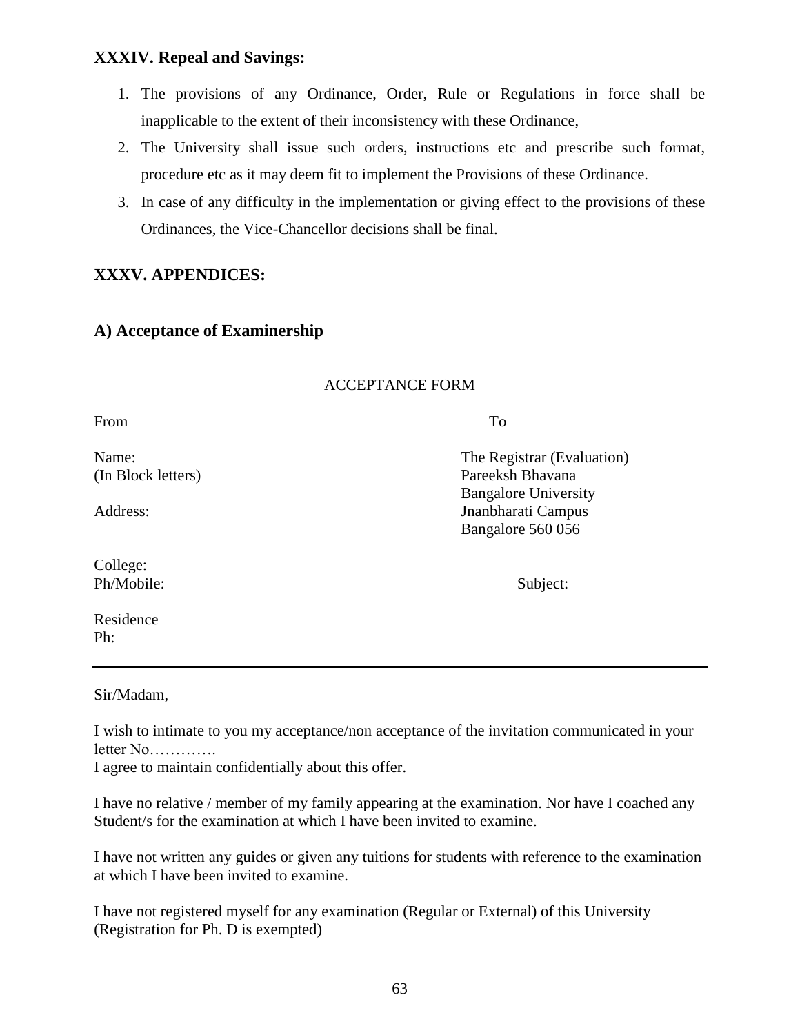## XXXIV. Repeal and Savings:

1. The provisions of any Ordinance, Order, Rule or Regulations in force shall be inapplicable to the extent of their inconsistency with these Ordinance,
2. The University shall issue such orders, instructions etc and prescribe such format, procedure etc as it may deem fit to implement the Provisions of these Ordinance.
3. In case of any difficulty in the implementation or giving effect to the provisions of these Ordinances, the Vice-Chancellor decisions shall be final.

## XXXV. APPENDICES:

### A) Acceptance of Examinership

ACCEPTANCE FORM

From

Name:
(In Block letters)

Address:

College:
Ph/Mobile:

Residence
Ph:

To

The Registrar (Evaluation)
Pareeksh Bhavana
Bangalore University
Jnanbharati Campus
Bangalore 560 056

Subject:

---

Sir/Madam,

I wish to intimate to you my acceptance/non acceptance of the invitation communicated in your letter No………….
I agree to maintain confidentially about this offer.

I have no relative / member of my family appearing at the examination. Nor have I coached any Student/s for the examination at which I have been invited to examine.

I have not written any guides or given any tuitions for students with reference to the examination at which I have been invited to examine.

I have not registered myself for any examination (Regular or External) of this University (Registration for Ph. D is exempted)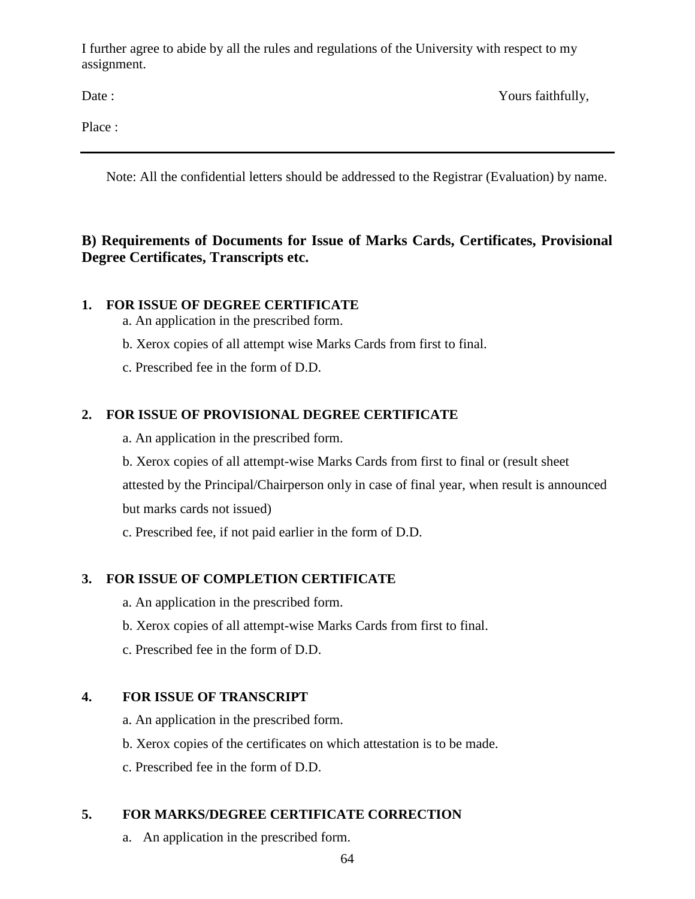I further agree to abide by all the rules and regulations of the University with respect to my assignment.

Date : Yours faithfully,

Place :

---

Note: All the confidential letters should be addressed to the Registrar (Evaluation) by name.

**B) Requirements of Documents for Issue of Marks Cards, Certificates, Provisional Degree Certificates, Transcripts etc.**

**1. FOR ISSUE OF DEGREE CERTIFICATE**

a. An application in the prescribed form.

b. Xerox copies of all attempt wise Marks Cards from first to final.

c. Prescribed fee in the form of D.D.

**2. FOR ISSUE OF PROVISIONAL DEGREE CERTIFICATE**

a. An application in the prescribed form.

b. Xerox copies of all attempt-wise Marks Cards from first to final or (result sheet attested by the Principal/Chairperson only in case of final year, when result is announced but marks cards not issued)

c. Prescribed fee, if not paid earlier in the form of D.D.

**3. FOR ISSUE OF COMPLETION CERTIFICATE**

a. An application in the prescribed form.

b. Xerox copies of all attempt-wise Marks Cards from first to final.

c. Prescribed fee in the form of D.D.

**4. FOR ISSUE OF TRANSCRIPT**

a. An application in the prescribed form.

b. Xerox copies of the certificates on which attestation is to be made.

c. Prescribed fee in the form of D.D.

**5. FOR MARKS/DEGREE CERTIFICATE CORRECTION**

a. An application in the prescribed form.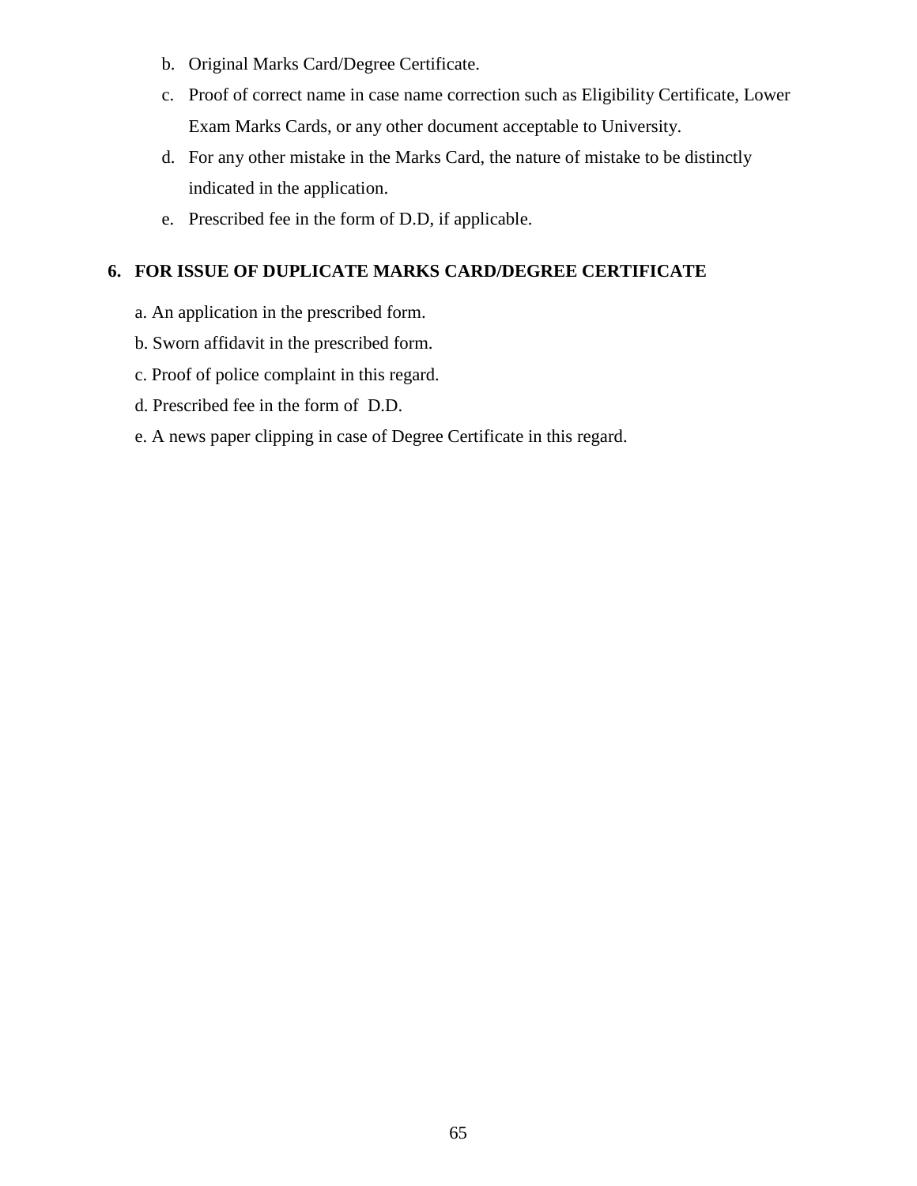b. Original Marks Card/Degree Certificate.
c. Proof of correct name in case name correction such as Eligibility Certificate, Lower Exam Marks Cards, or any other document acceptable to University.
d. For any other mistake in the Marks Card, the nature of mistake to be distinctly indicated in the application.
e. Prescribed fee in the form of D.D, if applicable.

## 6. FOR ISSUE OF DUPLICATE MARKS CARD/DEGREE CERTIFICATE

a. An application in the prescribed form.
b. Sworn affidavit in the prescribed form.
c. Proof of police complaint in this regard.
d. Prescribed fee in the form of D.D.
e. A news paper clipping in case of Degree Certificate in this regard.